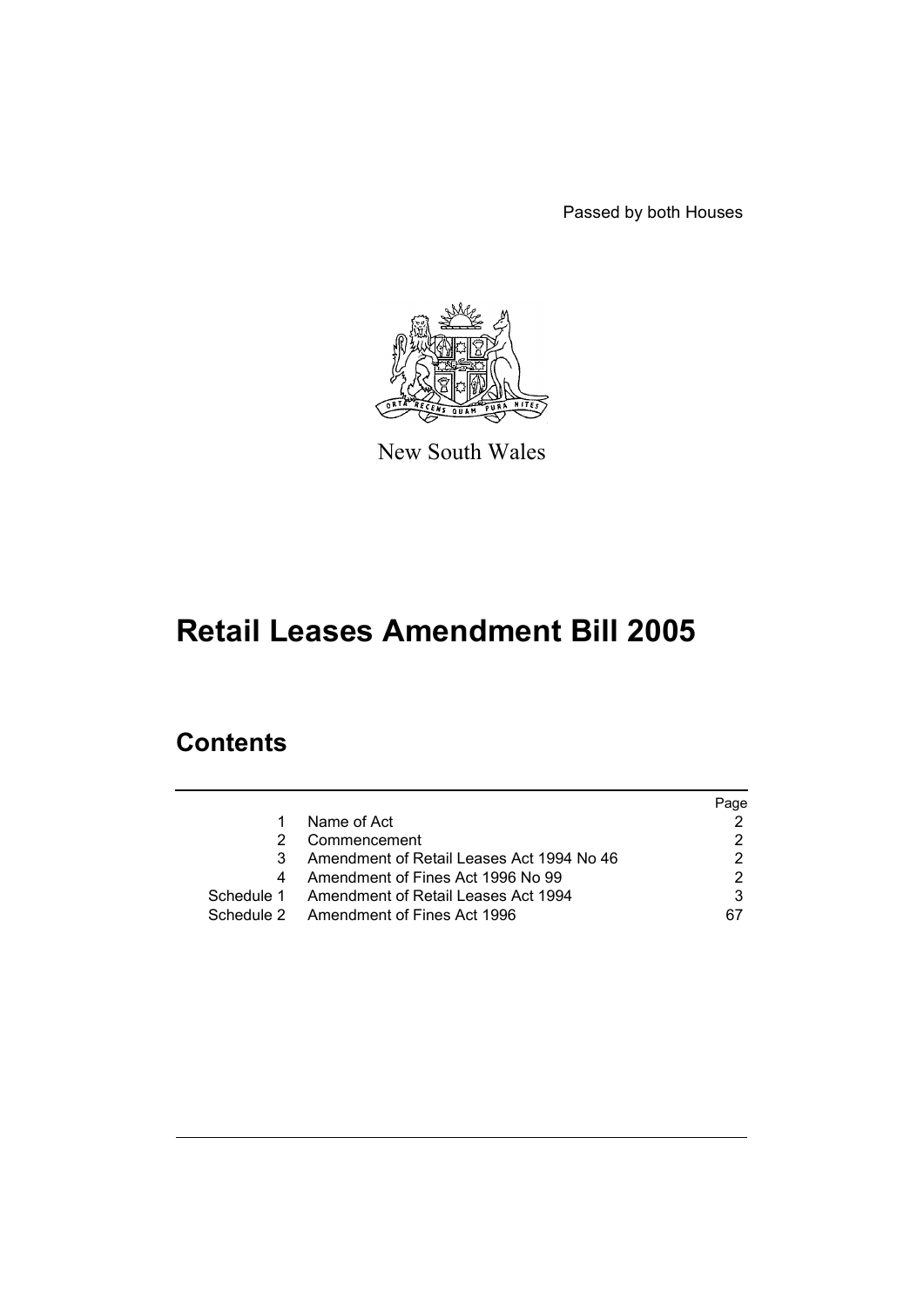Passed by both Houses

New South Wales

# Retail Leases Amendment Bill 2005

## Contents

| | | Page |
|---|---|---|
| 1 | Name of Act | 2 |
| 2 | Commencement | 2 |
| 3 | Amendment of Retail Leases Act 1994 No 46 | 2 |
| 4 | Amendment of Fines Act 1996 No 99 | 2 |
| Schedule 1 | Amendment of Retail Leases Act 1994 | 3 |
| Schedule 2 | Amendment of Fines Act 1996 | 67 |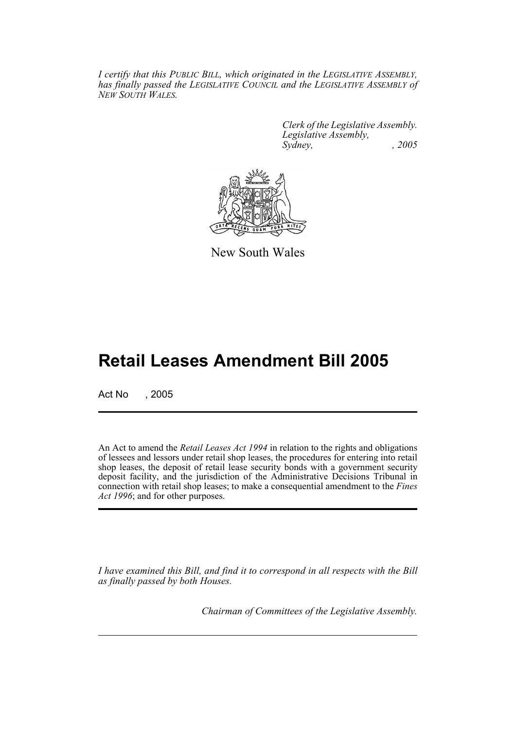*I certify that this PUBLIC BILL, which originated in the LEGISLATIVE ASSEMBLY, has finally passed the LEGISLATIVE COUNCIL and the LEGISLATIVE ASSEMBLY of NEW SOUTH WALES.*

*Clerk of the Legislative Assembly.*
*Legislative Assembly,*
*Sydney, , 2005*

New South Wales

# Retail Leases Amendment Bill 2005

Act No , 2005

An Act to amend the *Retail Leases Act 1994* in relation to the rights and obligations of lessees and lessors under retail shop leases, the procedures for entering into retail shop leases, the deposit of retail lease security bonds with a government security deposit facility, and the jurisdiction of the Administrative Decisions Tribunal in connection with retail shop leases; to make a consequential amendment to the *Fines Act 1996*; and for other purposes.

*I have examined this Bill, and find it to correspond in all respects with the Bill as finally passed by both Houses.*

*Chairman of Committees of the Legislative Assembly.*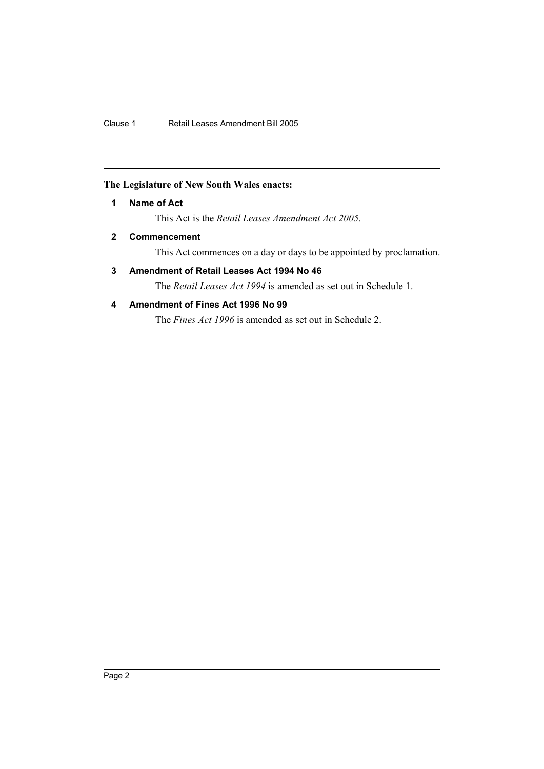**The Legislature of New South Wales enacts:**

### 1 Name of Act

This Act is the *Retail Leases Amendment Act 2005*.

### 2 Commencement

This Act commences on a day or days to be appointed by proclamation.

### 3 Amendment of Retail Leases Act 1994 No 46

The *Retail Leases Act 1994* is amended as set out in Schedule 1.

### 4 Amendment of Fines Act 1996 No 99

The *Fines Act 1996* is amended as set out in Schedule 2.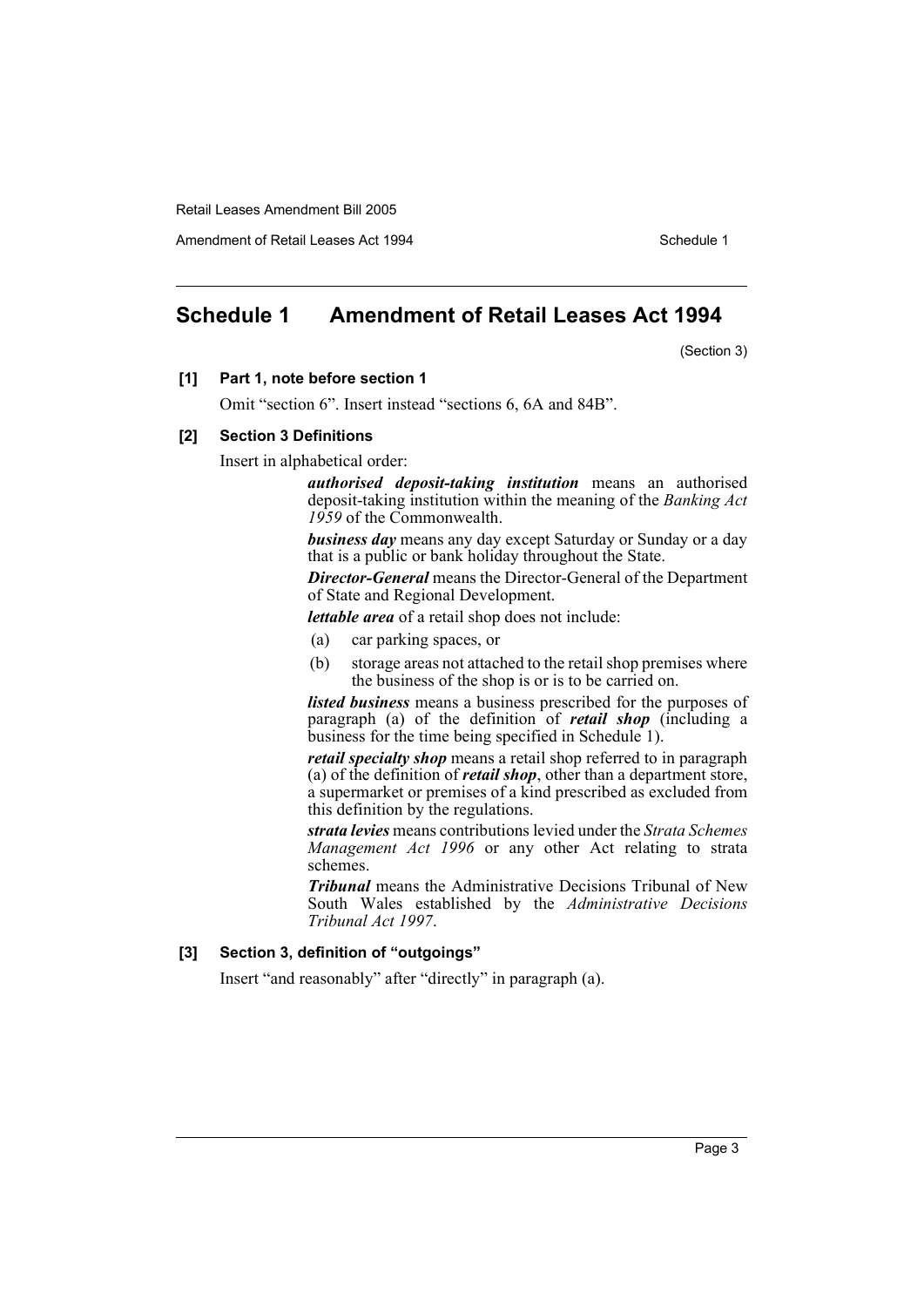# Schedule 1 Amendment of Retail Leases Act 1994

(Section 3)

**[1] Part 1, note before section 1**

Omit "section 6". Insert instead "sections 6, 6A and 84B".

**[2] Section 3 Definitions**

Insert in alphabetical order:

> ***authorised deposit-taking institution*** means an authorised deposit-taking institution within the meaning of the *Banking Act 1959* of the Commonwealth.
>
> ***business day*** means any day except Saturday or Sunday or a day that is a public or bank holiday throughout the State.
>
> ***Director-General*** means the Director-General of the Department of State and Regional Development.
>
> ***lettable area*** of a retail shop does not include:
>
> (a) car parking spaces, or
>
> (b) storage areas not attached to the retail shop premises where the business of the shop is or is to be carried on.
>
> ***listed business*** means a business prescribed for the purposes of paragraph (a) of the definition of ***retail shop*** (including a business for the time being specified in Schedule 1).
>
> ***retail specialty shop*** means a retail shop referred to in paragraph (a) of the definition of ***retail shop***, other than a department store, a supermarket or premises of a kind prescribed as excluded from this definition by the regulations.
>
> ***strata levies*** means contributions levied under the *Strata Schemes Management Act 1996* or any other Act relating to strata schemes.
>
> ***Tribunal*** means the Administrative Decisions Tribunal of New South Wales established by the *Administrative Decisions Tribunal Act 1997*.

**[3] Section 3, definition of "outgoings"**

Insert "and reasonably" after "directly" in paragraph (a).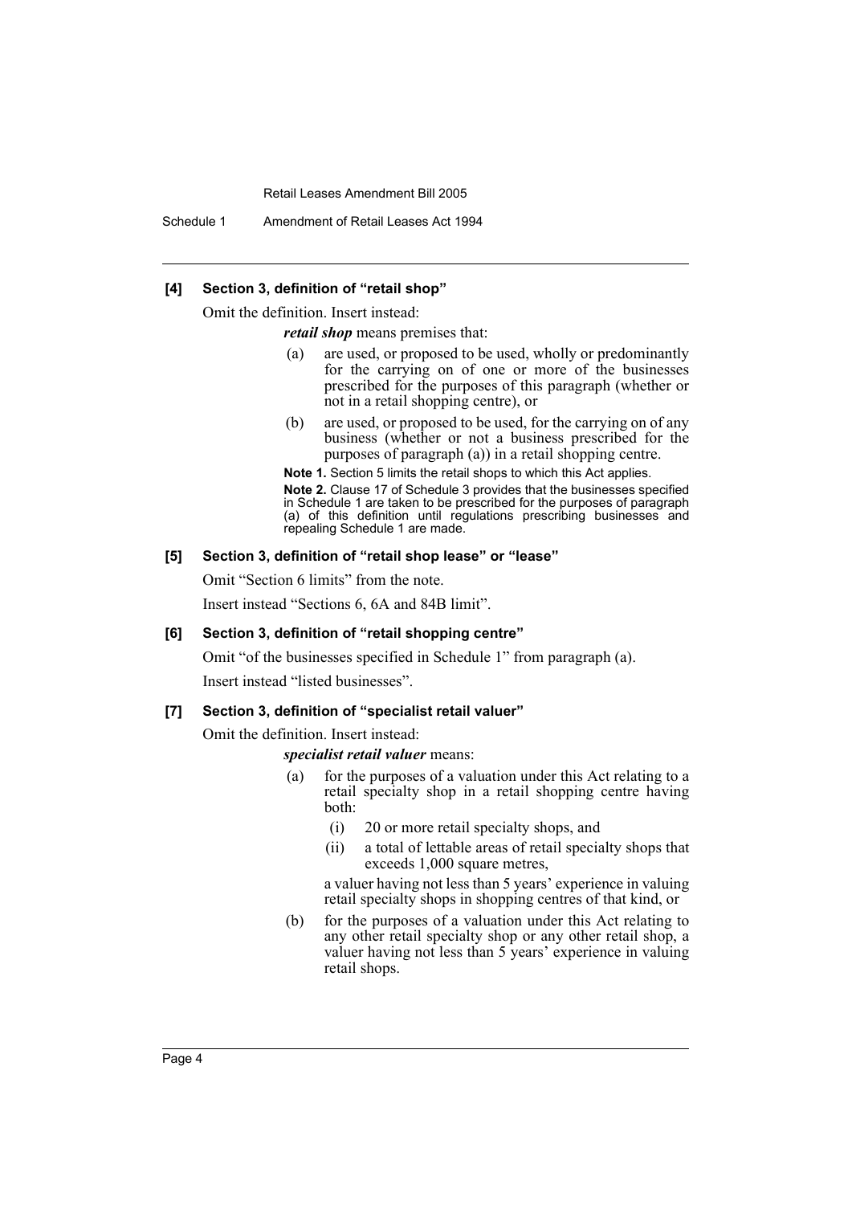#### [4] Section 3, definition of "retail shop"

Omit the definition. Insert instead:

***retail shop*** means premises that:

(a) are used, or proposed to be used, wholly or predominantly for the carrying on of one or more of the businesses prescribed for the purposes of this paragraph (whether or not in a retail shopping centre), or

(b) are used, or proposed to be used, for the carrying on of any business (whether or not a business prescribed for the purposes of paragraph (a)) in a retail shopping centre.

**Note 1.** Section 5 limits the retail shops to which this Act applies.

**Note 2.** Clause 17 of Schedule 3 provides that the businesses specified in Schedule 1 are taken to be prescribed for the purposes of paragraph (a) of this definition until regulations prescribing businesses and repealing Schedule 1 are made.

#### [5] Section 3, definition of "retail shop lease" or "lease"

Omit "Section 6 limits" from the note.

Insert instead "Sections 6, 6A and 84B limit".

#### [6] Section 3, definition of "retail shopping centre"

Omit "of the businesses specified in Schedule 1" from paragraph (a).

Insert instead "listed businesses".

#### [7] Section 3, definition of "specialist retail valuer"

Omit the definition. Insert instead:

***specialist retail valuer*** means:

(a) for the purposes of a valuation under this Act relating to a retail specialty shop in a retail shopping centre having both:

(i) 20 or more retail specialty shops, and

(ii) a total of lettable areas of retail specialty shops that exceeds 1,000 square metres,

a valuer having not less than 5 years' experience in valuing retail specialty shops in shopping centres of that kind, or

(b) for the purposes of a valuation under this Act relating to any other retail specialty shop or any other retail shop, a valuer having not less than 5 years' experience in valuing retail shops.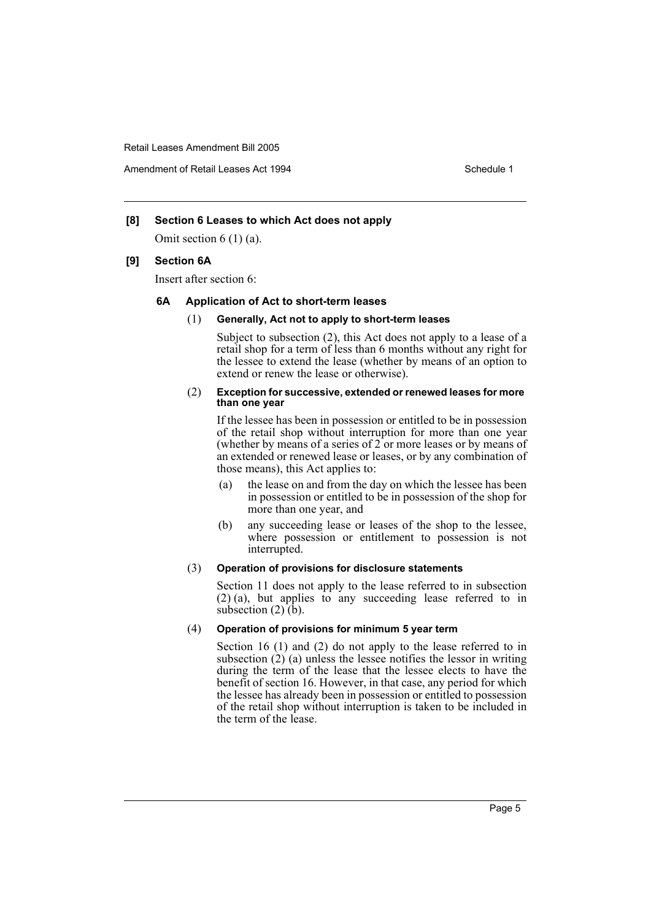**[8] Section 6 Leases to which Act does not apply**

Omit section 6 (1) (a).

**[9] Section 6A**

Insert after section 6:

### 6A Application of Act to short-term leases

(1) **Generally, Act not to apply to short-term leases**

Subject to subsection (2), this Act does not apply to a lease of a retail shop for a term of less than 6 months without any right for the lessee to extend the lease (whether by means of an option to extend or renew the lease or otherwise).

(2) **Exception for successive, extended or renewed leases for more than one year**

If the lessee has been in possession or entitled to be in possession of the retail shop without interruption for more than one year (whether by means of a series of 2 or more leases or by means of an extended or renewed lease or leases, or by any combination of those means), this Act applies to:

- (a) the lease on and from the day on which the lessee has been in possession or entitled to be in possession of the shop for more than one year, and
- (b) any succeeding lease or leases of the shop to the lessee, where possession or entitlement to possession is not interrupted.

(3) **Operation of provisions for disclosure statements**

Section 11 does not apply to the lease referred to in subsection (2) (a), but applies to any succeeding lease referred to in subsection (2) (b).

(4) **Operation of provisions for minimum 5 year term**

Section 16 (1) and (2) do not apply to the lease referred to in subsection (2) (a) unless the lessee notifies the lessor in writing during the term of the lease that the lessee elects to have the benefit of section 16. However, in that case, any period for which the lessee has already been in possession or entitled to possession of the retail shop without interruption is taken to be included in the term of the lease.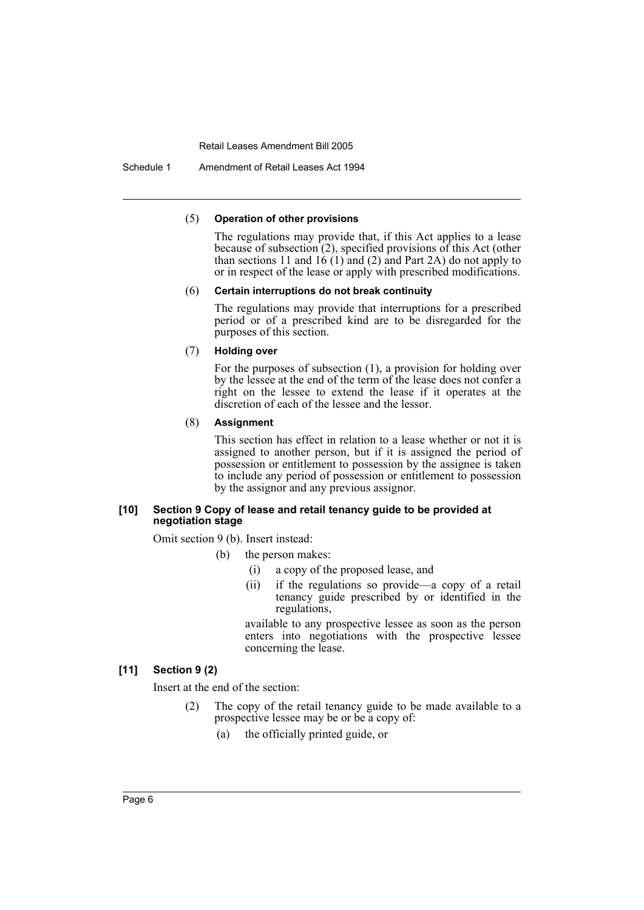(5) **Operation of other provisions**

The regulations may provide that, if this Act applies to a lease because of subsection (2), specified provisions of this Act (other than sections 11 and 16 (1) and (2) and Part 2A) do not apply to or in respect of the lease or apply with prescribed modifications.

(6) **Certain interruptions do not break continuity**

The regulations may provide that interruptions for a prescribed period or of a prescribed kind are to be disregarded for the purposes of this section.

(7) **Holding over**

For the purposes of subsection (1), a provision for holding over by the lessee at the end of the term of the lease does not confer a right on the lessee to extend the lease if it operates at the discretion of each of the lessee and the lessor.

(8) **Assignment**

This section has effect in relation to a lease whether or not it is assigned to another person, but if it is assigned the period of possession or entitlement to possession by the assignee is taken to include any period of possession or entitlement to possession by the assignor and any previous assignor.

**[10] Section 9 Copy of lease and retail tenancy guide to be provided at negotiation stage**

Omit section 9 (b). Insert instead:

(b) the person makes:

(i) a copy of the proposed lease, and

(ii) if the regulations so provide—a copy of a retail tenancy guide prescribed by or identified in the regulations,

available to any prospective lessee as soon as the person enters into negotiations with the prospective lessee concerning the lease.

**[11] Section 9 (2)**

Insert at the end of the section:

(2) The copy of the retail tenancy guide to be made available to a prospective lessee may be or be a copy of:

(a) the officially printed guide, or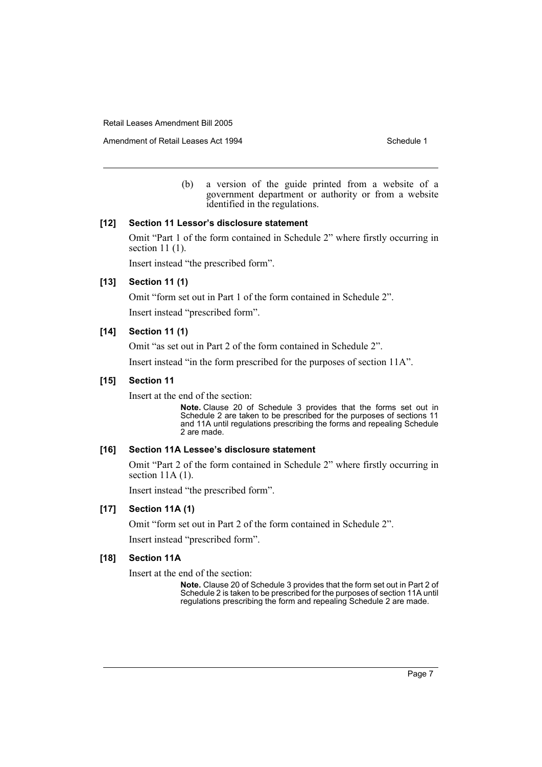(b) a version of the guide printed from a website of a government department or authority or from a website identified in the regulations.

### [12] Section 11 Lessor's disclosure statement

Omit "Part 1 of the form contained in Schedule 2" where firstly occurring in section 11 (1).

Insert instead "the prescribed form".

### [13] Section 11 (1)

Omit "form set out in Part 1 of the form contained in Schedule 2".

Insert instead "prescribed form".

### [14] Section 11 (1)

Omit "as set out in Part 2 of the form contained in Schedule 2".

Insert instead "in the form prescribed for the purposes of section 11A".

### [15] Section 11

Insert at the end of the section:

**Note.** Clause 20 of Schedule 3 provides that the forms set out in Schedule 2 are taken to be prescribed for the purposes of sections 11 and 11A until regulations prescribing the forms and repealing Schedule 2 are made.

### [16] Section 11A Lessee's disclosure statement

Omit "Part 2 of the form contained in Schedule 2" where firstly occurring in section 11A (1).

Insert instead "the prescribed form".

### [17] Section 11A (1)

Omit "form set out in Part 2 of the form contained in Schedule 2".

Insert instead "prescribed form".

### [18] Section 11A

Insert at the end of the section:

**Note.** Clause 20 of Schedule 3 provides that the form set out in Part 2 of Schedule 2 is taken to be prescribed for the purposes of section 11A until regulations prescribing the form and repealing Schedule 2 are made.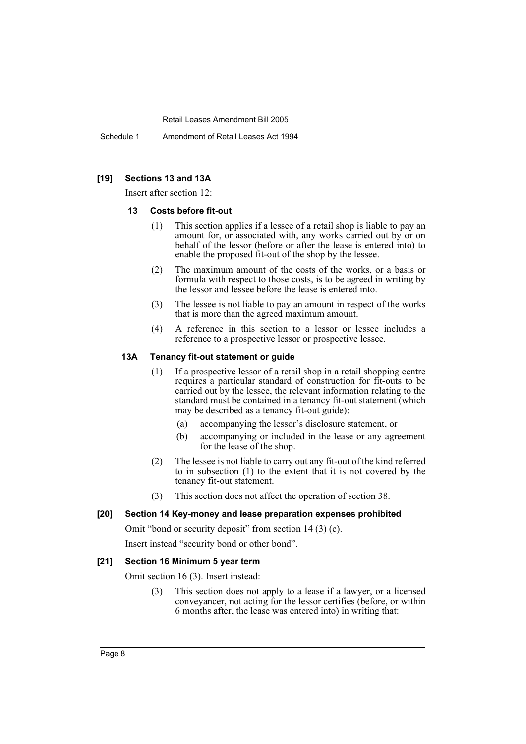### [19] Sections 13 and 13A

Insert after section 12:

#### 13 Costs before fit-out

(1) This section applies if a lessee of a retail shop is liable to pay an amount for, or associated with, any works carried out by or on behalf of the lessor (before or after the lease is entered into) to enable the proposed fit-out of the shop by the lessee.

(2) The maximum amount of the costs of the works, or a basis or formula with respect to those costs, is to be agreed in writing by the lessor and lessee before the lease is entered into.

(3) The lessee is not liable to pay an amount in respect of the works that is more than the agreed maximum amount.

(4) A reference in this section to a lessor or lessee includes a reference to a prospective lessor or prospective lessee.

#### 13A Tenancy fit-out statement or guide

(1) If a prospective lessor of a retail shop in a retail shopping centre requires a particular standard of construction for fit-outs to be carried out by the lessee, the relevant information relating to the standard must be contained in a tenancy fit-out statement (which may be described as a tenancy fit-out guide):

- (a) accompanying the lessor's disclosure statement, or
- (b) accompanying or included in the lease or any agreement for the lease of the shop.

(2) The lessee is not liable to carry out any fit-out of the kind referred to in subsection (1) to the extent that it is not covered by the tenancy fit-out statement.

(3) This section does not affect the operation of section 38.

### [20] Section 14 Key-money and lease preparation expenses prohibited

Omit "bond or security deposit" from section 14 (3) (c).

Insert instead "security bond or other bond".

### [21] Section 16 Minimum 5 year term

Omit section 16 (3). Insert instead:

(3) This section does not apply to a lease if a lawyer, or a licensed conveyancer, not acting for the lessor certifies (before, or within 6 months after, the lease was entered into) in writing that: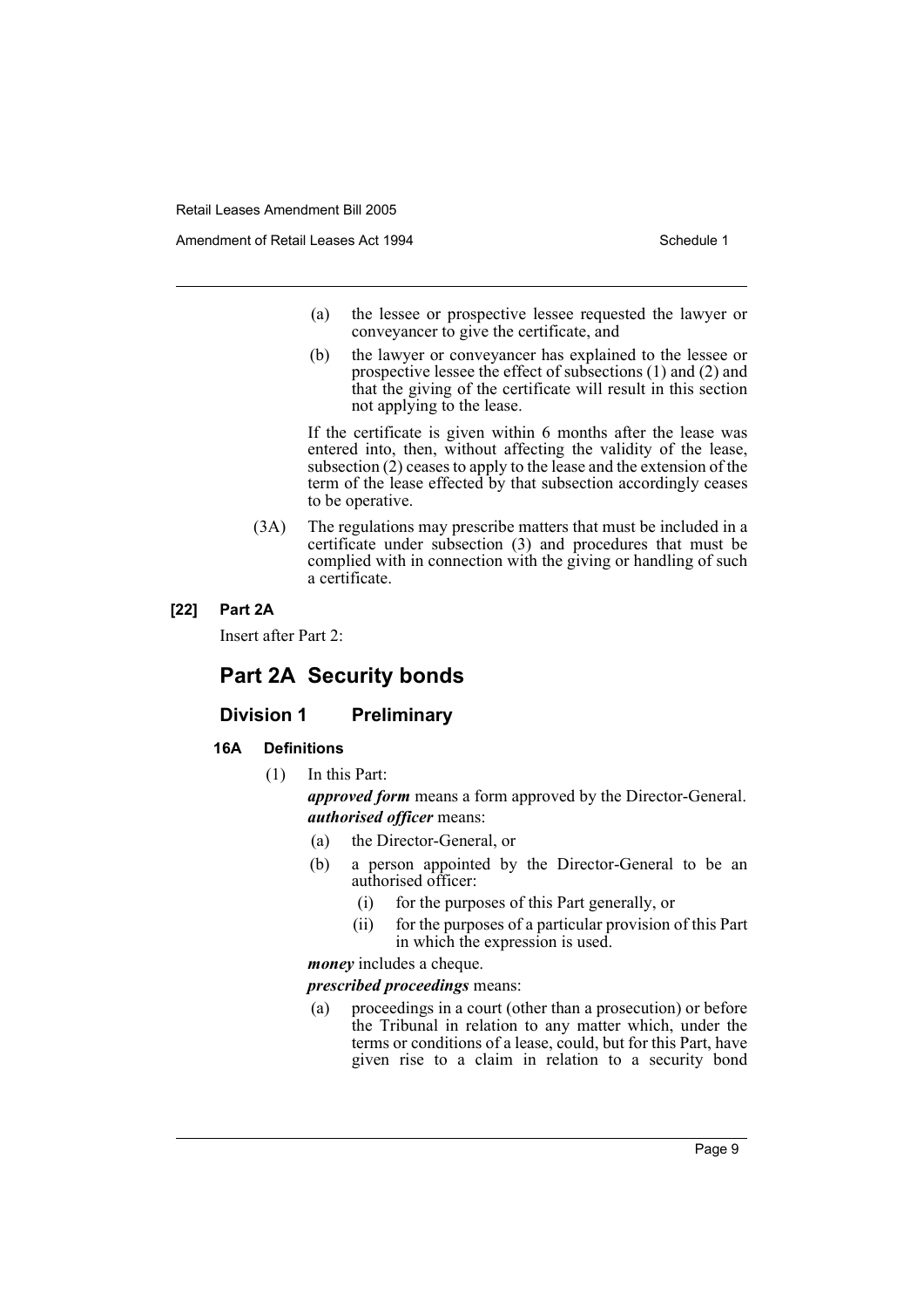(a) the lessee or prospective lessee requested the lawyer or conveyancer to give the certificate, and

(b) the lawyer or conveyancer has explained to the lessee or prospective lessee the effect of subsections (1) and (2) and that the giving of the certificate will result in this section not applying to the lease.

If the certificate is given within 6 months after the lease was entered into, then, without affecting the validity of the lease, subsection (2) ceases to apply to the lease and the extension of the term of the lease effected by that subsection accordingly ceases to be operative.

(3A) The regulations may prescribe matters that must be included in a certificate under subsection (3) and procedures that must be complied with in connection with the giving or handling of such a certificate.

**[22] Part 2A**

Insert after Part 2:

# Part 2A Security bonds

## Division 1 Preliminary

### 16A Definitions

(1) In this Part:

***approved form*** means a form approved by the Director-General.

***authorised officer*** means:

- (a) the Director-General, or
- (b) a person appointed by the Director-General to be an authorised officer:
  - (i) for the purposes of this Part generally, or
  - (ii) for the purposes of a particular provision of this Part in which the expression is used.

***money*** includes a cheque.

***prescribed proceedings*** means:

- (a) proceedings in a court (other than a prosecution) or before the Tribunal in relation to any matter which, under the terms or conditions of a lease, could, but for this Part, have given rise to a claim in relation to a security bond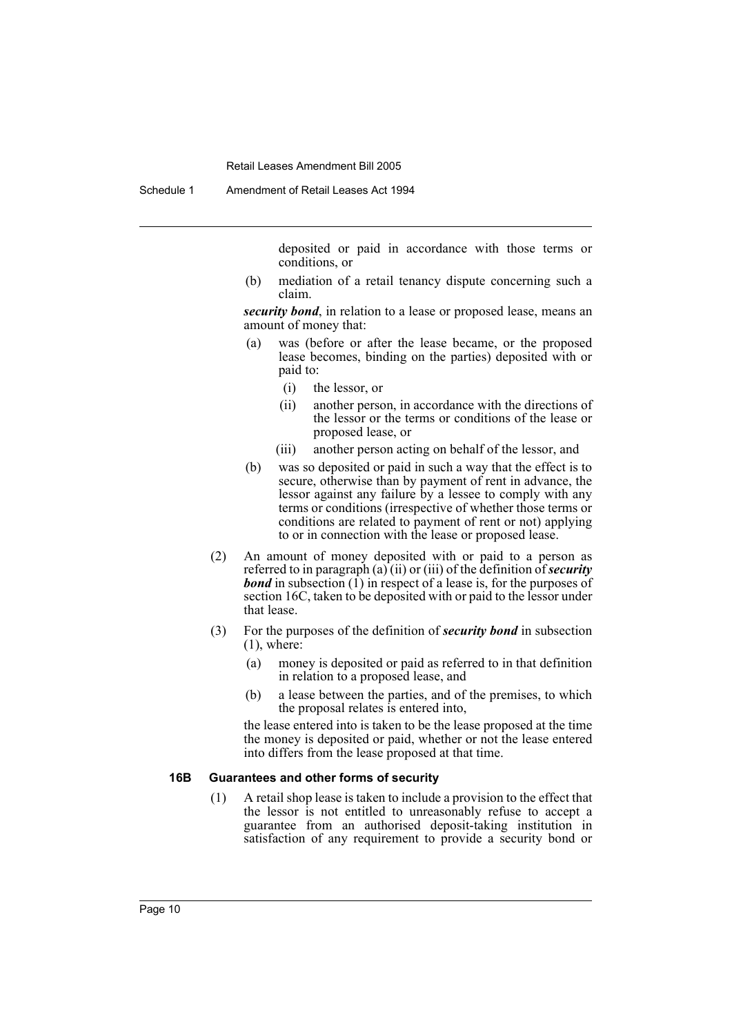deposited or paid in accordance with those terms or conditions, or

(b) mediation of a retail tenancy dispute concerning such a claim.

***security bond***, in relation to a lease or proposed lease, means an amount of money that:

(a) was (before or after the lease became, or the proposed lease becomes, binding on the parties) deposited with or paid to:

(i) the lessor, or

(ii) another person, in accordance with the directions of the lessor or the terms or conditions of the lease or proposed lease, or

(iii) another person acting on behalf of the lessor, and

(b) was so deposited or paid in such a way that the effect is to secure, otherwise than by payment of rent in advance, the lessor against any failure by a lessee to comply with any terms or conditions (irrespective of whether those terms or conditions are related to payment of rent or not) applying to or in connection with the lease or proposed lease.

(2) An amount of money deposited with or paid to a person as referred to in paragraph (a) (ii) or (iii) of the definition of ***security bond*** in subsection (1) in respect of a lease is, for the purposes of section 16C, taken to be deposited with or paid to the lessor under that lease.

(3) For the purposes of the definition of ***security bond*** in subsection (1), where:

(a) money is deposited or paid as referred to in that definition in relation to a proposed lease, and

(b) a lease between the parties, and of the premises, to which the proposal relates is entered into,

the lease entered into is taken to be the lease proposed at the time the money is deposited or paid, whether or not the lease entered into differs from the lease proposed at that time.

**16B Guarantees and other forms of security**

(1) A retail shop lease is taken to include a provision to the effect that the lessor is not entitled to unreasonably refuse to accept a guarantee from an authorised deposit-taking institution in satisfaction of any requirement to provide a security bond or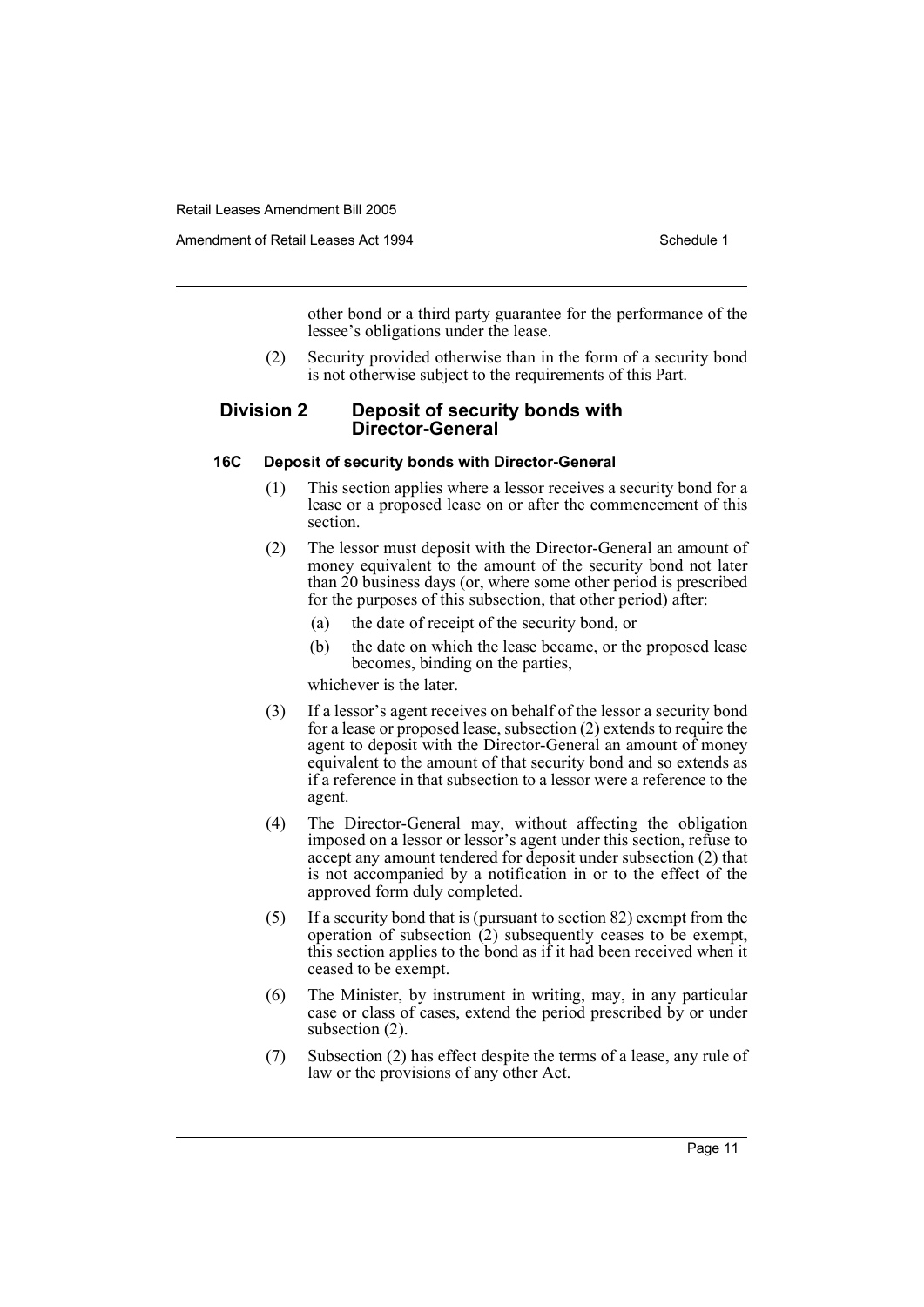other bond or a third party guarantee for the performance of the lessee's obligations under the lease.

(2) Security provided otherwise than in the form of a security bond is not otherwise subject to the requirements of this Part.

## Division 2 Deposit of security bonds with Director-General

### 16C Deposit of security bonds with Director-General

(1) This section applies where a lessor receives a security bond for a lease or a proposed lease on or after the commencement of this section.

(2) The lessor must deposit with the Director-General an amount of money equivalent to the amount of the security bond not later than 20 business days (or, where some other period is prescribed for the purposes of this subsection, that other period) after:

(a) the date of receipt of the security bond, or

(b) the date on which the lease became, or the proposed lease becomes, binding on the parties,

whichever is the later.

(3) If a lessor's agent receives on behalf of the lessor a security bond for a lease or proposed lease, subsection (2) extends to require the agent to deposit with the Director-General an amount of money equivalent to the amount of that security bond and so extends as if a reference in that subsection to a lessor were a reference to the agent.

(4) The Director-General may, without affecting the obligation imposed on a lessor or lessor's agent under this section, refuse to accept any amount tendered for deposit under subsection (2) that is not accompanied by a notification in or to the effect of the approved form duly completed.

(5) If a security bond that is (pursuant to section 82) exempt from the operation of subsection (2) subsequently ceases to be exempt, this section applies to the bond as if it had been received when it ceased to be exempt.

(6) The Minister, by instrument in writing, may, in any particular case or class of cases, extend the period prescribed by or under subsection (2).

(7) Subsection (2) has effect despite the terms of a lease, any rule of law or the provisions of any other Act.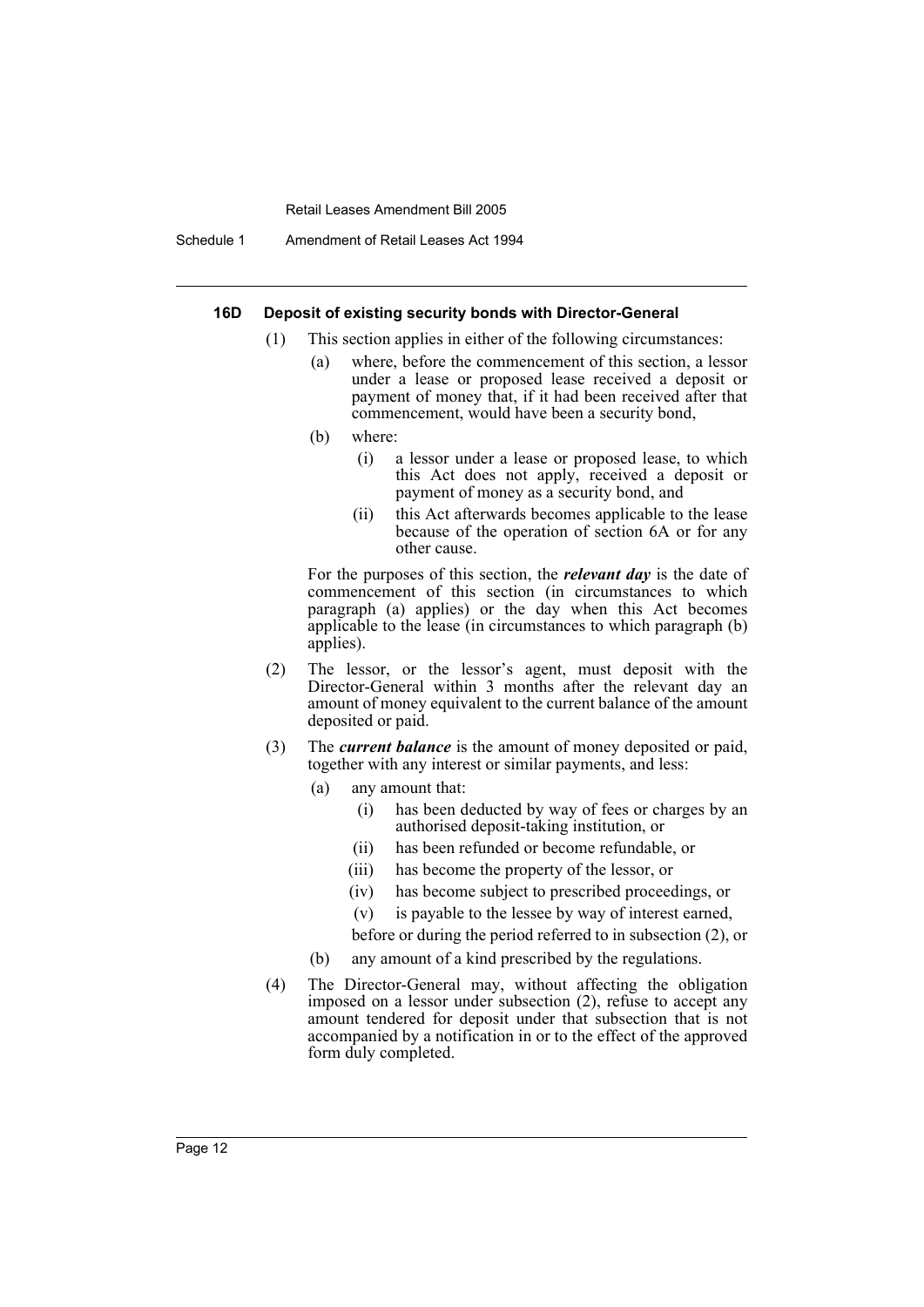#### 16D Deposit of existing security bonds with Director-General

(1) This section applies in either of the following circumstances:

(a) where, before the commencement of this section, a lessor under a lease or proposed lease received a deposit or payment of money that, if it had been received after that commencement, would have been a security bond,

(b) where:

(i) a lessor under a lease or proposed lease, to which this Act does not apply, received a deposit or payment of money as a security bond, and

(ii) this Act afterwards becomes applicable to the lease because of the operation of section 6A or for any other cause.

For the purposes of this section, the ***relevant day*** is the date of commencement of this section (in circumstances to which paragraph (a) applies) or the day when this Act becomes applicable to the lease (in circumstances to which paragraph (b) applies).

(2) The lessor, or the lessor's agent, must deposit with the Director-General within 3 months after the relevant day an amount of money equivalent to the current balance of the amount deposited or paid.

(3) The ***current balance*** is the amount of money deposited or paid, together with any interest or similar payments, and less:

(a) any amount that:

(i) has been deducted by way of fees or charges by an authorised deposit-taking institution, or

(ii) has been refunded or become refundable, or

(iii) has become the property of the lessor, or

(iv) has become subject to prescribed proceedings, or

(v) is payable to the lessee by way of interest earned,

before or during the period referred to in subsection (2), or

(b) any amount of a kind prescribed by the regulations.

(4) The Director-General may, without affecting the obligation imposed on a lessor under subsection (2), refuse to accept any amount tendered for deposit under that subsection that is not accompanied by a notification in or to the effect of the approved form duly completed.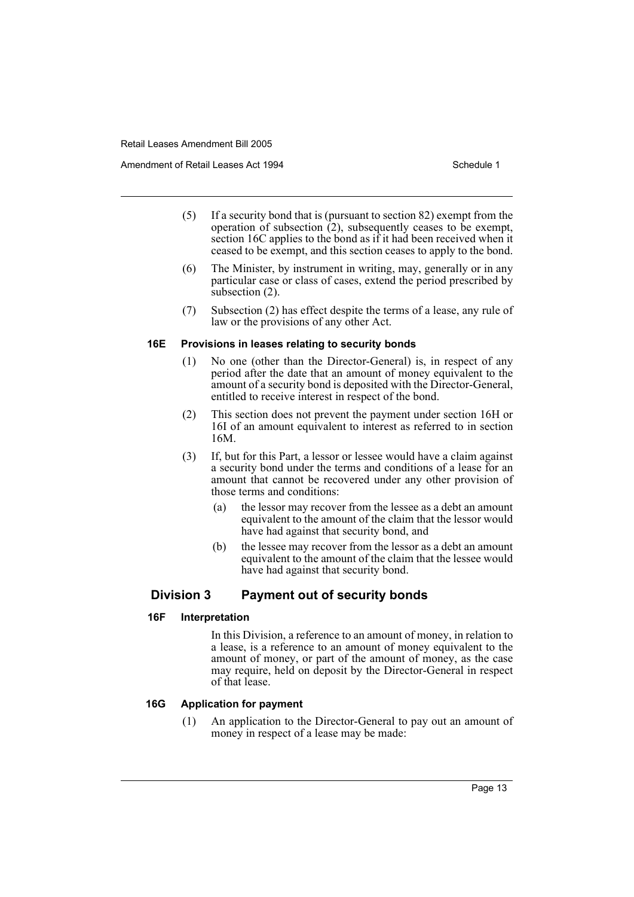(5) If a security bond that is (pursuant to section 82) exempt from the operation of subsection (2), subsequently ceases to be exempt, section 16C applies to the bond as if it had been received when it ceased to be exempt, and this section ceases to apply to the bond.

(6) The Minister, by instrument in writing, may, generally or in any particular case or class of cases, extend the period prescribed by subsection (2).

(7) Subsection (2) has effect despite the terms of a lease, any rule of law or the provisions of any other Act.

#### 16E Provisions in leases relating to security bonds

(1) No one (other than the Director-General) is, in respect of any period after the date that an amount of money equivalent to the amount of a security bond is deposited with the Director-General, entitled to receive interest in respect of the bond.

(2) This section does not prevent the payment under section 16H or 16I of an amount equivalent to interest as referred to in section 16M.

(3) If, but for this Part, a lessor or lessee would have a claim against a security bond under the terms and conditions of a lease for an amount that cannot be recovered under any other provision of those terms and conditions:

(a) the lessor may recover from the lessee as a debt an amount equivalent to the amount of the claim that the lessor would have had against that security bond, and

(b) the lessee may recover from the lessor as a debt an amount equivalent to the amount of the claim that the lessee would have had against that security bond.

### Division 3 Payment out of security bonds

#### 16F Interpretation

In this Division, a reference to an amount of money, in relation to a lease, is a reference to an amount of money equivalent to the amount of money, or part of the amount of money, as the case may require, held on deposit by the Director-General in respect of that lease.

#### 16G Application for payment

(1) An application to the Director-General to pay out an amount of money in respect of a lease may be made: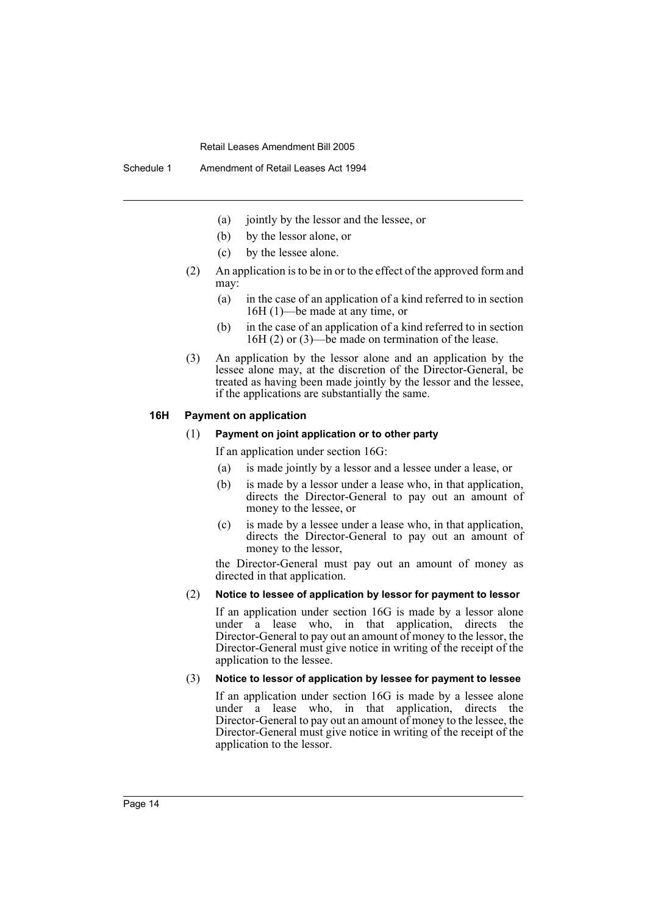(a) jointly by the lessor and the lessee, or

(b) by the lessor alone, or

(c) by the lessee alone.

(2) An application is to be in or to the effect of the approved form and may:

(a) in the case of an application of a kind referred to in section 16H (1)—be made at any time, or

(b) in the case of an application of a kind referred to in section 16H (2) or (3)—be made on termination of the lease.

(3) An application by the lessor alone and an application by the lessee alone may, at the discretion of the Director-General, be treated as having been made jointly by the lessor and the lessee, if the applications are substantially the same.

### 16H Payment on application

(1) **Payment on joint application or to other party**

If an application under section 16G:

(a) is made jointly by a lessor and a lessee under a lease, or

(b) is made by a lessor under a lease who, in that application, directs the Director-General to pay out an amount of money to the lessee, or

(c) is made by a lessee under a lease who, in that application, directs the Director-General to pay out an amount of money to the lessor,

the Director-General must pay out an amount of money as directed in that application.

(2) **Notice to lessee of application by lessor for payment to lessor**

If an application under section 16G is made by a lessor alone under a lease who, in that application, directs the Director-General to pay out an amount of money to the lessor, the Director-General must give notice in writing of the receipt of the application to the lessee.

(3) **Notice to lessor of application by lessee for payment to lessee**

If an application under section 16G is made by a lessee alone under a lease who, in that application, directs the Director-General to pay out an amount of money to the lessee, the Director-General must give notice in writing of the receipt of the application to the lessor.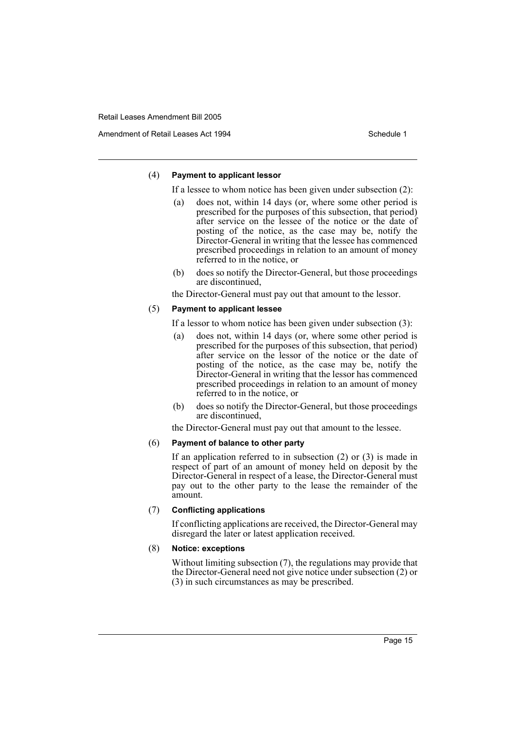(4) **Payment to applicant lessor**

If a lessee to whom notice has been given under subsection (2):

(a) does not, within 14 days (or, where some other period is prescribed for the purposes of this subsection, that period) after service on the lessee of the notice or the date of posting of the notice, as the case may be, notify the Director-General in writing that the lessee has commenced prescribed proceedings in relation to an amount of money referred to in the notice, or

(b) does so notify the Director-General, but those proceedings are discontinued,

the Director-General must pay out that amount to the lessor.

(5) **Payment to applicant lessee**

If a lessor to whom notice has been given under subsection (3):

(a) does not, within 14 days (or, where some other period is prescribed for the purposes of this subsection, that period) after service on the lessor of the notice or the date of posting of the notice, as the case may be, notify the Director-General in writing that the lessor has commenced prescribed proceedings in relation to an amount of money referred to in the notice, or

(b) does so notify the Director-General, but those proceedings are discontinued,

the Director-General must pay out that amount to the lessee.

(6) **Payment of balance to other party**

If an application referred to in subsection (2) or (3) is made in respect of part of an amount of money held on deposit by the Director-General in respect of a lease, the Director-General must pay out to the other party to the lease the remainder of the amount.

(7) **Conflicting applications**

If conflicting applications are received, the Director-General may disregard the later or latest application received.

(8) **Notice: exceptions**

Without limiting subsection (7), the regulations may provide that the Director-General need not give notice under subsection (2) or (3) in such circumstances as may be prescribed.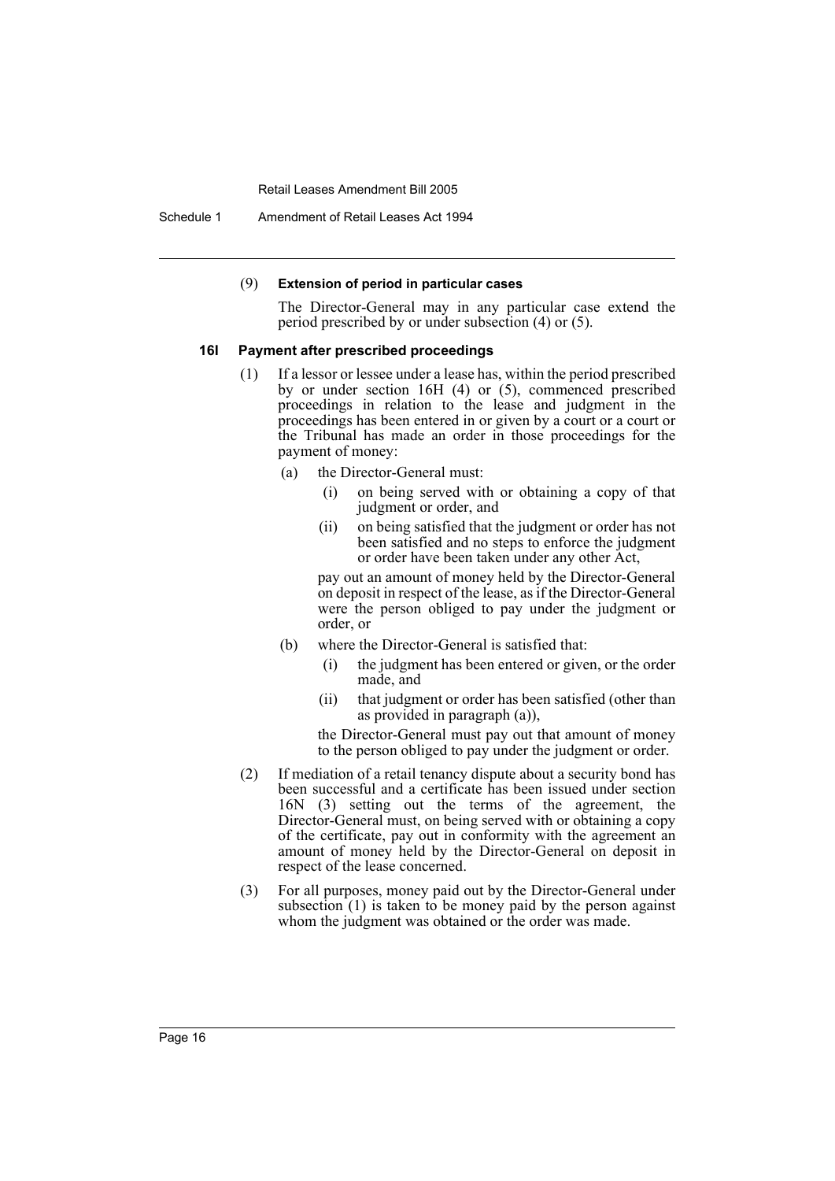(9) **Extension of period in particular cases**

The Director-General may in any particular case extend the period prescribed by or under subsection (4) or (5).

### 16I Payment after prescribed proceedings

(1) If a lessor or lessee under a lease has, within the period prescribed by or under section 16H (4) or (5), commenced prescribed proceedings in relation to the lease and judgment in the proceedings has been entered in or given by a court or a court or the Tribunal has made an order in those proceedings for the payment of money:

   (a) the Director-General must:

      (i) on being served with or obtaining a copy of that judgment or order, and

      (ii) on being satisfied that the judgment or order has not been satisfied and no steps to enforce the judgment or order have been taken under any other Act,

   pay out an amount of money held by the Director-General on deposit in respect of the lease, as if the Director-General were the person obliged to pay under the judgment or order, or

   (b) where the Director-General is satisfied that:

      (i) the judgment has been entered or given, or the order made, and

      (ii) that judgment or order has been satisfied (other than as provided in paragraph (a)),

   the Director-General must pay out that amount of money to the person obliged to pay under the judgment or order.

(2) If mediation of a retail tenancy dispute about a security bond has been successful and a certificate has been issued under section 16N (3) setting out the terms of the agreement, the Director-General must, on being served with or obtaining a copy of the certificate, pay out in conformity with the agreement an amount of money held by the Director-General on deposit in respect of the lease concerned.

(3) For all purposes, money paid out by the Director-General under subsection (1) is taken to be money paid by the person against whom the judgment was obtained or the order was made.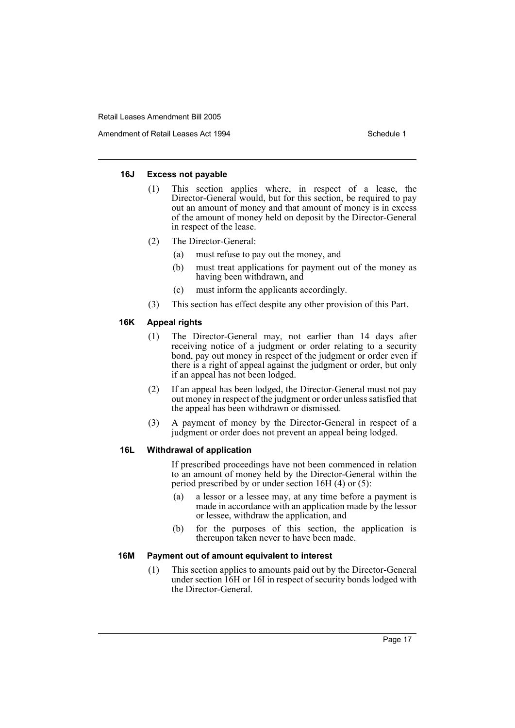#### 16J Excess not payable

(1) This section applies where, in respect of a lease, the Director-General would, but for this section, be required to pay out an amount of money and that amount of money is in excess of the amount of money held on deposit by the Director-General in respect of the lease.

(2) The Director-General:

(a) must refuse to pay out the money, and

(b) must treat applications for payment out of the money as having been withdrawn, and

(c) must inform the applicants accordingly.

(3) This section has effect despite any other provision of this Part.

#### 16K Appeal rights

(1) The Director-General may, not earlier than 14 days after receiving notice of a judgment or order relating to a security bond, pay out money in respect of the judgment or order even if there is a right of appeal against the judgment or order, but only if an appeal has not been lodged.

(2) If an appeal has been lodged, the Director-General must not pay out money in respect of the judgment or order unless satisfied that the appeal has been withdrawn or dismissed.

(3) A payment of money by the Director-General in respect of a judgment or order does not prevent an appeal being lodged.

#### 16L Withdrawal of application

If prescribed proceedings have not been commenced in relation to an amount of money held by the Director-General within the period prescribed by or under section 16H (4) or (5):

(a) a lessor or a lessee may, at any time before a payment is made in accordance with an application made by the lessor or lessee, withdraw the application, and

(b) for the purposes of this section, the application is thereupon taken never to have been made.

#### 16M Payment out of amount equivalent to interest

(1) This section applies to amounts paid out by the Director-General under section 16H or 16I in respect of security bonds lodged with the Director-General.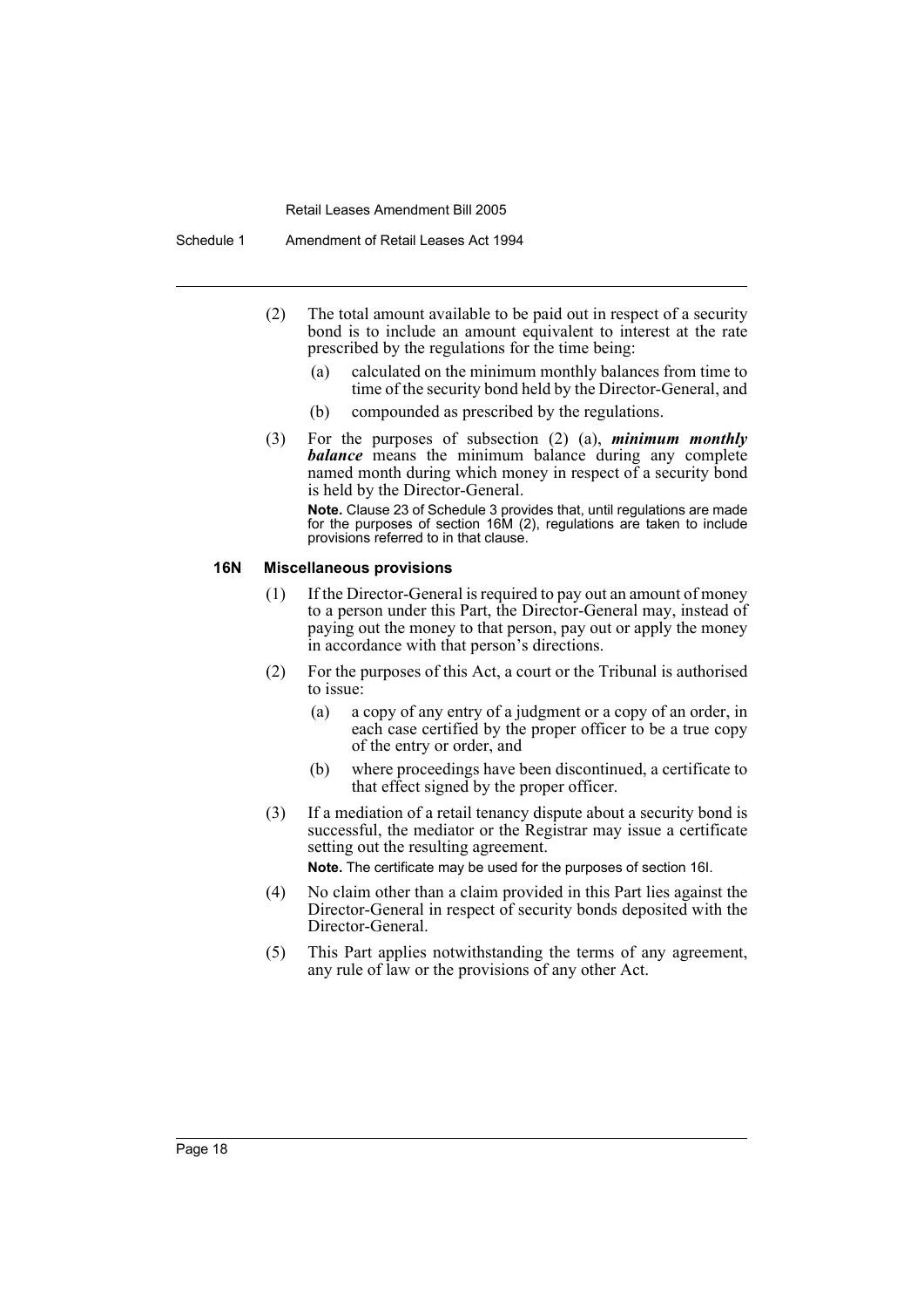(2) The total amount available to be paid out in respect of a security bond is to include an amount equivalent to interest at the rate prescribed by the regulations for the time being:

(a) calculated on the minimum monthly balances from time to time of the security bond held by the Director-General, and

(b) compounded as prescribed by the regulations.

(3) For the purposes of subsection (2) (a), ***minimum monthly balance*** means the minimum balance during any complete named month during which money in respect of a security bond is held by the Director-General.

**Note.** Clause 23 of Schedule 3 provides that, until regulations are made for the purposes of section 16M (2), regulations are taken to include provisions referred to in that clause.

#### 16N Miscellaneous provisions

(1) If the Director-General is required to pay out an amount of money to a person under this Part, the Director-General may, instead of paying out the money to that person, pay out or apply the money in accordance with that person's directions.

(2) For the purposes of this Act, a court or the Tribunal is authorised to issue:

(a) a copy of any entry of a judgment or a copy of an order, in each case certified by the proper officer to be a true copy of the entry or order, and

(b) where proceedings have been discontinued, a certificate to that effect signed by the proper officer.

(3) If a mediation of a retail tenancy dispute about a security bond is successful, the mediator or the Registrar may issue a certificate setting out the resulting agreement.

**Note.** The certificate may be used for the purposes of section 16I.

(4) No claim other than a claim provided in this Part lies against the Director-General in respect of security bonds deposited with the Director-General.

(5) This Part applies notwithstanding the terms of any agreement, any rule of law or the provisions of any other Act.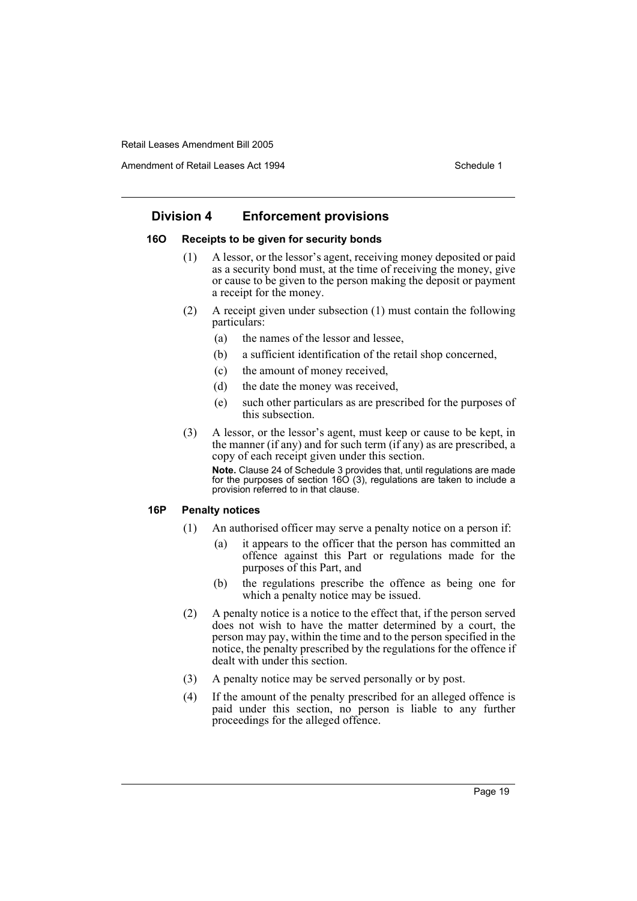## Division 4 Enforcement provisions

### 16O Receipts to be given for security bonds

(1) A lessor, or the lessor's agent, receiving money deposited or paid as a security bond must, at the time of receiving the money, give or cause to be given to the person making the deposit or payment a receipt for the money.

(2) A receipt given under subsection (1) must contain the following particulars:

- (a) the names of the lessor and lessee,
- (b) a sufficient identification of the retail shop concerned,
- (c) the amount of money received,
- (d) the date the money was received,
- (e) such other particulars as are prescribed for the purposes of this subsection.

(3) A lessor, or the lessor's agent, must keep or cause to be kept, in the manner (if any) and for such term (if any) as are prescribed, a copy of each receipt given under this section.

**Note.** Clause 24 of Schedule 3 provides that, until regulations are made for the purposes of section 16O (3), regulations are taken to include a provision referred to in that clause.

### 16P Penalty notices

(1) An authorised officer may serve a penalty notice on a person if:

- (a) it appears to the officer that the person has committed an offence against this Part or regulations made for the purposes of this Part, and
- (b) the regulations prescribe the offence as being one for which a penalty notice may be issued.

(2) A penalty notice is a notice to the effect that, if the person served does not wish to have the matter determined by a court, the person may pay, within the time and to the person specified in the notice, the penalty prescribed by the regulations for the offence if dealt with under this section.

(3) A penalty notice may be served personally or by post.

(4) If the amount of the penalty prescribed for an alleged offence is paid under this section, no person is liable to any further proceedings for the alleged offence.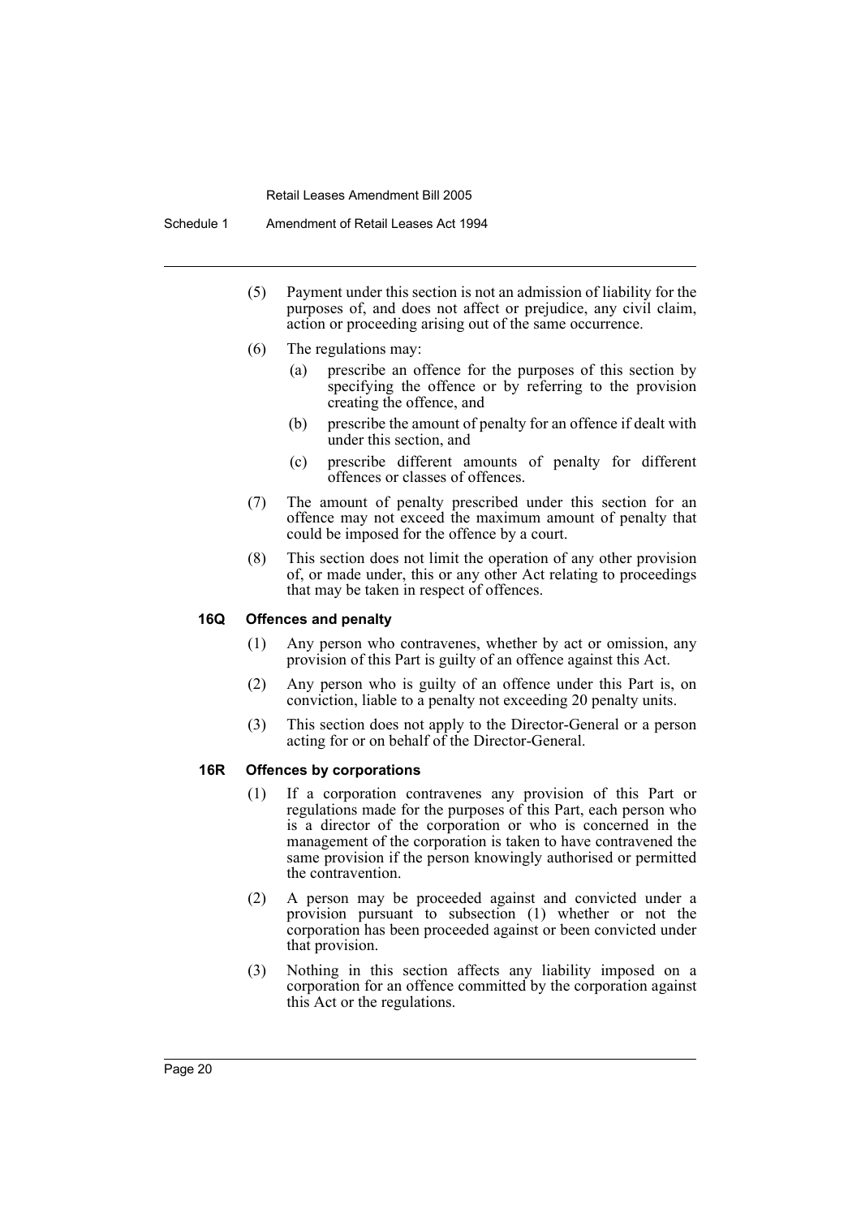(5) Payment under this section is not an admission of liability for the purposes of, and does not affect or prejudice, any civil claim, action or proceeding arising out of the same occurrence.

(6) The regulations may:

  (a) prescribe an offence for the purposes of this section by specifying the offence or by referring to the provision creating the offence, and

  (b) prescribe the amount of penalty for an offence if dealt with under this section, and

  (c) prescribe different amounts of penalty for different offences or classes of offences.

(7) The amount of penalty prescribed under this section for an offence may not exceed the maximum amount of penalty that could be imposed for the offence by a court.

(8) This section does not limit the operation of any other provision of, or made under, this or any other Act relating to proceedings that may be taken in respect of offences.

#### 16Q Offences and penalty

(1) Any person who contravenes, whether by act or omission, any provision of this Part is guilty of an offence against this Act.

(2) Any person who is guilty of an offence under this Part is, on conviction, liable to a penalty not exceeding 20 penalty units.

(3) This section does not apply to the Director-General or a person acting for or on behalf of the Director-General.

#### 16R Offences by corporations

(1) If a corporation contravenes any provision of this Part or regulations made for the purposes of this Part, each person who is a director of the corporation or who is concerned in the management of the corporation is taken to have contravened the same provision if the person knowingly authorised or permitted the contravention.

(2) A person may be proceeded against and convicted under a provision pursuant to subsection (1) whether or not the corporation has been proceeded against or been convicted under that provision.

(3) Nothing in this section affects any liability imposed on a corporation for an offence committed by the corporation against this Act or the regulations.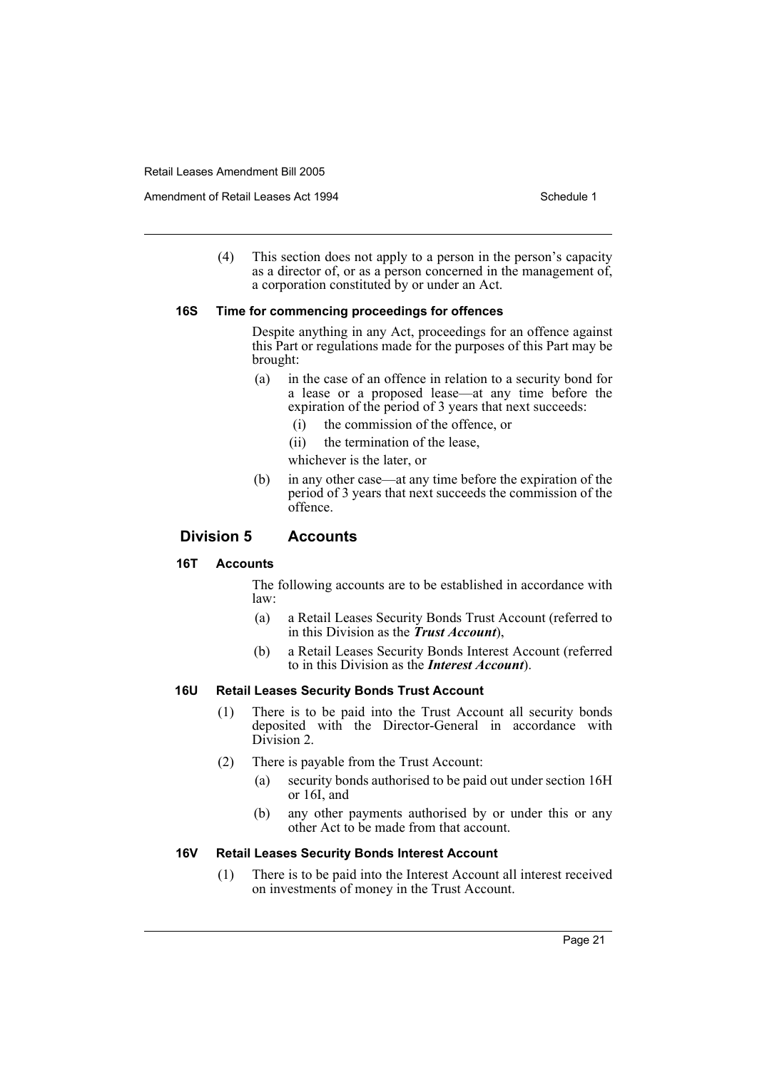(4) This section does not apply to a person in the person's capacity as a director of, or as a person concerned in the management of, a corporation constituted by or under an Act.

#### 16S Time for commencing proceedings for offences

Despite anything in any Act, proceedings for an offence against this Part or regulations made for the purposes of this Part may be brought:

(a) in the case of an offence in relation to a security bond for a lease or a proposed lease—at any time before the expiration of the period of 3 years that next succeeds:

(i) the commission of the offence, or

(ii) the termination of the lease,

whichever is the later, or

(b) in any other case—at any time before the expiration of the period of 3 years that next succeeds the commission of the offence.

### Division 5 Accounts

#### 16T Accounts

The following accounts are to be established in accordance with law:

(a) a Retail Leases Security Bonds Trust Account (referred to in this Division as the ***Trust Account***),

(b) a Retail Leases Security Bonds Interest Account (referred to in this Division as the ***Interest Account***).

#### 16U Retail Leases Security Bonds Trust Account

(1) There is to be paid into the Trust Account all security bonds deposited with the Director-General in accordance with Division 2.

(2) There is payable from the Trust Account:

(a) security bonds authorised to be paid out under section 16H or 16I, and

(b) any other payments authorised by or under this or any other Act to be made from that account.

#### 16V Retail Leases Security Bonds Interest Account

(1) There is to be paid into the Interest Account all interest received on investments of money in the Trust Account.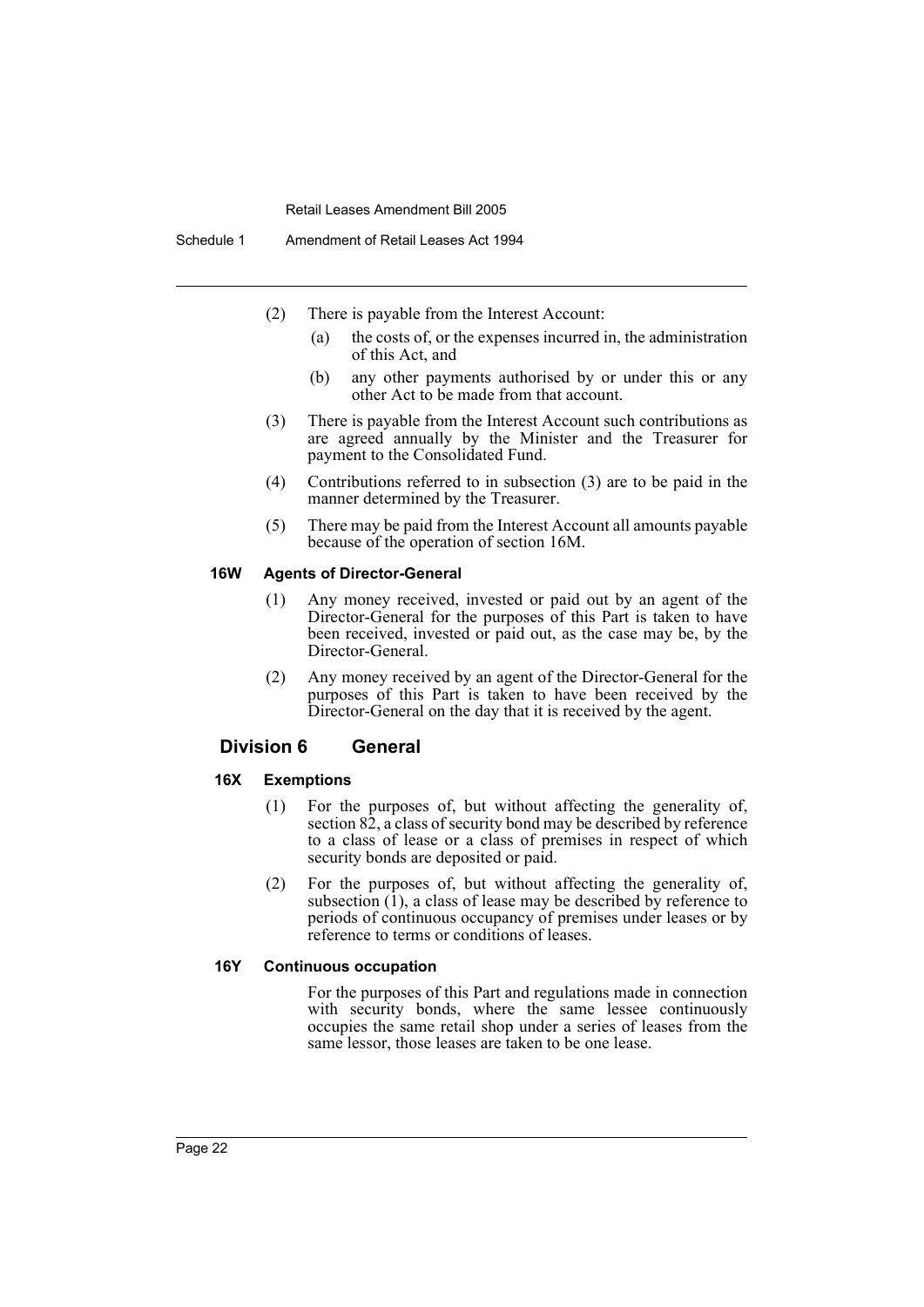(2) There is payable from the Interest Account:

(a) the costs of, or the expenses incurred in, the administration of this Act, and

(b) any other payments authorised by or under this or any other Act to be made from that account.

(3) There is payable from the Interest Account such contributions as are agreed annually by the Minister and the Treasurer for payment to the Consolidated Fund.

(4) Contributions referred to in subsection (3) are to be paid in the manner determined by the Treasurer.

(5) There may be paid from the Interest Account all amounts payable because of the operation of section 16M.

#### 16W Agents of Director-General

(1) Any money received, invested or paid out by an agent of the Director-General for the purposes of this Part is taken to have been received, invested or paid out, as the case may be, by the Director-General.

(2) Any money received by an agent of the Director-General for the purposes of this Part is taken to have been received by the Director-General on the day that it is received by the agent.

### Division 6 General

#### 16X Exemptions

(1) For the purposes of, but without affecting the generality of, section 82, a class of security bond may be described by reference to a class of lease or a class of premises in respect of which security bonds are deposited or paid.

(2) For the purposes of, but without affecting the generality of, subsection (1), a class of lease may be described by reference to periods of continuous occupancy of premises under leases or by reference to terms or conditions of leases.

#### 16Y Continuous occupation

For the purposes of this Part and regulations made in connection with security bonds, where the same lessee continuously occupies the same retail shop under a series of leases from the same lessor, those leases are taken to be one lease.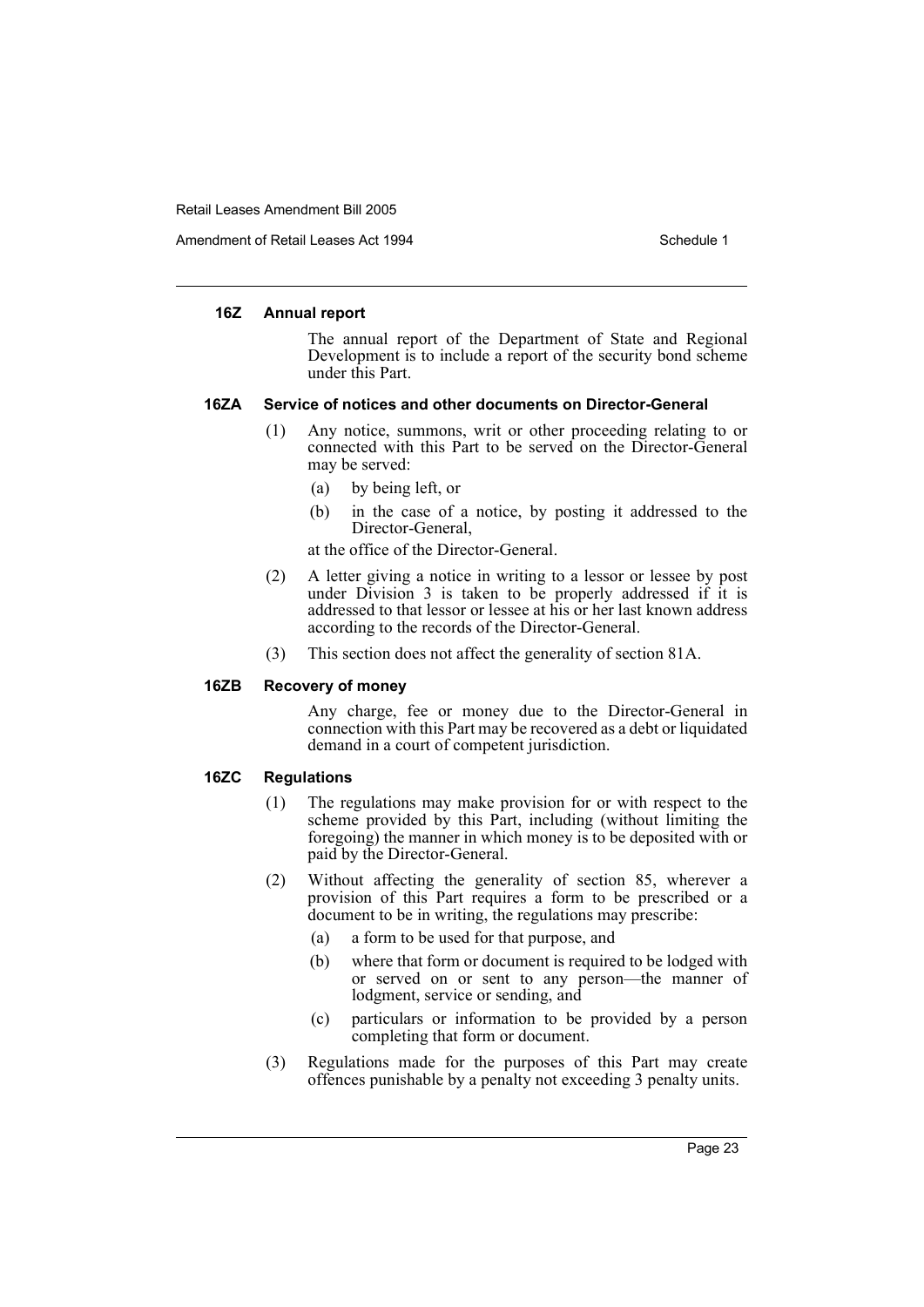#### 16Z Annual report

The annual report of the Department of State and Regional Development is to include a report of the security bond scheme under this Part.

#### 16ZA Service of notices and other documents on Director-General

(1) Any notice, summons, writ or other proceeding relating to or connected with this Part to be served on the Director-General may be served:

- (a) by being left, or
- (b) in the case of a notice, by posting it addressed to the Director-General,

at the office of the Director-General.

(2) A letter giving a notice in writing to a lessor or lessee by post under Division 3 is taken to be properly addressed if it is addressed to that lessor or lessee at his or her last known address according to the records of the Director-General.

(3) This section does not affect the generality of section 81A.

#### 16ZB Recovery of money

Any charge, fee or money due to the Director-General in connection with this Part may be recovered as a debt or liquidated demand in a court of competent jurisdiction.

#### 16ZC Regulations

(1) The regulations may make provision for or with respect to the scheme provided by this Part, including (without limiting the foregoing) the manner in which money is to be deposited with or paid by the Director-General.

(2) Without affecting the generality of section 85, wherever a provision of this Part requires a form to be prescribed or a document to be in writing, the regulations may prescribe:

- (a) a form to be used for that purpose, and
- (b) where that form or document is required to be lodged with or served on or sent to any person—the manner of lodgment, service or sending, and
- (c) particulars or information to be provided by a person completing that form or document.

(3) Regulations made for the purposes of this Part may create offences punishable by a penalty not exceeding 3 penalty units.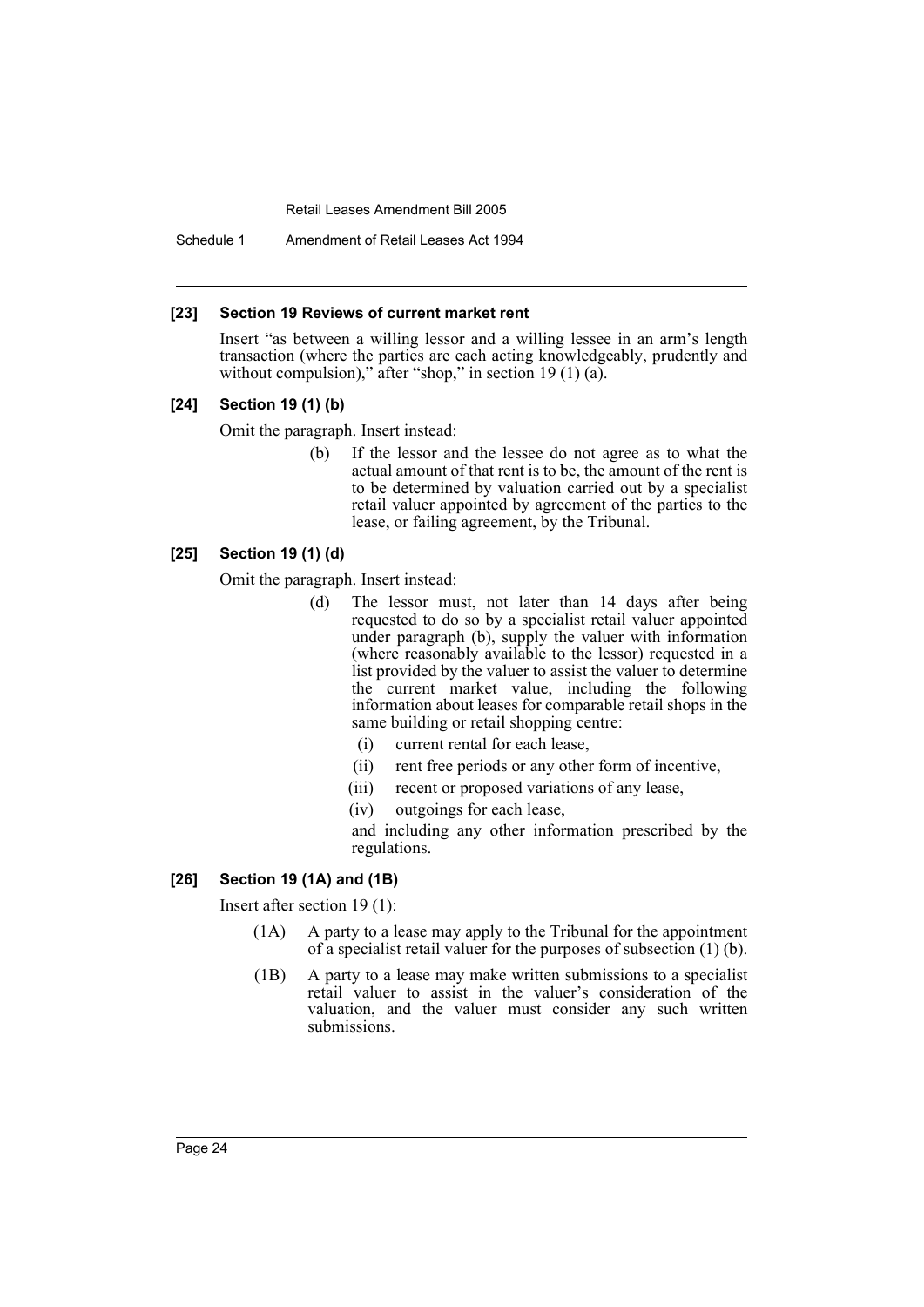#### [23] Section 19 Reviews of current market rent

Insert "as between a willing lessor and a willing lessee in an arm's length transaction (where the parties are each acting knowledgeably, prudently and without compulsion)," after "shop," in section 19 (1) (a).

#### [24] Section 19 (1) (b)

Omit the paragraph. Insert instead:

> (b) If the lessor and the lessee do not agree as to what the actual amount of that rent is to be, the amount of the rent is to be determined by valuation carried out by a specialist retail valuer appointed by agreement of the parties to the lease, or failing agreement, by the Tribunal.

#### [25] Section 19 (1) (d)

Omit the paragraph. Insert instead:

> (d) The lessor must, not later than 14 days after being requested to do so by a specialist retail valuer appointed under paragraph (b), supply the valuer with information (where reasonably available to the lessor) requested in a list provided by the valuer to assist the valuer to determine the current market value, including the following information about leases for comparable retail shops in the same building or retail shopping centre:
>
> (i) current rental for each lease,
>
> (ii) rent free periods or any other form of incentive,
>
> (iii) recent or proposed variations of any lease,
>
> (iv) outgoings for each lease,
>
> and including any other information prescribed by the regulations.

#### [26] Section 19 (1A) and (1B)

Insert after section 19 (1):

> (1A) A party to a lease may apply to the Tribunal for the appointment of a specialist retail valuer for the purposes of subsection (1) (b).
>
> (1B) A party to a lease may make written submissions to a specialist retail valuer to assist in the valuer's consideration of the valuation, and the valuer must consider any such written submissions.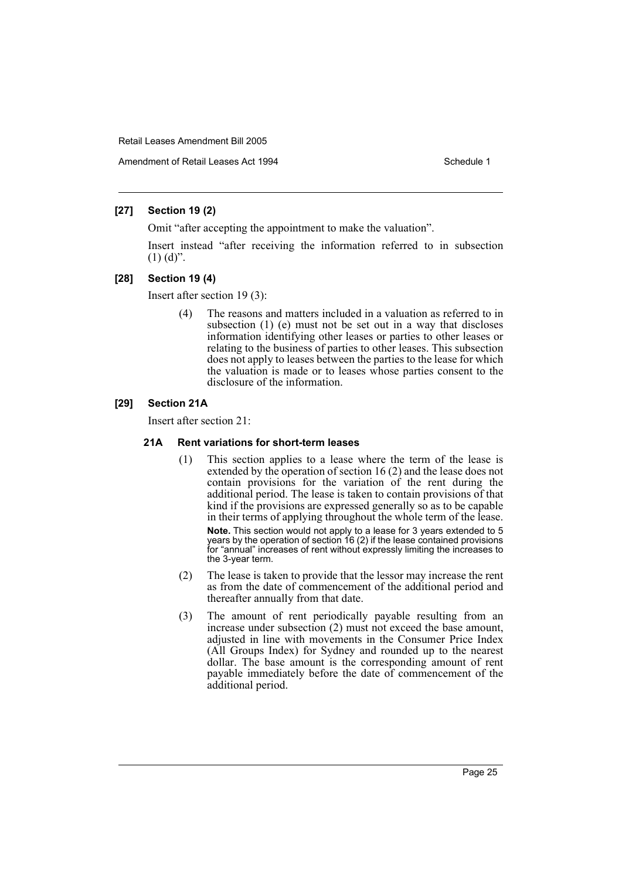**[27] Section 19 (2)**

Omit "after accepting the appointment to make the valuation".

Insert instead "after receiving the information referred to in subsection (1) (d)".

**[28] Section 19 (4)**

Insert after section 19 (3):

(4) The reasons and matters included in a valuation as referred to in subsection (1) (e) must not be set out in a way that discloses information identifying other leases or parties to other leases or relating to the business of parties to other leases. This subsection does not apply to leases between the parties to the lease for which the valuation is made or to leases whose parties consent to the disclosure of the information.

**[29] Section 21A**

Insert after section 21:

**21A Rent variations for short-term leases**

(1) This section applies to a lease where the term of the lease is extended by the operation of section 16 (2) and the lease does not contain provisions for the variation of the rent during the additional period. The lease is taken to contain provisions of that kind if the provisions are expressed generally so as to be capable in their terms of applying throughout the whole term of the lease.

**Note.** This section would not apply to a lease for 3 years extended to 5 years by the operation of section 16 (2) if the lease contained provisions for "annual" increases of rent without expressly limiting the increases to the 3-year term.

(2) The lease is taken to provide that the lessor may increase the rent as from the date of commencement of the additional period and thereafter annually from that date.

(3) The amount of rent periodically payable resulting from an increase under subsection (2) must not exceed the base amount, adjusted in line with movements in the Consumer Price Index (All Groups Index) for Sydney and rounded up to the nearest dollar. The base amount is the corresponding amount of rent payable immediately before the date of commencement of the additional period.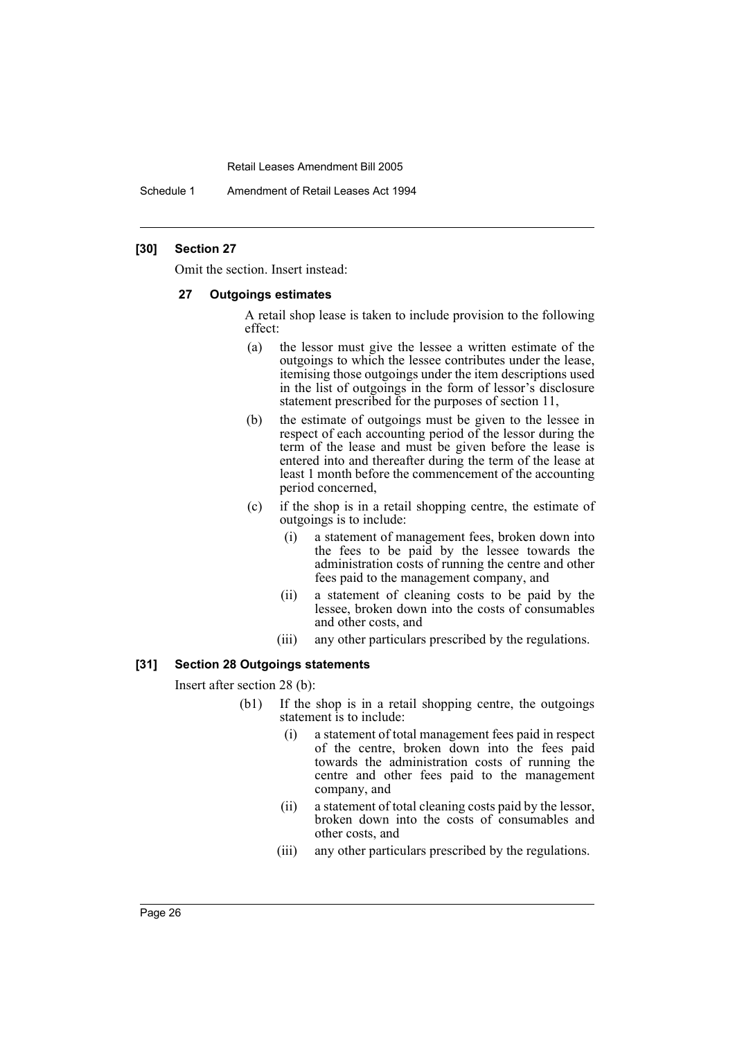### [30] Section 27

Omit the section. Insert instead:

#### 27 Outgoings estimates

A retail shop lease is taken to include provision to the following effect:

(a) the lessor must give the lessee a written estimate of the outgoings to which the lessee contributes under the lease, itemising those outgoings under the item descriptions used in the list of outgoings in the form of lessor's disclosure statement prescribed for the purposes of section 11,

(b) the estimate of outgoings must be given to the lessee in respect of each accounting period of the lessor during the term of the lease and must be given before the lease is entered into and thereafter during the term of the lease at least 1 month before the commencement of the accounting period concerned,

(c) if the shop is in a retail shopping centre, the estimate of outgoings is to include:

   (i) a statement of management fees, broken down into the fees to be paid by the lessee towards the administration costs of running the centre and other fees paid to the management company, and

   (ii) a statement of cleaning costs to be paid by the lessee, broken down into the costs of consumables and other costs, and

   (iii) any other particulars prescribed by the regulations.

### [31] Section 28 Outgoings statements

Insert after section 28 (b):

(b1) If the shop is in a retail shopping centre, the outgoings statement is to include:

   (i) a statement of total management fees paid in respect of the centre, broken down into the fees paid towards the administration costs of running the centre and other fees paid to the management company, and

   (ii) a statement of total cleaning costs paid by the lessor, broken down into the costs of consumables and other costs, and

   (iii) any other particulars prescribed by the regulations.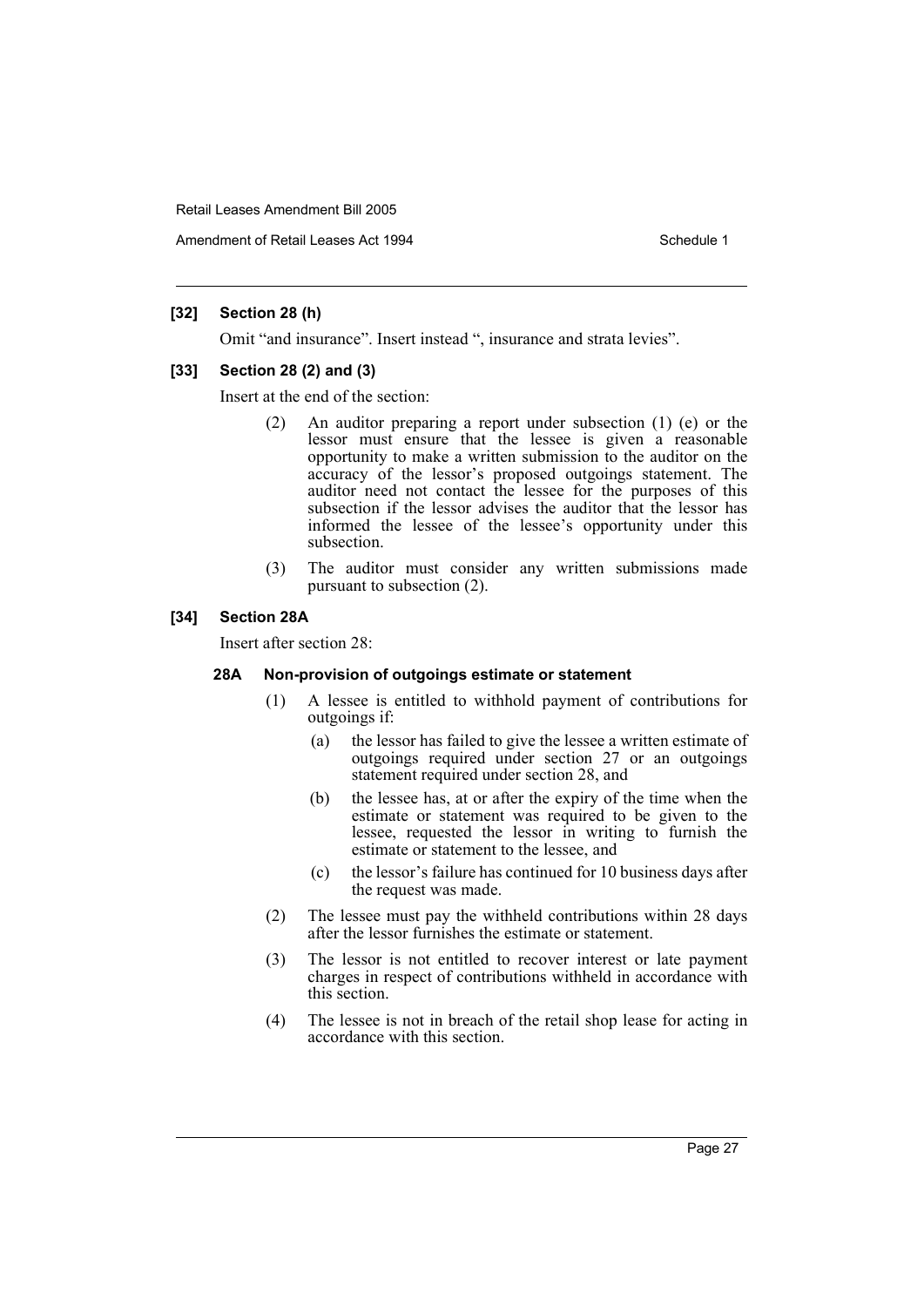### [32] Section 28 (h)

Omit "and insurance". Insert instead ", insurance and strata levies".

### [33] Section 28 (2) and (3)

Insert at the end of the section:

(2) An auditor preparing a report under subsection (1) (e) or the lessor must ensure that the lessee is given a reasonable opportunity to make a written submission to the auditor on the accuracy of the lessor's proposed outgoings statement. The auditor need not contact the lessee for the purposes of this subsection if the lessor advises the auditor that the lessor has informed the lessee of the lessee's opportunity under this subsection.

(3) The auditor must consider any written submissions made pursuant to subsection (2).

### [34] Section 28A

Insert after section 28:

#### 28A Non-provision of outgoings estimate or statement

(1) A lessee is entitled to withhold payment of contributions for outgoings if:

- (a) the lessor has failed to give the lessee a written estimate of outgoings required under section 27 or an outgoings statement required under section 28, and
- (b) the lessee has, at or after the expiry of the time when the estimate or statement was required to be given to the lessee, requested the lessor in writing to furnish the estimate or statement to the lessee, and
- (c) the lessor's failure has continued for 10 business days after the request was made.

(2) The lessee must pay the withheld contributions within 28 days after the lessor furnishes the estimate or statement.

(3) The lessor is not entitled to recover interest or late payment charges in respect of contributions withheld in accordance with this section.

(4) The lessee is not in breach of the retail shop lease for acting in accordance with this section.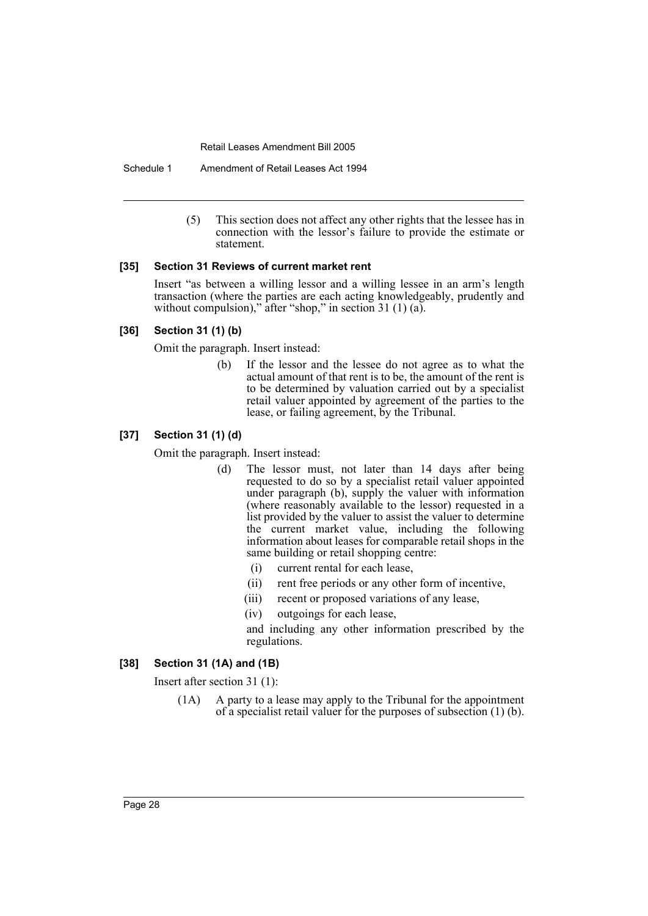(5) This section does not affect any other rights that the lessee has in connection with the lessor's failure to provide the estimate or statement.

#### [35] Section 31 Reviews of current market rent

Insert "as between a willing lessor and a willing lessee in an arm's length transaction (where the parties are each acting knowledgeably, prudently and without compulsion)," after "shop," in section 31 (1) (a).

#### [36] Section 31 (1) (b)

Omit the paragraph. Insert instead:

> (b) If the lessor and the lessee do not agree as to what the actual amount of that rent is to be, the amount of the rent is to be determined by valuation carried out by a specialist retail valuer appointed by agreement of the parties to the lease, or failing agreement, by the Tribunal.

#### [37] Section 31 (1) (d)

Omit the paragraph. Insert instead:

> (d) The lessor must, not later than 14 days after being requested to do so by a specialist retail valuer appointed under paragraph (b), supply the valuer with information (where reasonably available to the lessor) requested in a list provided by the valuer to assist the valuer to determine the current market value, including the following information about leases for comparable retail shops in the same building or retail shopping centre:
>
> (i) current rental for each lease,
>
> (ii) rent free periods or any other form of incentive,
>
> (iii) recent or proposed variations of any lease,
>
> (iv) outgoings for each lease,
>
> and including any other information prescribed by the regulations.

#### [38] Section 31 (1A) and (1B)

Insert after section 31 (1):

> (1A) A party to a lease may apply to the Tribunal for the appointment of a specialist retail valuer for the purposes of subsection (1) (b).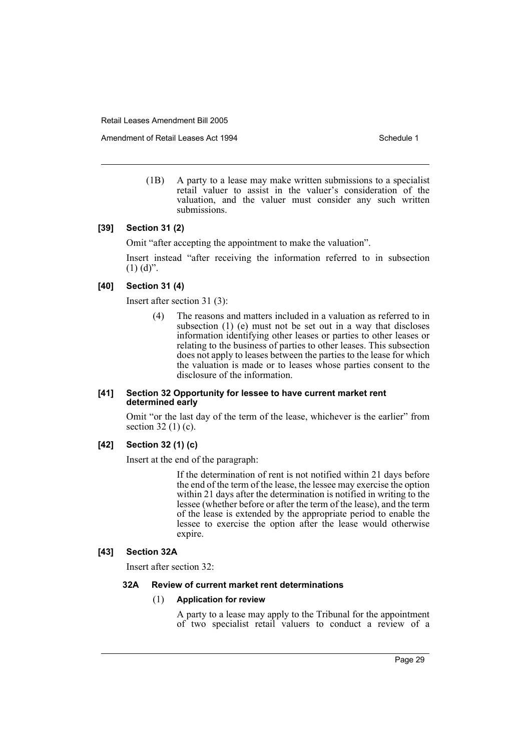(1B) A party to a lease may make written submissions to a specialist retail valuer to assist in the valuer's consideration of the valuation, and the valuer must consider any such written submissions.

**[39] Section 31 (2)**

Omit "after accepting the appointment to make the valuation".

Insert instead "after receiving the information referred to in subsection (1) (d)".

**[40] Section 31 (4)**

Insert after section 31 (3):

(4) The reasons and matters included in a valuation as referred to in subsection (1) (e) must not be set out in a way that discloses information identifying other leases or parties to other leases or relating to the business of parties to other leases. This subsection does not apply to leases between the parties to the lease for which the valuation is made or to leases whose parties consent to the disclosure of the information.

**[41] Section 32 Opportunity for lessee to have current market rent determined early**

Omit "or the last day of the term of the lease, whichever is the earlier" from section 32 (1) (c).

**[42] Section 32 (1) (c)**

Insert at the end of the paragraph:

If the determination of rent is not notified within 21 days before the end of the term of the lease, the lessee may exercise the option within 21 days after the determination is notified in writing to the lessee (whether before or after the term of the lease), and the term of the lease is extended by the appropriate period to enable the lessee to exercise the option after the lease would otherwise expire.

**[43] Section 32A**

Insert after section 32:

**32A Review of current market rent determinations**

(1) **Application for review**

A party to a lease may apply to the Tribunal for the appointment of two specialist retail valuers to conduct a review of a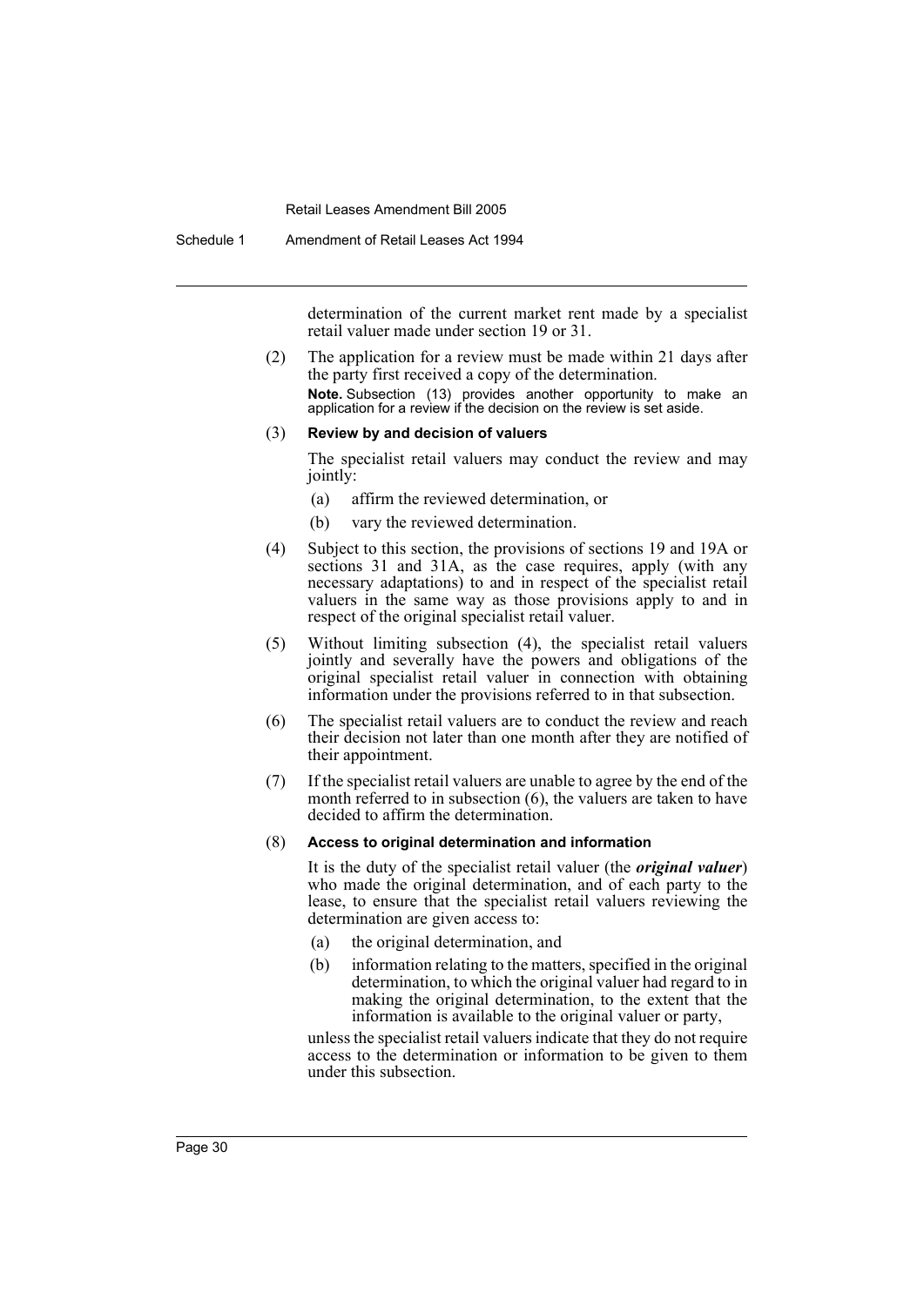determination of the current market rent made by a specialist retail valuer made under section 19 or 31.

(2) The application for a review must be made within 21 days after the party first received a copy of the determination.

**Note.** Subsection (13) provides another opportunity to make an application for a review if the decision on the review is set aside.

(3) **Review by and decision of valuers**

The specialist retail valuers may conduct the review and may jointly:

(a) affirm the reviewed determination, or

(b) vary the reviewed determination.

(4) Subject to this section, the provisions of sections 19 and 19A or sections 31 and 31A, as the case requires, apply (with any necessary adaptations) to and in respect of the specialist retail valuers in the same way as those provisions apply to and in respect of the original specialist retail valuer.

(5) Without limiting subsection (4), the specialist retail valuers jointly and severally have the powers and obligations of the original specialist retail valuer in connection with obtaining information under the provisions referred to in that subsection.

(6) The specialist retail valuers are to conduct the review and reach their decision not later than one month after they are notified of their appointment.

(7) If the specialist retail valuers are unable to agree by the end of the month referred to in subsection (6), the valuers are taken to have decided to affirm the determination.

(8) **Access to original determination and information**

It is the duty of the specialist retail valuer (the ***original valuer***) who made the original determination, and of each party to the lease, to ensure that the specialist retail valuers reviewing the determination are given access to:

(a) the original determination, and

(b) information relating to the matters, specified in the original determination, to which the original valuer had regard to in making the original determination, to the extent that the information is available to the original valuer or party,

unless the specialist retail valuers indicate that they do not require access to the determination or information to be given to them under this subsection.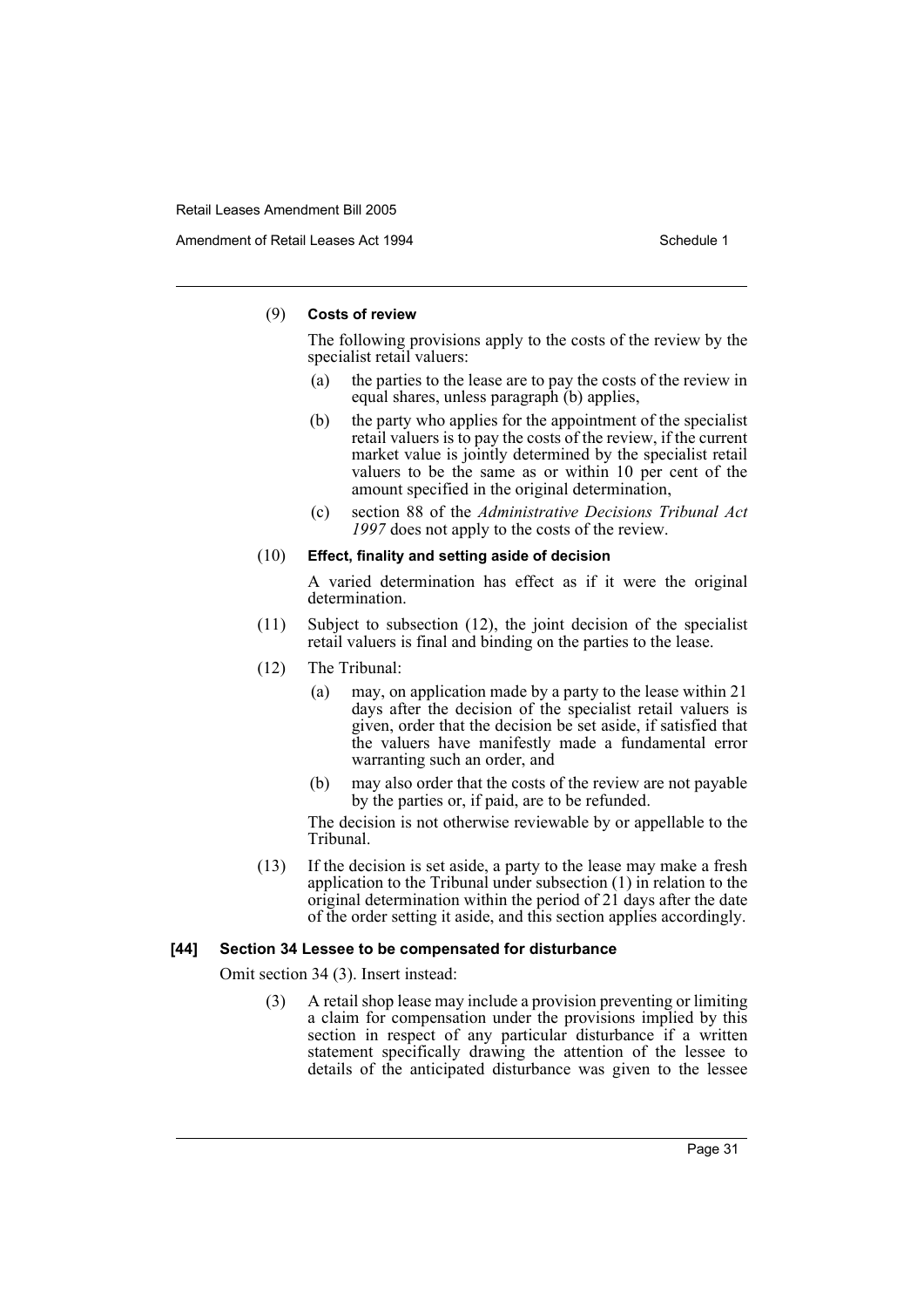(9) **Costs of review**

The following provisions apply to the costs of the review by the specialist retail valuers:

(a) the parties to the lease are to pay the costs of the review in equal shares, unless paragraph (b) applies,

(b) the party who applies for the appointment of the specialist retail valuers is to pay the costs of the review, if the current market value is jointly determined by the specialist retail valuers to be the same as or within 10 per cent of the amount specified in the original determination,

(c) section 88 of the *Administrative Decisions Tribunal Act 1997* does not apply to the costs of the review.

(10) **Effect, finality and setting aside of decision**

A varied determination has effect as if it were the original determination.

(11) Subject to subsection (12), the joint decision of the specialist retail valuers is final and binding on the parties to the lease.

(12) The Tribunal:

(a) may, on application made by a party to the lease within 21 days after the decision of the specialist retail valuers is given, order that the decision be set aside, if satisfied that the valuers have manifestly made a fundamental error warranting such an order, and

(b) may also order that the costs of the review are not payable by the parties or, if paid, are to be refunded.

The decision is not otherwise reviewable by or appellable to the Tribunal.

(13) If the decision is set aside, a party to the lease may make a fresh application to the Tribunal under subsection (1) in relation to the original determination within the period of 21 days after the date of the order setting it aside, and this section applies accordingly.

**[44] Section 34 Lessee to be compensated for disturbance**

Omit section 34 (3). Insert instead:

(3) A retail shop lease may include a provision preventing or limiting a claim for compensation under the provisions implied by this section in respect of any particular disturbance if a written statement specifically drawing the attention of the lessee to details of the anticipated disturbance was given to the lessee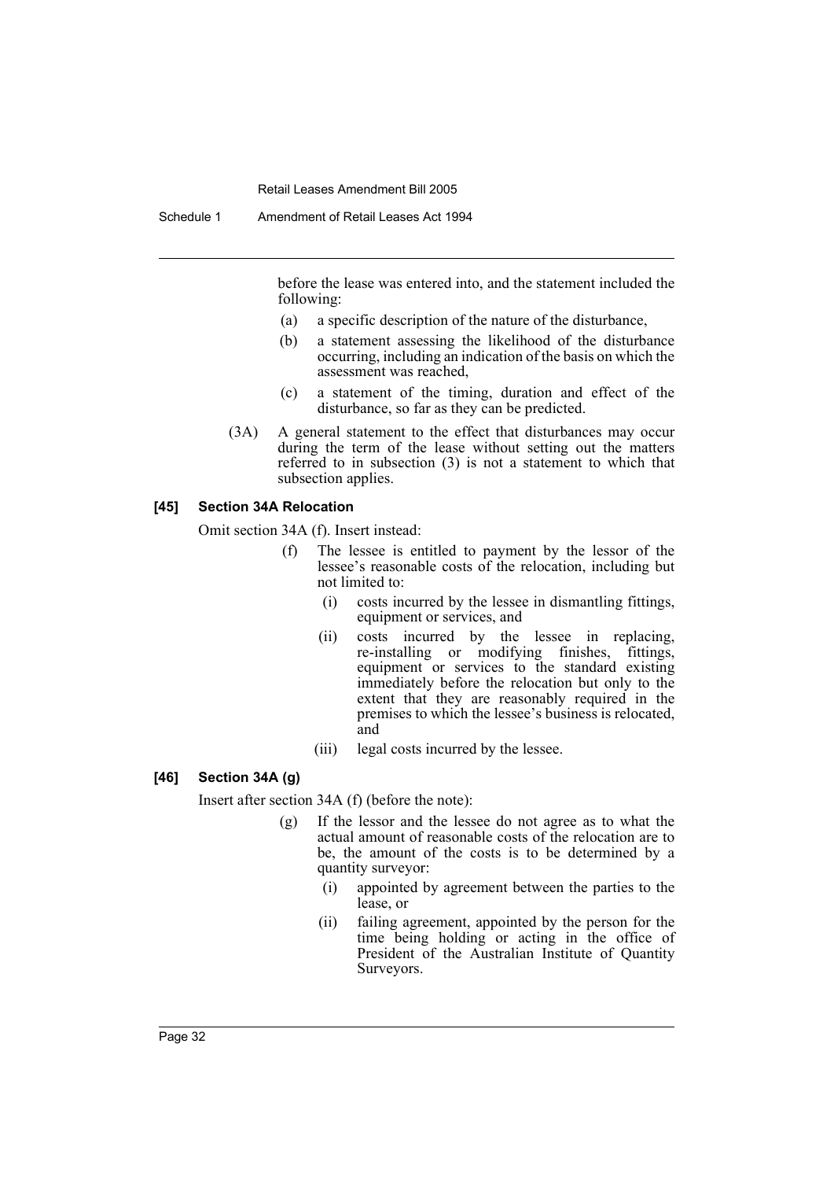before the lease was entered into, and the statement included the following:

- (a) a specific description of the nature of the disturbance,
- (b) a statement assessing the likelihood of the disturbance occurring, including an indication of the basis on which the assessment was reached,
- (c) a statement of the timing, duration and effect of the disturbance, so far as they can be predicted.

(3A) A general statement to the effect that disturbances may occur during the term of the lease without setting out the matters referred to in subsection (3) is not a statement to which that subsection applies.

#### [45] Section 34A Relocation

Omit section 34A (f). Insert instead:

(f) The lessee is entitled to payment by the lessor of the lessee's reasonable costs of the relocation, including but not limited to:

- (i) costs incurred by the lessee in dismantling fittings, equipment or services, and
- (ii) costs incurred by the lessee in replacing, re-installing or modifying finishes, fittings, equipment or services to the standard existing immediately before the relocation but only to the extent that they are reasonably required in the premises to which the lessee's business is relocated, and
- (iii) legal costs incurred by the lessee.

#### [46] Section 34A (g)

Insert after section 34A (f) (before the note):

(g) If the lessor and the lessee do not agree as to what the actual amount of reasonable costs of the relocation are to be, the amount of the costs is to be determined by a quantity surveyor:

- (i) appointed by agreement between the parties to the lease, or
- (ii) failing agreement, appointed by the person for the time being holding or acting in the office of President of the Australian Institute of Quantity Surveyors.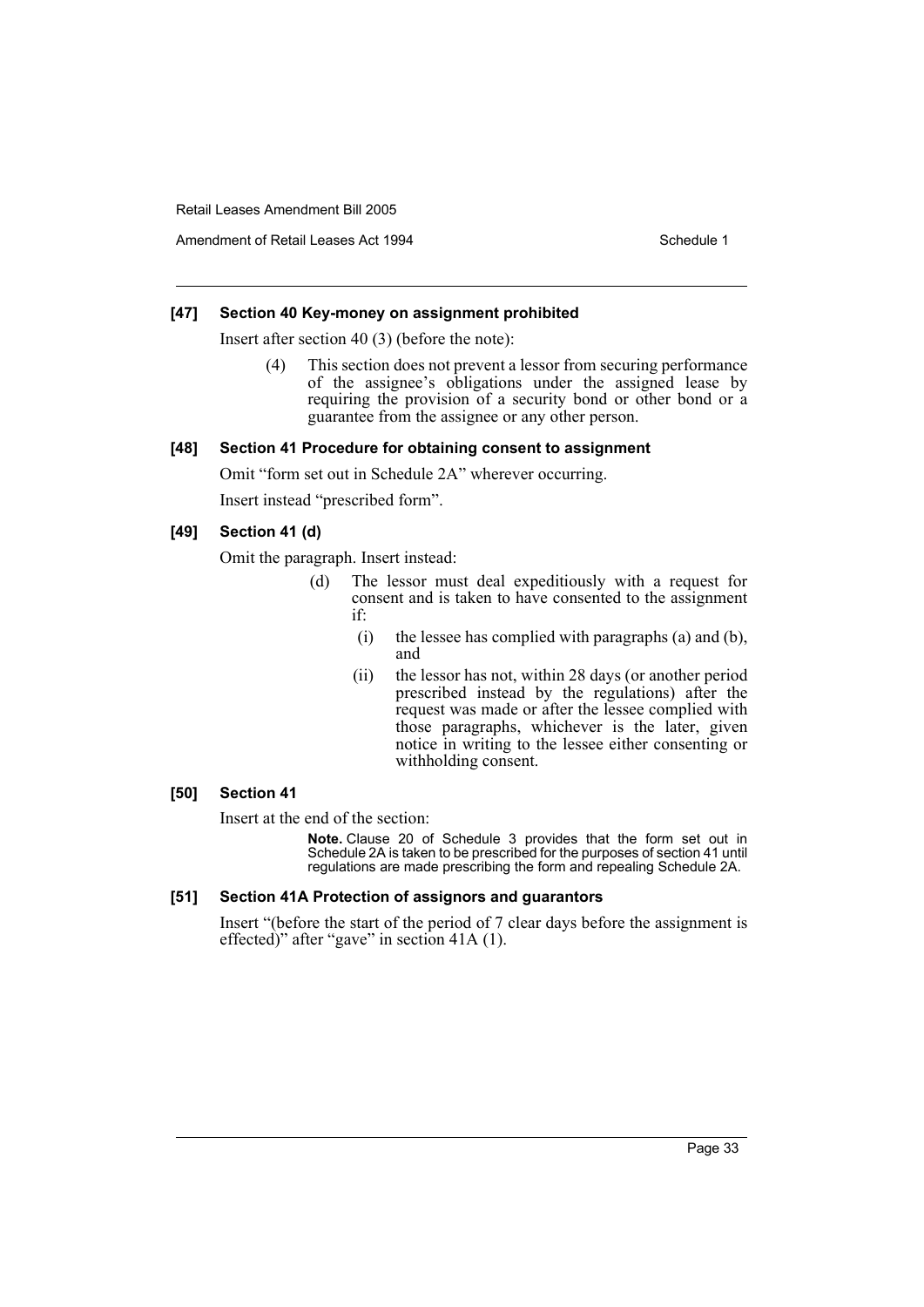### [47] Section 40 Key-money on assignment prohibited

Insert after section 40 (3) (before the note):

> (4) This section does not prevent a lessor from securing performance of the assignee's obligations under the assigned lease by requiring the provision of a security bond or other bond or a guarantee from the assignee or any other person.

### [48] Section 41 Procedure for obtaining consent to assignment

Omit "form set out in Schedule 2A" wherever occurring.

Insert instead "prescribed form".

### [49] Section 41 (d)

Omit the paragraph. Insert instead:

> (d) The lessor must deal expeditiously with a request for consent and is taken to have consented to the assignment if:
>
> (i) the lessee has complied with paragraphs (a) and (b), and
>
> (ii) the lessor has not, within 28 days (or another period prescribed instead by the regulations) after the request was made or after the lessee complied with those paragraphs, whichever is the later, given notice in writing to the lessee either consenting or withholding consent.

### [50] Section 41

Insert at the end of the section:

> **Note.** Clause 20 of Schedule 3 provides that the form set out in Schedule 2A is taken to be prescribed for the purposes of section 41 until regulations are made prescribing the form and repealing Schedule 2A.

### [51] Section 41A Protection of assignors and guarantors

Insert "(before the start of the period of 7 clear days before the assignment is effected)" after "gave" in section 41A (1).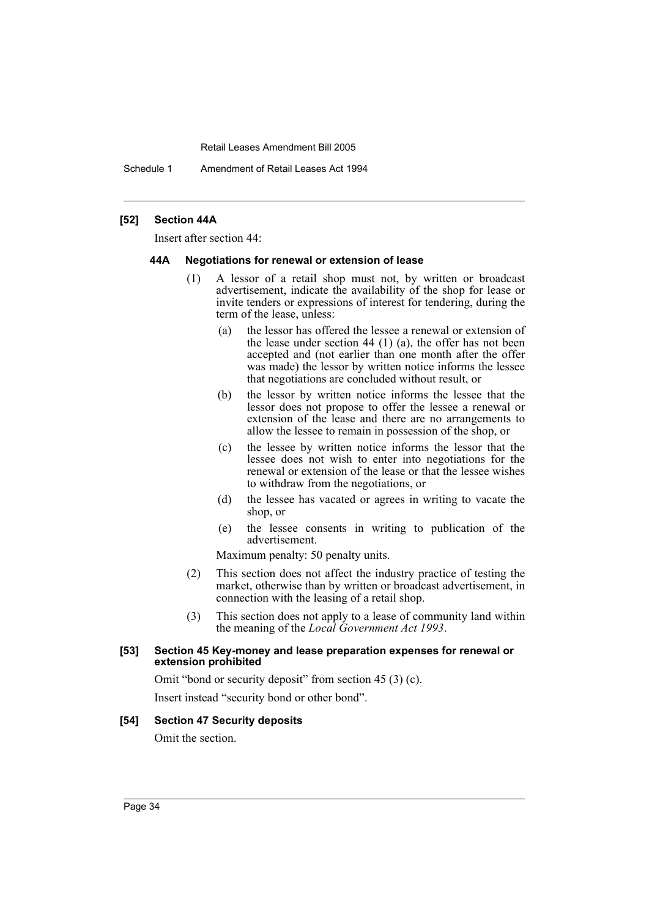### [52] Section 44A

Insert after section 44:

#### 44A Negotiations for renewal or extension of lease

(1) A lessor of a retail shop must not, by written or broadcast advertisement, indicate the availability of the shop for lease or invite tenders or expressions of interest for tendering, during the term of the lease, unless:

- (a) the lessor has offered the lessee a renewal or extension of the lease under section 44 (1) (a), the offer has not been accepted and (not earlier than one month after the offer was made) the lessor by written notice informs the lessee that negotiations are concluded without result, or
- (b) the lessor by written notice informs the lessee that the lessor does not propose to offer the lessee a renewal or extension of the lease and there are no arrangements to allow the lessee to remain in possession of the shop, or
- (c) the lessee by written notice informs the lessor that the lessee does not wish to enter into negotiations for the renewal or extension of the lease or that the lessee wishes to withdraw from the negotiations, or
- (d) the lessee has vacated or agrees in writing to vacate the shop, or
- (e) the lessee consents in writing to publication of the advertisement.

Maximum penalty: 50 penalty units.

(2) This section does not affect the industry practice of testing the market, otherwise than by written or broadcast advertisement, in connection with the leasing of a retail shop.

(3) This section does not apply to a lease of community land within the meaning of the *Local Government Act 1993*.

### [53] Section 45 Key-money and lease preparation expenses for renewal or extension prohibited

Omit "bond or security deposit" from section 45 (3) (c).

Insert instead "security bond or other bond".

### [54] Section 47 Security deposits

Omit the section.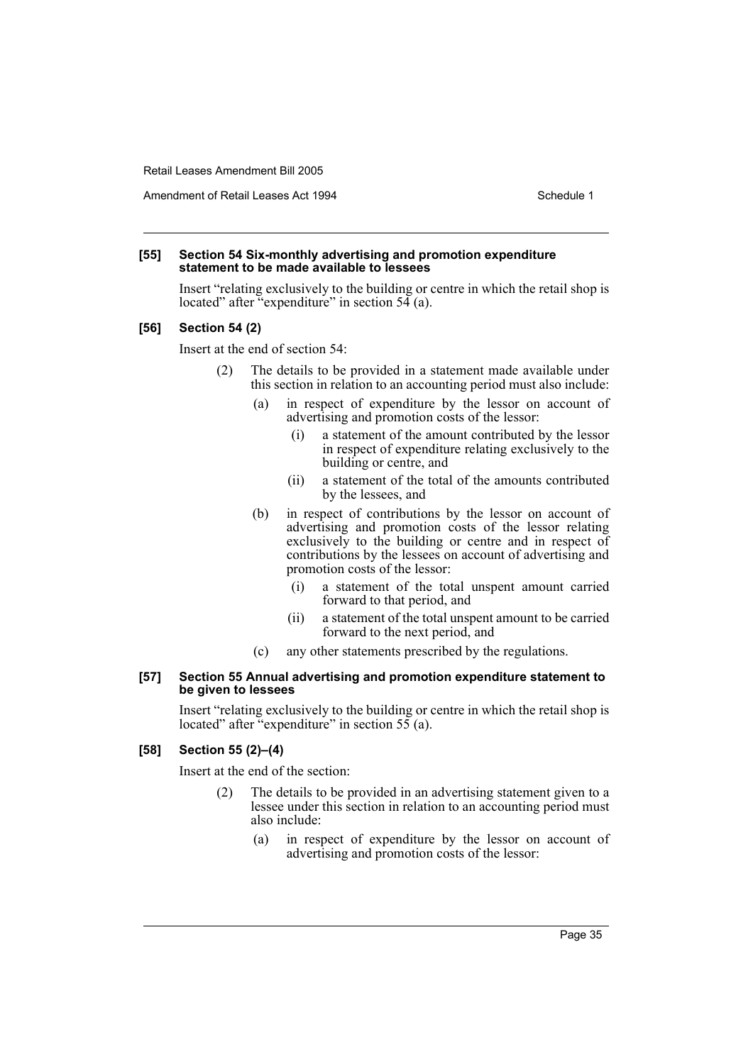**[55] Section 54 Six-monthly advertising and promotion expenditure statement to be made available to lessees**

Insert "relating exclusively to the building or centre in which the retail shop is located" after "expenditure" in section 54 (a).

**[56] Section 54 (2)**

Insert at the end of section 54:

(2) The details to be provided in a statement made available under this section in relation to an accounting period must also include:

(a) in respect of expenditure by the lessor on account of advertising and promotion costs of the lessor:

(i) a statement of the amount contributed by the lessor in respect of expenditure relating exclusively to the building or centre, and

(ii) a statement of the total of the amounts contributed by the lessees, and

(b) in respect of contributions by the lessor on account of advertising and promotion costs of the lessor relating exclusively to the building or centre and in respect of contributions by the lessees on account of advertising and promotion costs of the lessor:

(i) a statement of the total unspent amount carried forward to that period, and

(ii) a statement of the total unspent amount to be carried forward to the next period, and

(c) any other statements prescribed by the regulations.

**[57] Section 55 Annual advertising and promotion expenditure statement to be given to lessees**

Insert "relating exclusively to the building or centre in which the retail shop is located" after "expenditure" in section 55 (a).

**[58] Section 55 (2)–(4)**

Insert at the end of the section:

(2) The details to be provided in an advertising statement given to a lessee under this section in relation to an accounting period must also include:

(a) in respect of expenditure by the lessor on account of advertising and promotion costs of the lessor: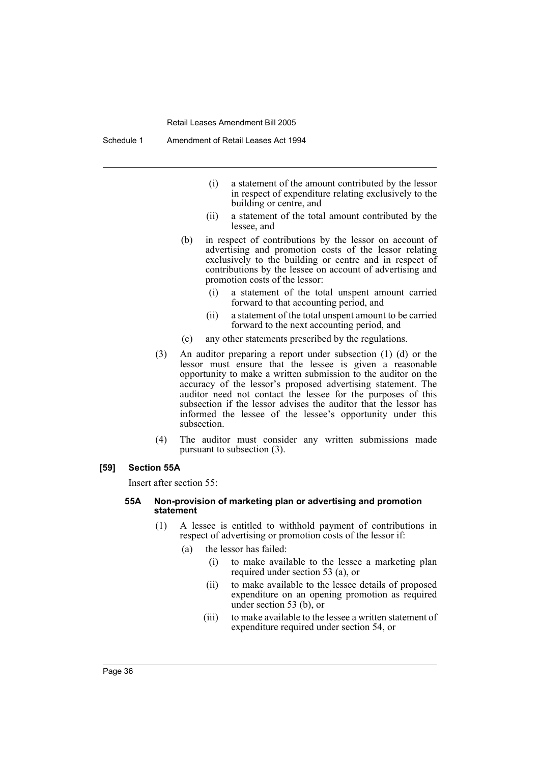(i) a statement of the amount contributed by the lessor in respect of expenditure relating exclusively to the building or centre, and

(ii) a statement of the total amount contributed by the lessee, and

(b) in respect of contributions by the lessor on account of advertising and promotion costs of the lessor relating exclusively to the building or centre and in respect of contributions by the lessee on account of advertising and promotion costs of the lessor:

(i) a statement of the total unspent amount carried forward to that accounting period, and

(ii) a statement of the total unspent amount to be carried forward to the next accounting period, and

(c) any other statements prescribed by the regulations.

(3) An auditor preparing a report under subsection (1) (d) or the lessor must ensure that the lessee is given a reasonable opportunity to make a written submission to the auditor on the accuracy of the lessor's proposed advertising statement. The auditor need not contact the lessee for the purposes of this subsection if the lessor advises the auditor that the lessor has informed the lessee of the lessee's opportunity under this subsection.

(4) The auditor must consider any written submissions made pursuant to subsection (3).

**[59] Section 55A**

Insert after section 55:

**55A Non-provision of marketing plan or advertising and promotion statement**

(1) A lessee is entitled to withhold payment of contributions in respect of advertising or promotion costs of the lessor if:

(a) the lessor has failed:

(i) to make available to the lessee a marketing plan required under section 53 (a), or

(ii) to make available to the lessee details of proposed expenditure on an opening promotion as required under section 53 (b), or

(iii) to make available to the lessee a written statement of expenditure required under section 54, or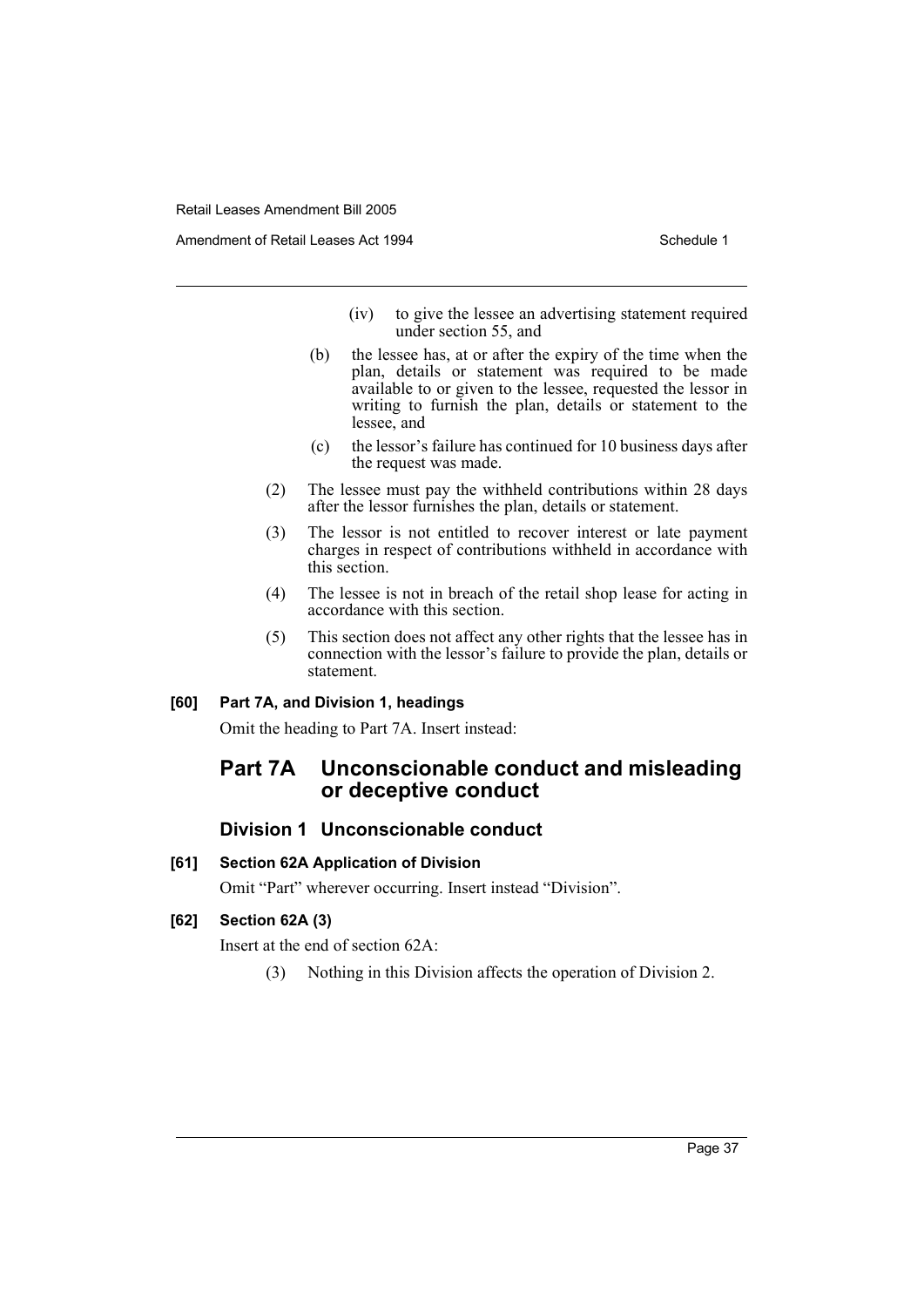(iv) to give the lessee an advertising statement required under section 55, and

(b) the lessee has, at or after the expiry of the time when the plan, details or statement was required to be made available to or given to the lessee, requested the lessor in writing to furnish the plan, details or statement to the lessee, and

(c) the lessor's failure has continued for 10 business days after the request was made.

(2) The lessee must pay the withheld contributions within 28 days after the lessor furnishes the plan, details or statement.

(3) The lessor is not entitled to recover interest or late payment charges in respect of contributions withheld in accordance with this section.

(4) The lessee is not in breach of the retail shop lease for acting in accordance with this section.

(5) This section does not affect any other rights that the lessee has in connection with the lessor's failure to provide the plan, details or statement.

**[60] Part 7A, and Division 1, headings**

Omit the heading to Part 7A. Insert instead:

## Part 7A Unconscionable conduct and misleading or deceptive conduct

### Division 1 Unconscionable conduct

**[61] Section 62A Application of Division**

Omit "Part" wherever occurring. Insert instead "Division".

**[62] Section 62A (3)**

Insert at the end of section 62A:

(3) Nothing in this Division affects the operation of Division 2.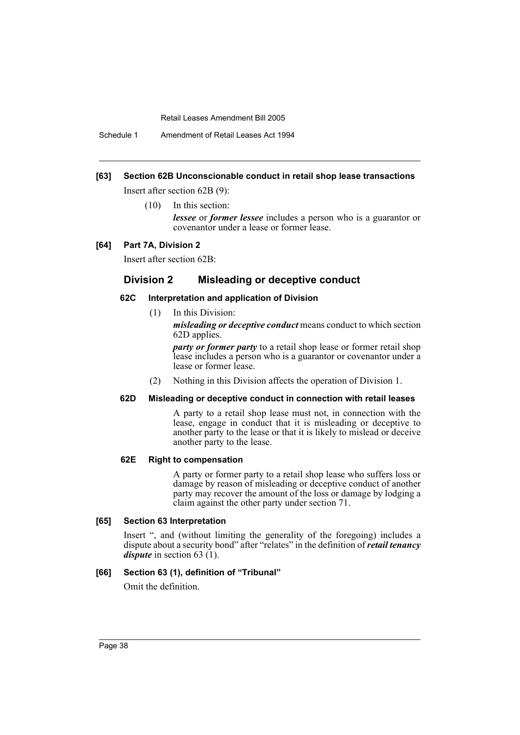### [63] Section 62B Unconscionable conduct in retail shop lease transactions

Insert after section 62B (9):

(10) In this section:

***lessee*** or ***former lessee*** includes a person who is a guarantor or covenantor under a lease or former lease.

### [64] Part 7A, Division 2

Insert after section 62B:

## Division 2 Misleading or deceptive conduct

### 62C Interpretation and application of Division

(1) In this Division:

***misleading or deceptive conduct*** means conduct to which section 62D applies.

***party or former party*** to a retail shop lease or former retail shop lease includes a person who is a guarantor or covenantor under a lease or former lease.

(2) Nothing in this Division affects the operation of Division 1.

### 62D Misleading or deceptive conduct in connection with retail leases

A party to a retail shop lease must not, in connection with the lease, engage in conduct that it is misleading or deceptive to another party to the lease or that it is likely to mislead or deceive another party to the lease.

### 62E Right to compensation

A party or former party to a retail shop lease who suffers loss or damage by reason of misleading or deceptive conduct of another party may recover the amount of the loss or damage by lodging a claim against the other party under section 71.

### [65] Section 63 Interpretation

Insert ", and (without limiting the generality of the foregoing) includes a dispute about a security bond" after "relates" in the definition of ***retail tenancy dispute*** in section 63 (1).

### [66] Section 63 (1), definition of "Tribunal"

Omit the definition.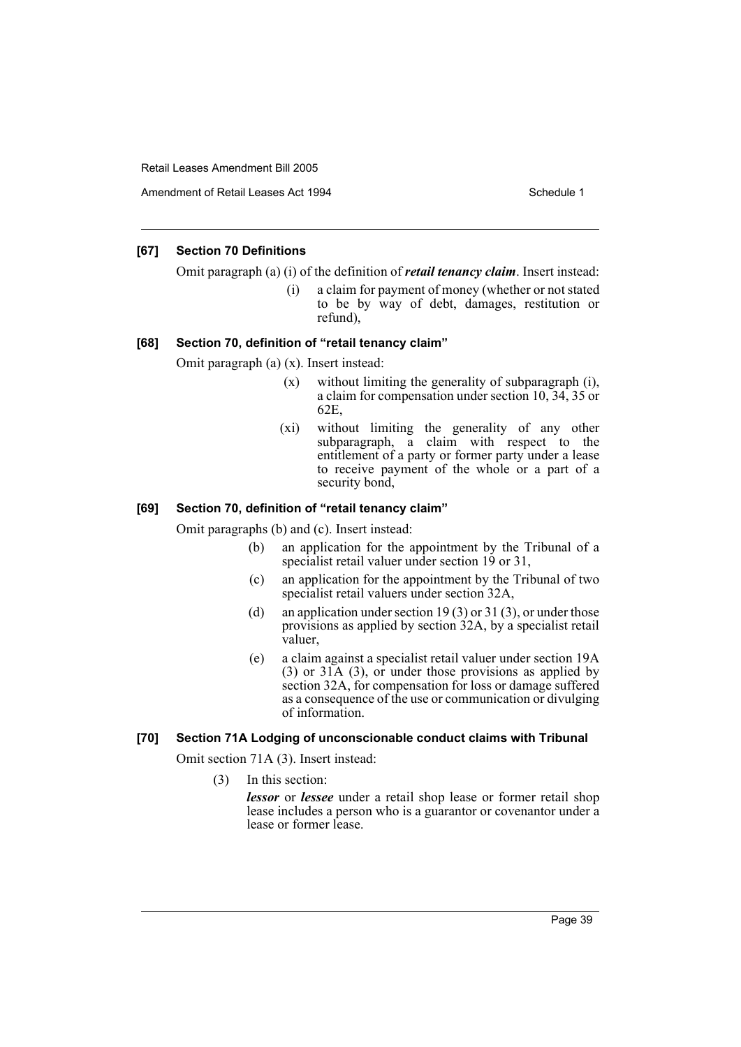### [67] Section 70 Definitions

Omit paragraph (a) (i) of the definition of ***retail tenancy claim***. Insert instead:

> (i) a claim for payment of money (whether or not stated to be by way of debt, damages, restitution or refund),

### [68] Section 70, definition of "retail tenancy claim"

Omit paragraph (a) (x). Insert instead:

> (x) without limiting the generality of subparagraph (i), a claim for compensation under section 10, 34, 35 or 62E,
>
> (xi) without limiting the generality of any other subparagraph, a claim with respect to the entitlement of a party or former party under a lease to receive payment of the whole or a part of a security bond,

### [69] Section 70, definition of "retail tenancy claim"

Omit paragraphs (b) and (c). Insert instead:

> (b) an application for the appointment by the Tribunal of a specialist retail valuer under section 19 or 31,
>
> (c) an application for the appointment by the Tribunal of two specialist retail valuers under section 32A,
>
> (d) an application under section 19 (3) or 31 (3), or under those provisions as applied by section 32A, by a specialist retail valuer,
>
> (e) a claim against a specialist retail valuer under section 19A (3) or 31A (3), or under those provisions as applied by section 32A, for compensation for loss or damage suffered as a consequence of the use or communication or divulging of information.

### [70] Section 71A Lodging of unconscionable conduct claims with Tribunal

Omit section 71A (3). Insert instead:

> (3) In this section:
>
> ***lessor*** or ***lessee*** under a retail shop lease or former retail shop lease includes a person who is a guarantor or covenantor under a lease or former lease.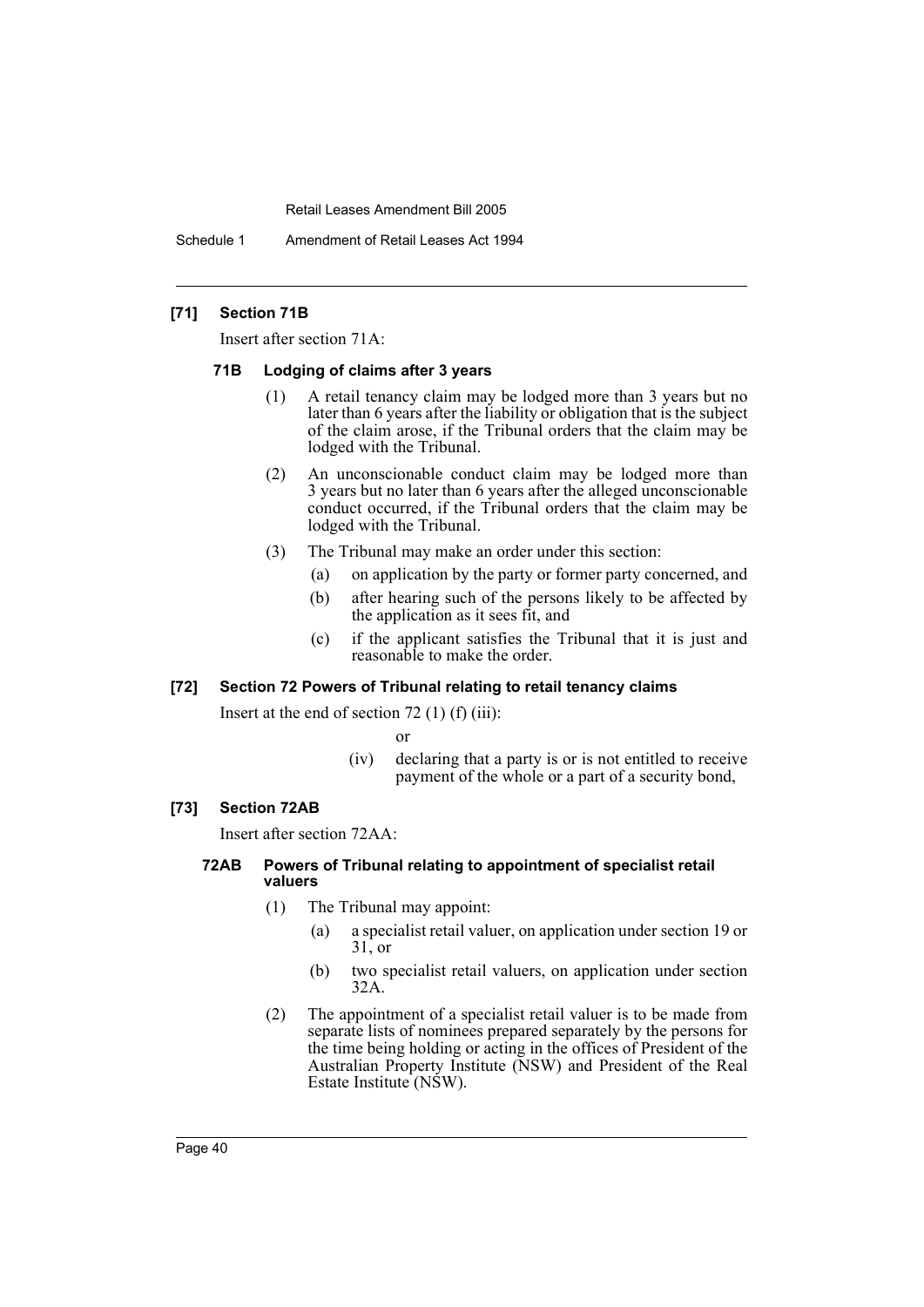#### [71] Section 71B

Insert after section 71A:

##### 71B Lodging of claims after 3 years

(1) A retail tenancy claim may be lodged more than 3 years but no later than 6 years after the liability or obligation that is the subject of the claim arose, if the Tribunal orders that the claim may be lodged with the Tribunal.

(2) An unconscionable conduct claim may be lodged more than 3 years but no later than 6 years after the alleged unconscionable conduct occurred, if the Tribunal orders that the claim may be lodged with the Tribunal.

(3) The Tribunal may make an order under this section:

- (a) on application by the party or former party concerned, and
- (b) after hearing such of the persons likely to be affected by the application as it sees fit, and
- (c) if the applicant satisfies the Tribunal that it is just and reasonable to make the order.

#### [72] Section 72 Powers of Tribunal relating to retail tenancy claims

Insert at the end of section 72 (1) (f) (iii):

or

(iv) declaring that a party is or is not entitled to receive payment of the whole or a part of a security bond,

#### [73] Section 72AB

Insert after section 72AA:

##### 72AB Powers of Tribunal relating to appointment of specialist retail valuers

(1) The Tribunal may appoint:

- (a) a specialist retail valuer, on application under section 19 or 31, or
- (b) two specialist retail valuers, on application under section 32A.

(2) The appointment of a specialist retail valuer is to be made from separate lists of nominees prepared separately by the persons for the time being holding or acting in the offices of President of the Australian Property Institute (NSW) and President of the Real Estate Institute (NSW).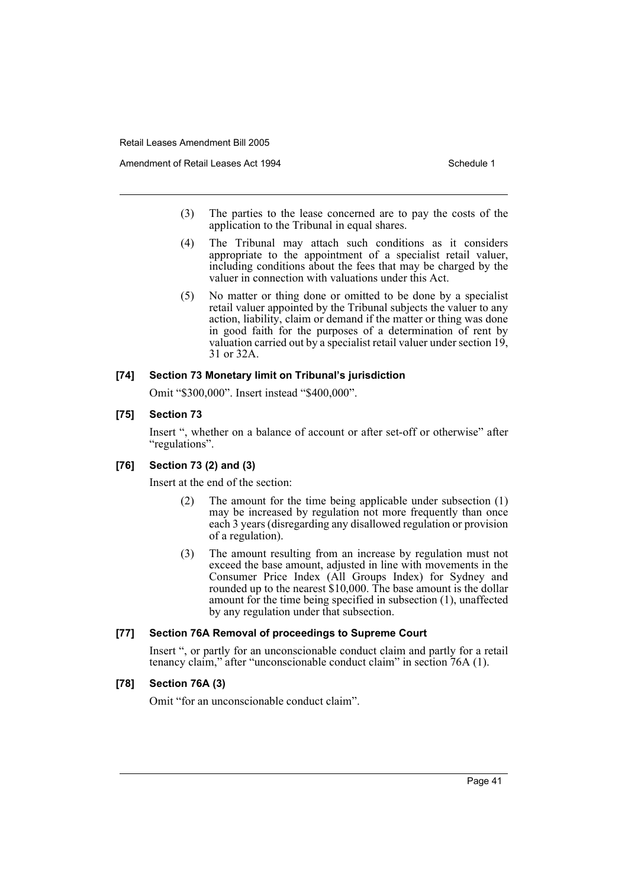(3) The parties to the lease concerned are to pay the costs of the application to the Tribunal in equal shares.

(4) The Tribunal may attach such conditions as it considers appropriate to the appointment of a specialist retail valuer, including conditions about the fees that may be charged by the valuer in connection with valuations under this Act.

(5) No matter or thing done or omitted to be done by a specialist retail valuer appointed by the Tribunal subjects the valuer to any action, liability, claim or demand if the matter or thing was done in good faith for the purposes of a determination of rent by valuation carried out by a specialist retail valuer under section 19, 31 or 32A.

#### [74] Section 73 Monetary limit on Tribunal's jurisdiction

Omit "$300,000". Insert instead "$400,000".

#### [75] Section 73

Insert ", whether on a balance of account or after set-off or otherwise" after "regulations".

#### [76] Section 73 (2) and (3)

Insert at the end of the section:

(2) The amount for the time being applicable under subsection (1) may be increased by regulation not more frequently than once each 3 years (disregarding any disallowed regulation or provision of a regulation).

(3) The amount resulting from an increase by regulation must not exceed the base amount, adjusted in line with movements in the Consumer Price Index (All Groups Index) for Sydney and rounded up to the nearest $10,000. The base amount is the dollar amount for the time being specified in subsection (1), unaffected by any regulation under that subsection.

#### [77] Section 76A Removal of proceedings to Supreme Court

Insert ", or partly for an unconscionable conduct claim and partly for a retail tenancy claim," after "unconscionable conduct claim" in section 76A (1).

#### [78] Section 76A (3)

Omit "for an unconscionable conduct claim".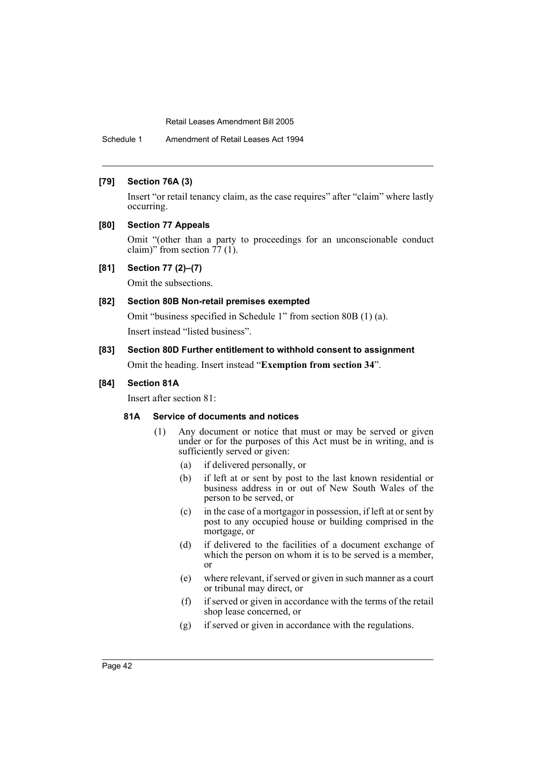### [79] Section 76A (3)

Insert "or retail tenancy claim, as the case requires" after "claim" where lastly occurring.

### [80] Section 77 Appeals

Omit "(other than a party to proceedings for an unconscionable conduct claim)" from section 77 (1).

### [81] Section 77 (2)–(7)

Omit the subsections.

### [82] Section 80B Non-retail premises exempted

Omit "business specified in Schedule 1" from section 80B (1) (a).

Insert instead "listed business".

### [83] Section 80D Further entitlement to withhold consent to assignment

Omit the heading. Insert instead "**Exemption from section 34**".

### [84] Section 81A

Insert after section 81:

#### 81A Service of documents and notices

(1) Any document or notice that must or may be served or given under or for the purposes of this Act must be in writing, and is sufficiently served or given:

- (a) if delivered personally, or
- (b) if left at or sent by post to the last known residential or business address in or out of New South Wales of the person to be served, or
- (c) in the case of a mortgagor in possession, if left at or sent by post to any occupied house or building comprised in the mortgage, or
- (d) if delivered to the facilities of a document exchange of which the person on whom it is to be served is a member, or
- (e) where relevant, if served or given in such manner as a court or tribunal may direct, or
- (f) if served or given in accordance with the terms of the retail shop lease concerned, or
- (g) if served or given in accordance with the regulations.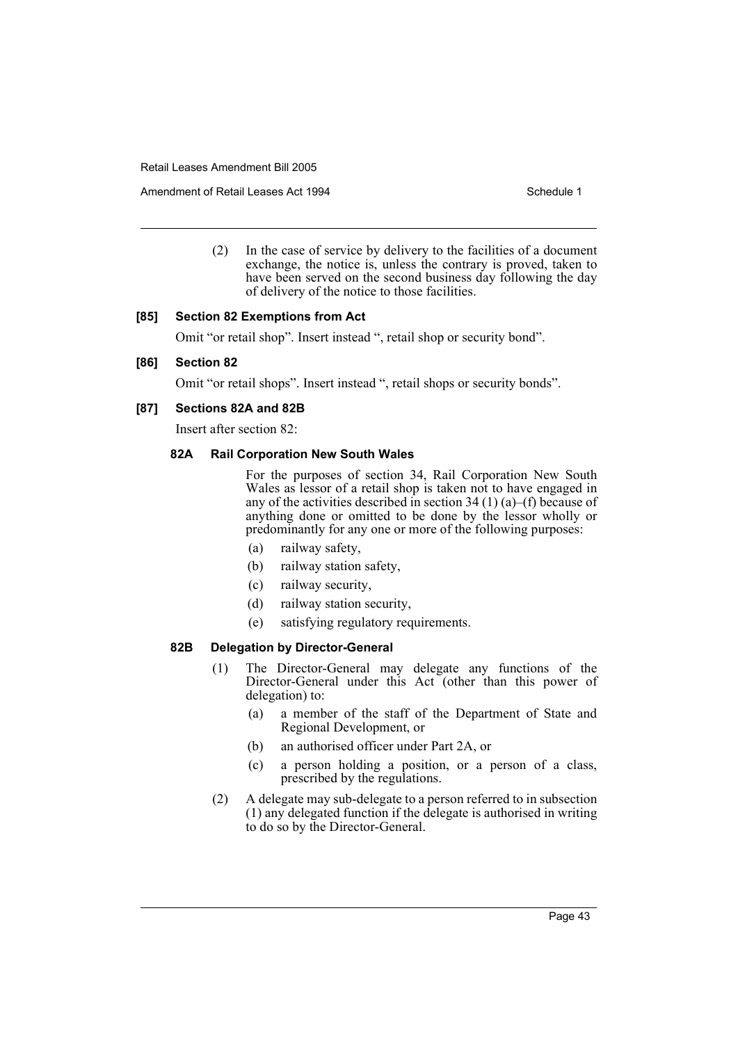(2) In the case of service by delivery to the facilities of a document exchange, the notice is, unless the contrary is proved, taken to have been served on the second business day following the day of delivery of the notice to those facilities.

### [85] Section 82 Exemptions from Act

Omit "or retail shop". Insert instead ", retail shop or security bond".

### [86] Section 82

Omit "or retail shops". Insert instead ", retail shops or security bonds".

### [87] Sections 82A and 82B

Insert after section 82:

#### 82A Rail Corporation New South Wales

For the purposes of section 34, Rail Corporation New South Wales as lessor of a retail shop is taken not to have engaged in any of the activities described in section 34 (1) (a)–(f) because of anything done or omitted to be done by the lessor wholly or predominantly for any one or more of the following purposes:

- (a) railway safety,
- (b) railway station safety,
- (c) railway security,
- (d) railway station security,
- (e) satisfying regulatory requirements.

#### 82B Delegation by Director-General

(1) The Director-General may delegate any functions of the Director-General under this Act (other than this power of delegation) to:

- (a) a member of the staff of the Department of State and Regional Development, or
- (b) an authorised officer under Part 2A, or
- (c) a person holding a position, or a person of a class, prescribed by the regulations.

(2) A delegate may sub-delegate to a person referred to in subsection (1) any delegated function if the delegate is authorised in writing to do so by the Director-General.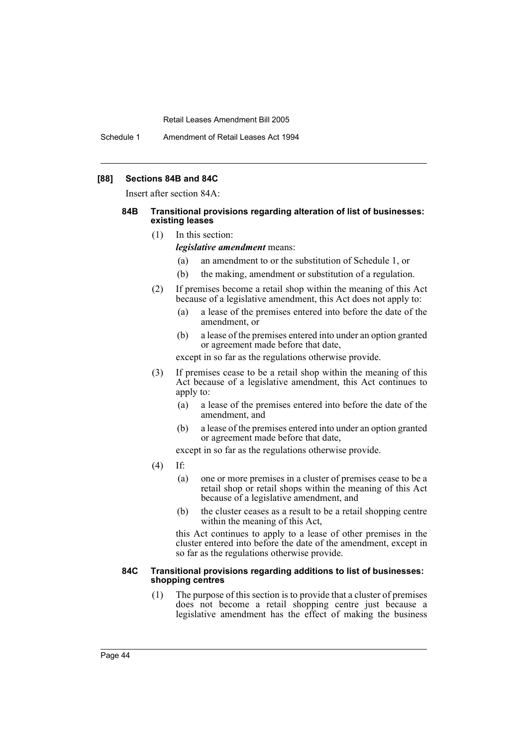### [88] Sections 84B and 84C

Insert after section 84A:

#### 84B Transitional provisions regarding alteration of list of businesses: existing leases

(1) In this section:

***legislative amendment*** means:

(a) an amendment to or the substitution of Schedule 1, or

(b) the making, amendment or substitution of a regulation.

(2) If premises become a retail shop within the meaning of this Act because of a legislative amendment, this Act does not apply to:

(a) a lease of the premises entered into before the date of the amendment, or

(b) a lease of the premises entered into under an option granted or agreement made before that date,

except in so far as the regulations otherwise provide.

(3) If premises cease to be a retail shop within the meaning of this Act because of a legislative amendment, this Act continues to apply to:

(a) a lease of the premises entered into before the date of the amendment, and

(b) a lease of the premises entered into under an option granted or agreement made before that date,

except in so far as the regulations otherwise provide.

(4) If:

(a) one or more premises in a cluster of premises cease to be a retail shop or retail shops within the meaning of this Act because of a legislative amendment, and

(b) the cluster ceases as a result to be a retail shopping centre within the meaning of this Act,

this Act continues to apply to a lease of other premises in the cluster entered into before the date of the amendment, except in so far as the regulations otherwise provide.

#### 84C Transitional provisions regarding additions to list of businesses: shopping centres

(1) The purpose of this section is to provide that a cluster of premises does not become a retail shopping centre just because a legislative amendment has the effect of making the business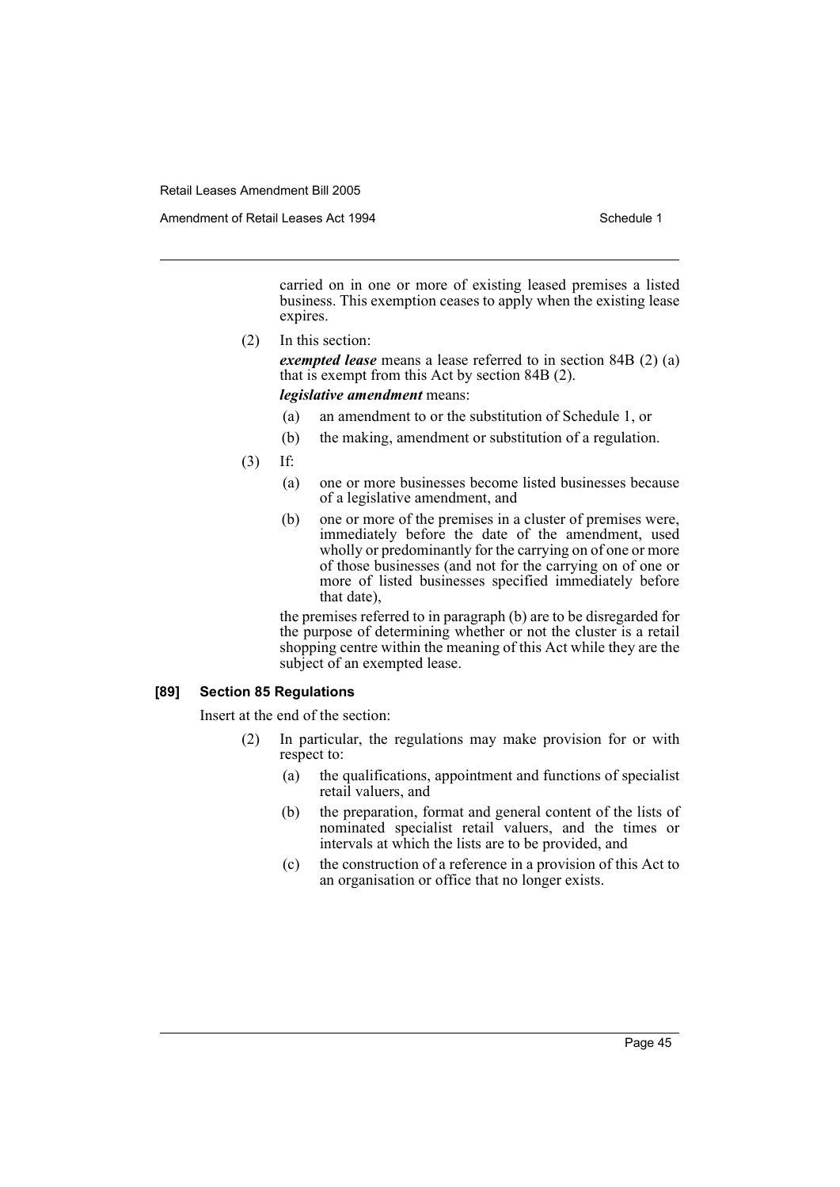carried on in one or more of existing leased premises a listed business. This exemption ceases to apply when the existing lease expires.

(2) In this section:

***exempted lease*** means a lease referred to in section 84B (2) (a) that is exempt from this Act by section 84B (2).

***legislative amendment*** means:

- (a) an amendment to or the substitution of Schedule 1, or
- (b) the making, amendment or substitution of a regulation.

(3) If:

- (a) one or more businesses become listed businesses because of a legislative amendment, and
- (b) one or more of the premises in a cluster of premises were, immediately before the date of the amendment, used wholly or predominantly for the carrying on of one or more of those businesses (and not for the carrying on of one or more of listed businesses specified immediately before that date),

the premises referred to in paragraph (b) are to be disregarded for the purpose of determining whether or not the cluster is a retail shopping centre within the meaning of this Act while they are the subject of an exempted lease.

### [89] Section 85 Regulations

Insert at the end of the section:

(2) In particular, the regulations may make provision for or with respect to:

- (a) the qualifications, appointment and functions of specialist retail valuers, and
- (b) the preparation, format and general content of the lists of nominated specialist retail valuers, and the times or intervals at which the lists are to be provided, and
- (c) the construction of a reference in a provision of this Act to an organisation or office that no longer exists.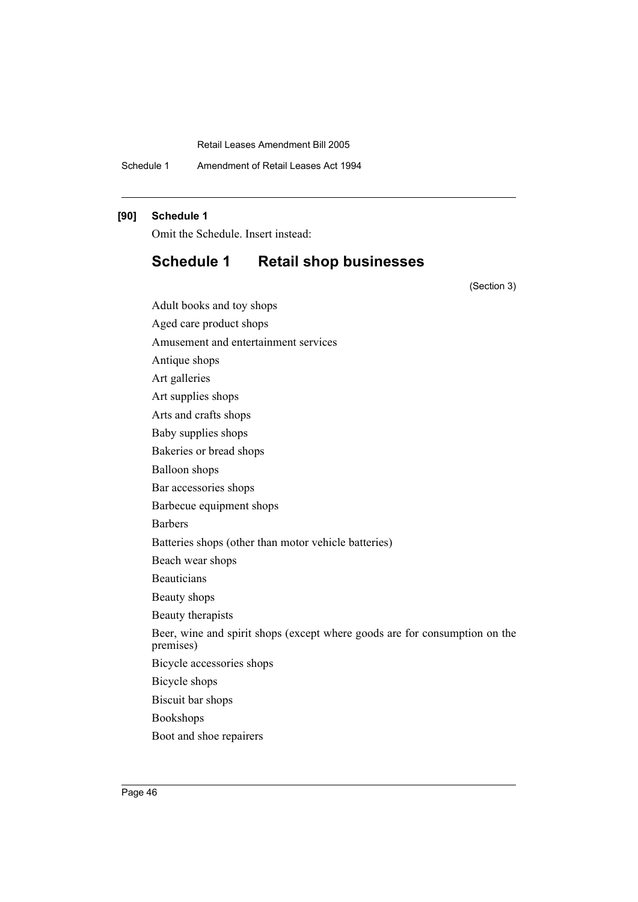**[90] Schedule 1**

Omit the Schedule. Insert instead:

## Schedule 1 Retail shop businesses

(Section 3)

Adult books and toy shops

Aged care product shops

Amusement and entertainment services

Antique shops

Art galleries

Art supplies shops

Arts and crafts shops

Baby supplies shops

Bakeries or bread shops

Balloon shops

Bar accessories shops

Barbecue equipment shops

Barbers

Batteries shops (other than motor vehicle batteries)

Beach wear shops

Beauticians

Beauty shops

Beauty therapists

Beer, wine and spirit shops (except where goods are for consumption on the premises)

Bicycle accessories shops

Bicycle shops

Biscuit bar shops

Bookshops

Boot and shoe repairers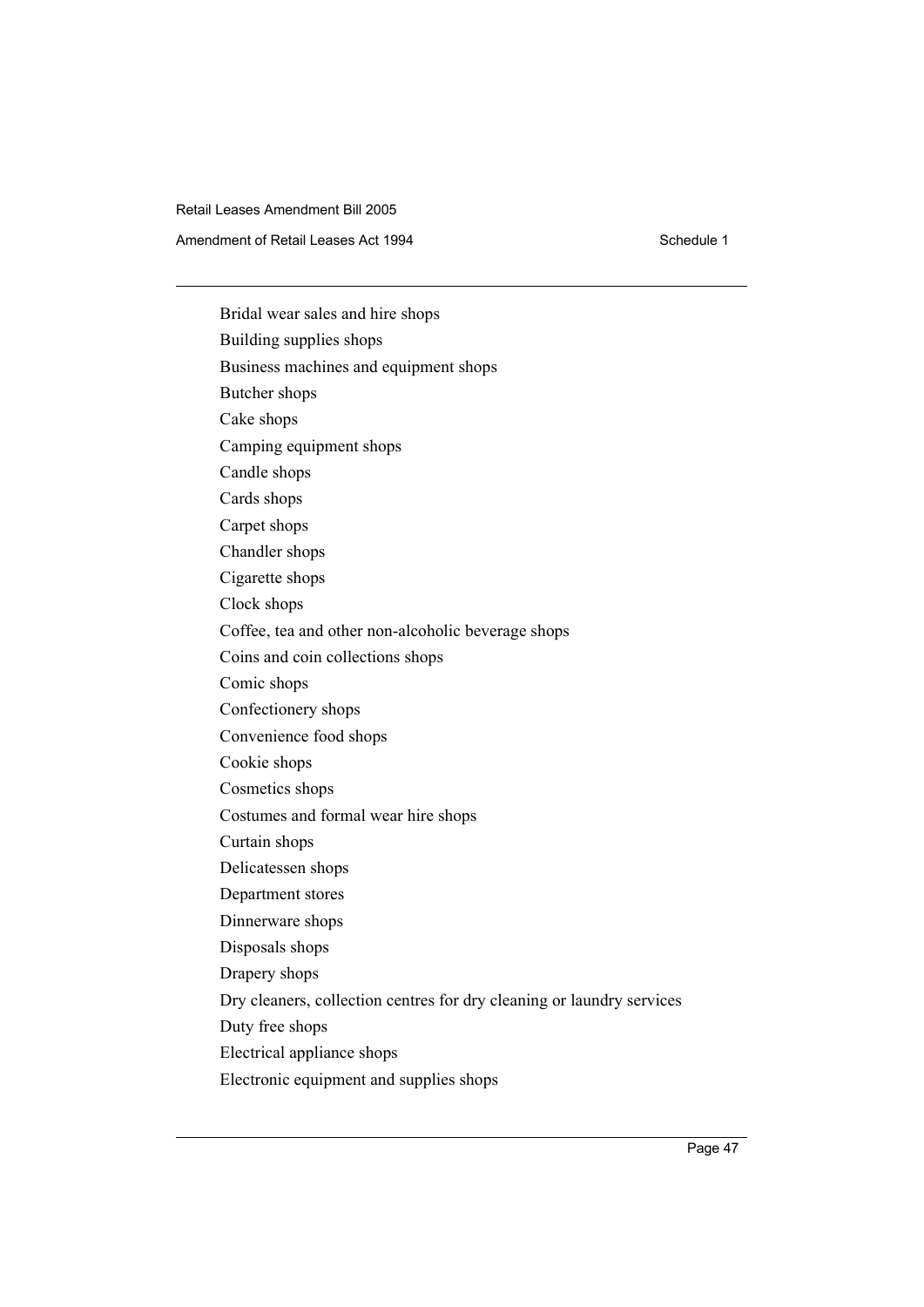Bridal wear sales and hire shops

Building supplies shops

Business machines and equipment shops

Butcher shops

Cake shops

Camping equipment shops

Candle shops

Cards shops

Carpet shops

Chandler shops

Cigarette shops

Clock shops

Coffee, tea and other non-alcoholic beverage shops

Coins and coin collections shops

Comic shops

Confectionery shops

Convenience food shops

Cookie shops

Cosmetics shops

Costumes and formal wear hire shops

Curtain shops

Delicatessen shops

Department stores

Dinnerware shops

Disposals shops

Drapery shops

Dry cleaners, collection centres for dry cleaning or laundry services

Duty free shops

Electrical appliance shops

Electronic equipment and supplies shops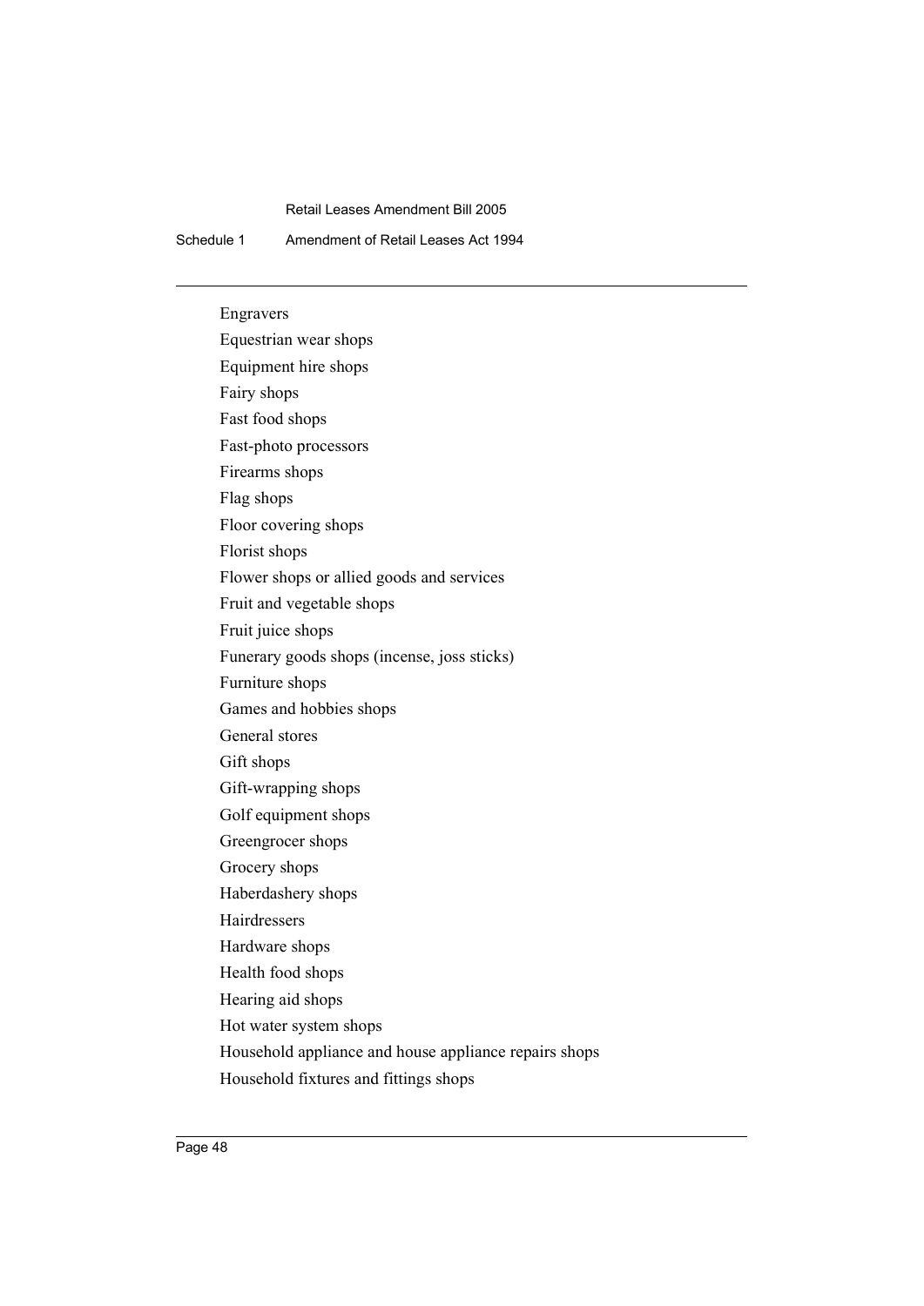Engravers

Equestrian wear shops

Equipment hire shops

Fairy shops

Fast food shops

Fast-photo processors

Firearms shops

Flag shops

Floor covering shops

Florist shops

Flower shops or allied goods and services

Fruit and vegetable shops

Fruit juice shops

Funerary goods shops (incense, joss sticks)

Furniture shops

Games and hobbies shops

General stores

Gift shops

Gift-wrapping shops

Golf equipment shops

Greengrocer shops

Grocery shops

Haberdashery shops

Hairdressers

Hardware shops

Health food shops

Hearing aid shops

Hot water system shops

Household appliance and house appliance repairs shops

Household fixtures and fittings shops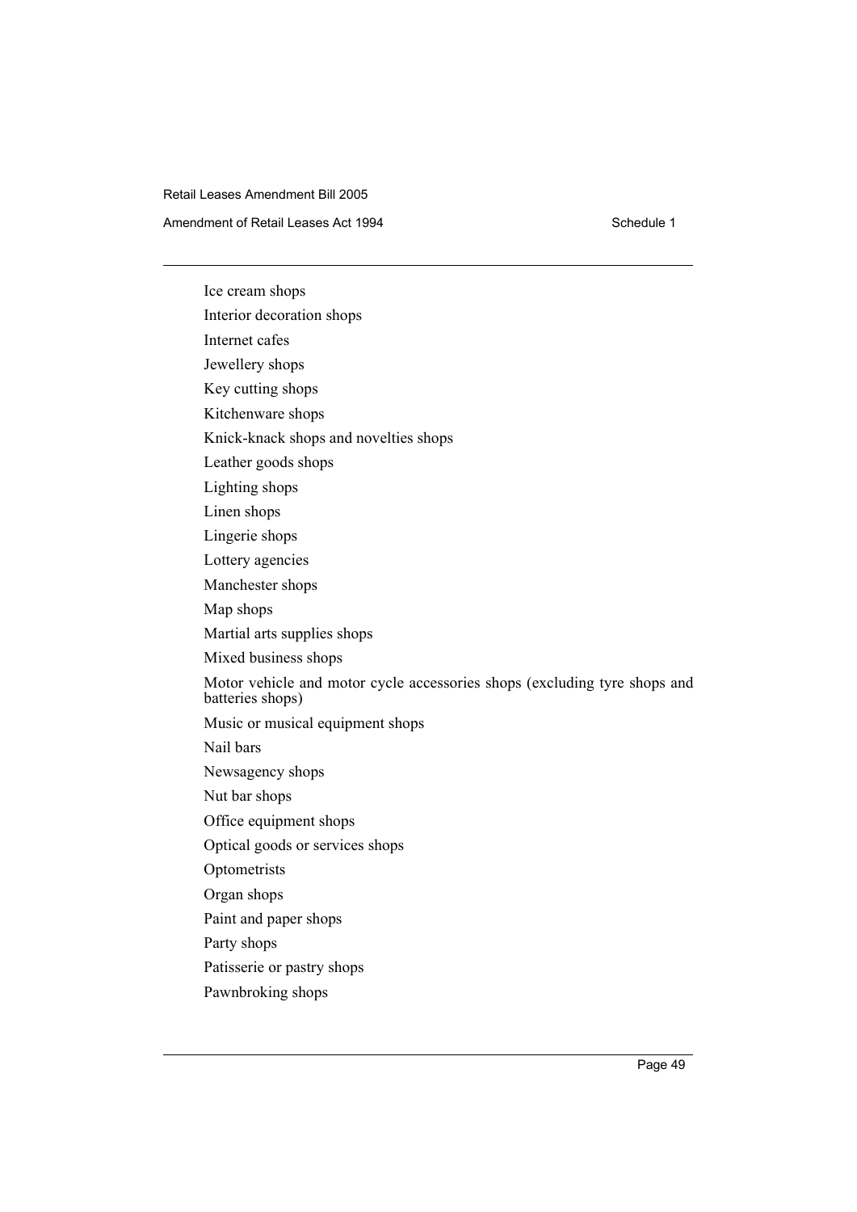Ice cream shops

Interior decoration shops

Internet cafes

Jewellery shops

Key cutting shops

Kitchenware shops

Knick-knack shops and novelties shops

Leather goods shops

Lighting shops

Linen shops

Lingerie shops

Lottery agencies

Manchester shops

Map shops

Martial arts supplies shops

Mixed business shops

Motor vehicle and motor cycle accessories shops (excluding tyre shops and batteries shops)

Music or musical equipment shops

Nail bars

Newsagency shops

Nut bar shops

Office equipment shops

Optical goods or services shops

Optometrists

Organ shops

Paint and paper shops

Party shops

Patisserie or pastry shops

Pawnbroking shops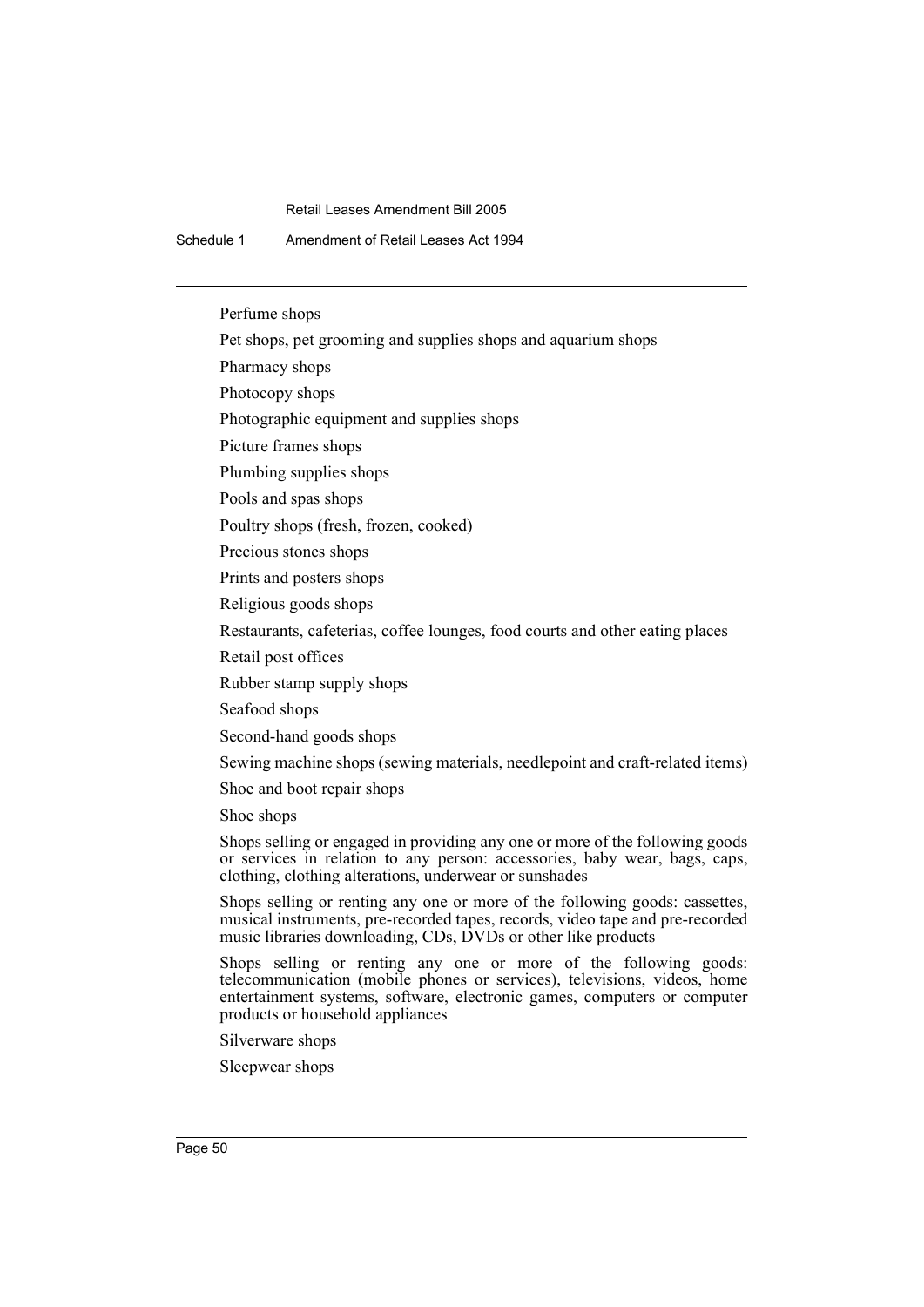Perfume shops

Pet shops, pet grooming and supplies shops and aquarium shops

Pharmacy shops

Photocopy shops

Photographic equipment and supplies shops

Picture frames shops

Plumbing supplies shops

Pools and spas shops

Poultry shops (fresh, frozen, cooked)

Precious stones shops

Prints and posters shops

Religious goods shops

Restaurants, cafeterias, coffee lounges, food courts and other eating places

Retail post offices

Rubber stamp supply shops

Seafood shops

Second-hand goods shops

Sewing machine shops (sewing materials, needlepoint and craft-related items)

Shoe and boot repair shops

Shoe shops

Shops selling or engaged in providing any one or more of the following goods or services in relation to any person: accessories, baby wear, bags, caps, clothing, clothing alterations, underwear or sunshades

Shops selling or renting any one or more of the following goods: cassettes, musical instruments, pre-recorded tapes, records, video tape and pre-recorded music libraries downloading, CDs, DVDs or other like products

Shops selling or renting any one or more of the following goods: telecommunication (mobile phones or services), televisions, videos, home entertainment systems, software, electronic games, computers or computer products or household appliances

Silverware shops

Sleepwear shops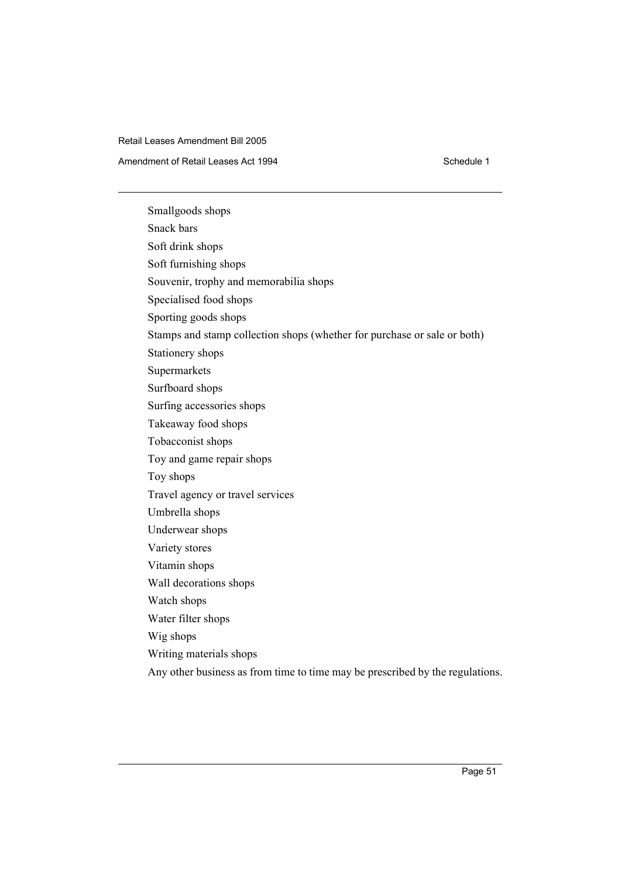Smallgoods shops

Snack bars

Soft drink shops

Soft furnishing shops

Souvenir, trophy and memorabilia shops

Specialised food shops

Sporting goods shops

Stamps and stamp collection shops (whether for purchase or sale or both)

Stationery shops

Supermarkets

Surfboard shops

Surfing accessories shops

Takeaway food shops

Tobacconist shops

Toy and game repair shops

Toy shops

Travel agency or travel services

Umbrella shops

Underwear shops

Variety stores

Vitamin shops

Wall decorations shops

Watch shops

Water filter shops

Wig shops

Writing materials shops

Any other business as from time to time may be prescribed by the regulations.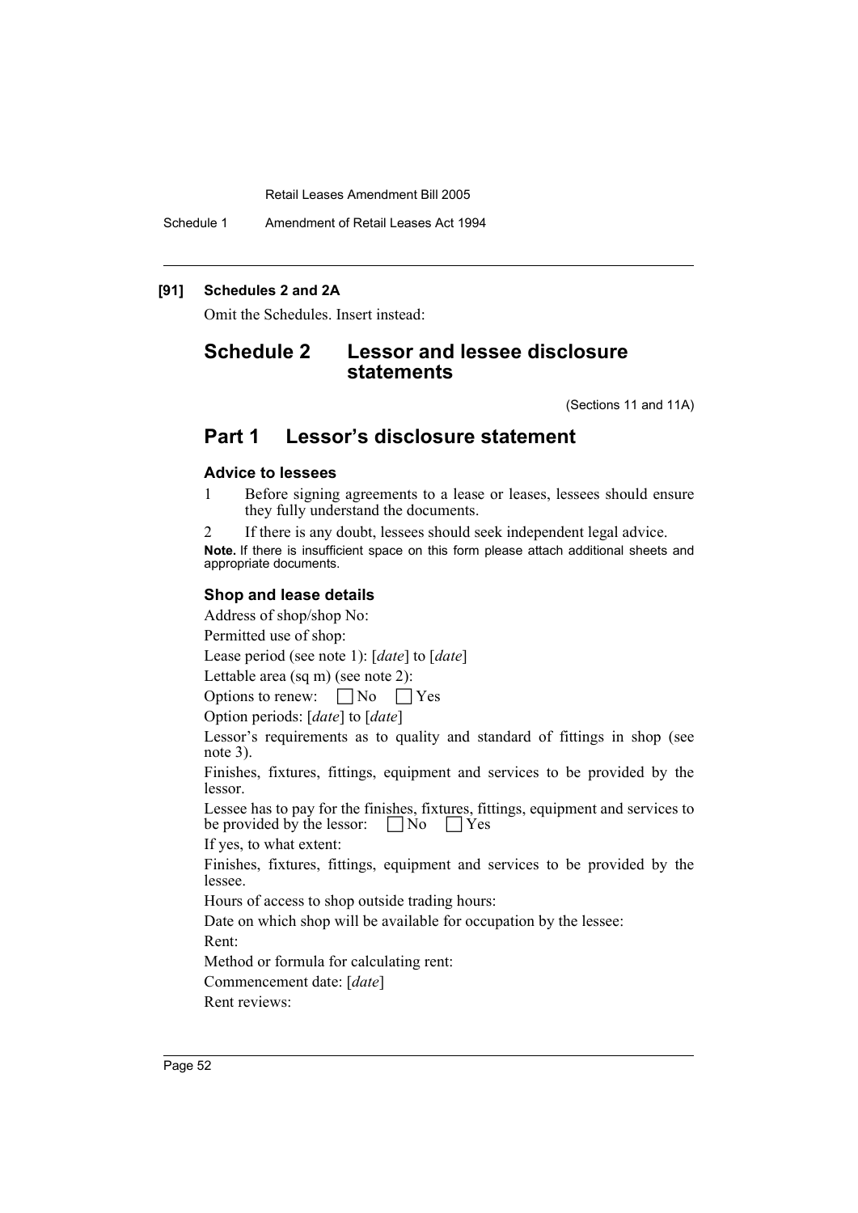**[91] Schedules 2 and 2A**

Omit the Schedules. Insert instead:

# Schedule 2 Lessor and lessee disclosure statements

(Sections 11 and 11A)

## Part 1 Lessor's disclosure statement

### Advice to lessees

1. Before signing agreements to a lease or leases, lessees should ensure they fully understand the documents.
2. If there is any doubt, lessees should seek independent legal advice.

**Note.** If there is insufficient space on this form please attach additional sheets and appropriate documents.

### Shop and lease details

Address of shop/shop No:

Permitted use of shop:

Lease period (see note 1): [*date*] to [*date*]

Lettable area (sq m) (see note 2):

Options to renew: ☐ No ☐ Yes

Option periods: [*date*] to [*date*]

Lessor's requirements as to quality and standard of fittings in shop (see note 3).

Finishes, fixtures, fittings, equipment and services to be provided by the lessor.

Lessee has to pay for the finishes, fixtures, fittings, equipment and services to be provided by the lessor: ☐ No ☐ Yes

If yes, to what extent:

Finishes, fixtures, fittings, equipment and services to be provided by the lessee.

Hours of access to shop outside trading hours:

Date on which shop will be available for occupation by the lessee:

Rent:

Method or formula for calculating rent:

Commencement date: [*date*]

Rent reviews: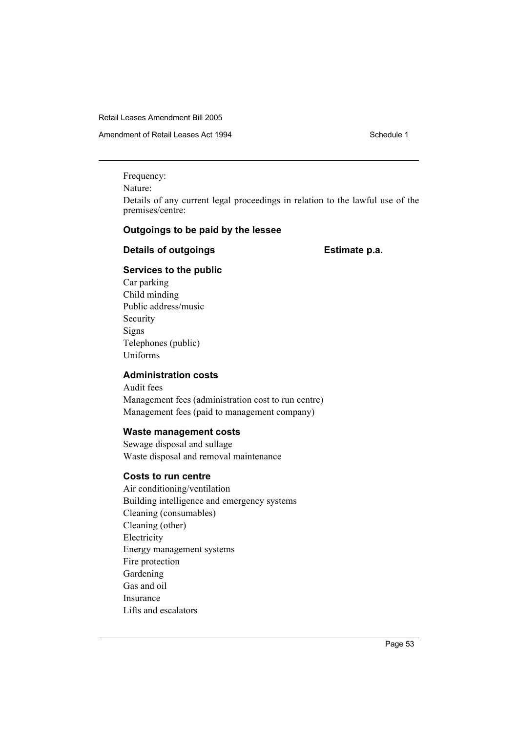Frequency:

Nature:

Details of any current legal proceedings in relation to the lawful use of the premises/centre:

**Outgoings to be paid by the lessee**

**Details of outgoings** **Estimate p.a.**

**Services to the public**

Car parking
Child minding
Public address/music
Security
Signs
Telephones (public)
Uniforms

**Administration costs**

Audit fees
Management fees (administration cost to run centre)
Management fees (paid to management company)

**Waste management costs**

Sewage disposal and sullage
Waste disposal and removal maintenance

**Costs to run centre**

Air conditioning/ventilation
Building intelligence and emergency systems
Cleaning (consumables)
Cleaning (other)
Electricity
Energy management systems
Fire protection
Gardening
Gas and oil
Insurance
Lifts and escalators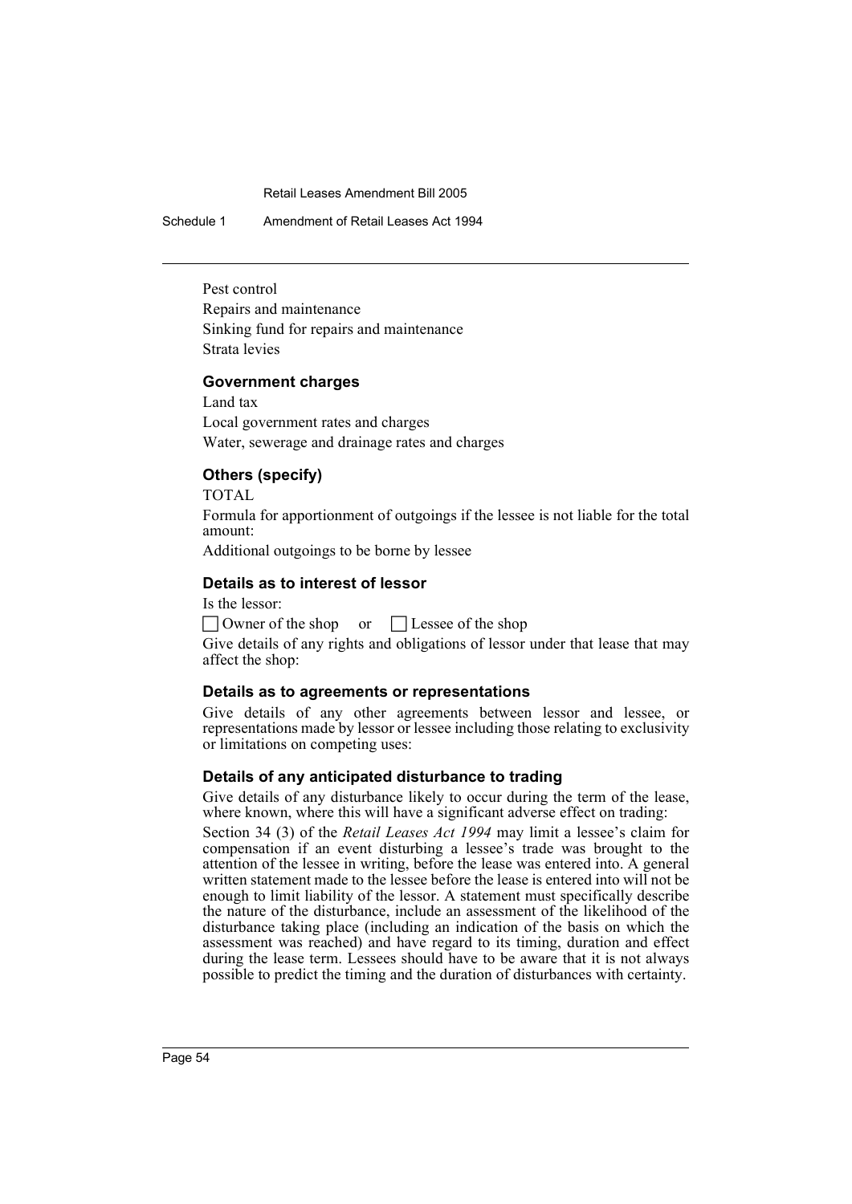Pest control

Repairs and maintenance

Sinking fund for repairs and maintenance

Strata levies

### Government charges

Land tax

Local government rates and charges

Water, sewerage and drainage rates and charges

### Others (specify)

TOTAL

Formula for apportionment of outgoings if the lessee is not liable for the total amount:

Additional outgoings to be borne by lessee

### Details as to interest of lessor

Is the lessor:

☐ Owner of the shop or ☐ Lessee of the shop

Give details of any rights and obligations of lessor under that lease that may affect the shop:

### Details as to agreements or representations

Give details of any other agreements between lessor and lessee, or representations made by lessor or lessee including those relating to exclusivity or limitations on competing uses:

### Details of any anticipated disturbance to trading

Give details of any disturbance likely to occur during the term of the lease, where known, where this will have a significant adverse effect on trading:

Section 34 (3) of the *Retail Leases Act 1994* may limit a lessee's claim for compensation if an event disturbing a lessee's trade was brought to the attention of the lessee in writing, before the lease was entered into. A general written statement made to the lessee before the lease is entered into will not be enough to limit liability of the lessor. A statement must specifically describe the nature of the disturbance, include an assessment of the likelihood of the disturbance taking place (including an indication of the basis on which the assessment was reached) and have regard to its timing, duration and effect during the lease term. Lessees should have to be aware that it is not always possible to predict the timing and the duration of disturbances with certainty.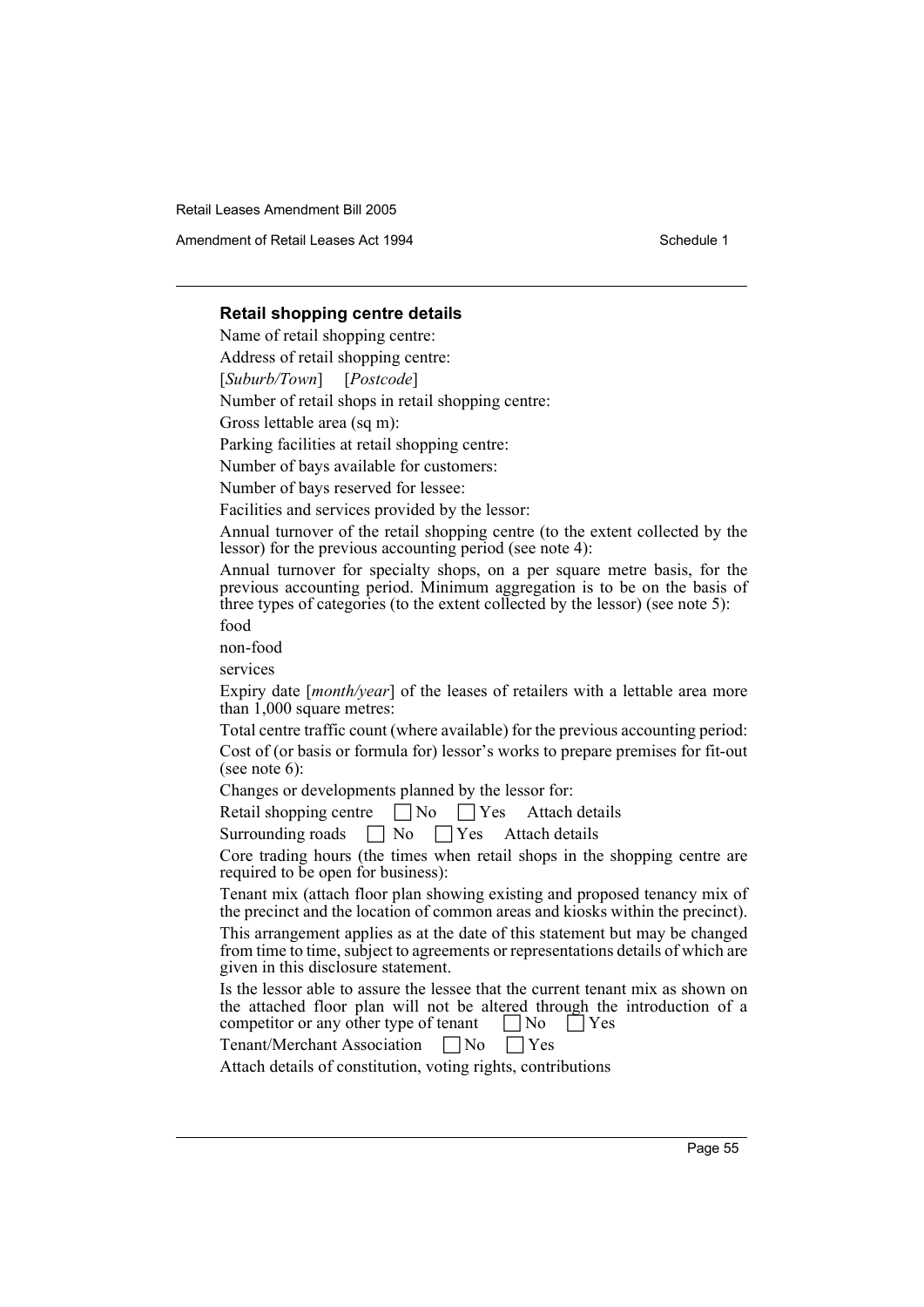### Retail shopping centre details

Name of retail shopping centre:

Address of retail shopping centre:

[*Suburb/Town*] [*Postcode*]

Number of retail shops in retail shopping centre:

Gross lettable area (sq m):

Parking facilities at retail shopping centre:

Number of bays available for customers:

Number of bays reserved for lessee:

Facilities and services provided by the lessor:

Annual turnover of the retail shopping centre (to the extent collected by the lessor) for the previous accounting period (see note 4):

Annual turnover for specialty shops, on a per square metre basis, for the previous accounting period. Minimum aggregation is to be on the basis of three types of categories (to the extent collected by the lessor) (see note 5):

food

non-food

services

Expiry date [*month/year*] of the leases of retailers with a lettable area more than 1,000 square metres:

Total centre traffic count (where available) for the previous accounting period:

Cost of (or basis or formula for) lessor's works to prepare premises for fit-out (see note 6):

Changes or developments planned by the lessor for:

Retail shopping centre ☐ No ☐ Yes Attach details

Surrounding roads ☐ No ☐ Yes Attach details

Core trading hours (the times when retail shops in the shopping centre are required to be open for business):

Tenant mix (attach floor plan showing existing and proposed tenancy mix of the precinct and the location of common areas and kiosks within the precinct). This arrangement applies as at the date of this statement but may be changed from time to time, subject to agreements or representations details of which are given in this disclosure statement.

Is the lessor able to assure the lessee that the current tenant mix as shown on the attached floor plan will not be altered through the introduction of a competitor or any other type of tenant ☐ No ☐ Yes

Tenant/Merchant Association ☐ No ☐ Yes

Attach details of constitution, voting rights, contributions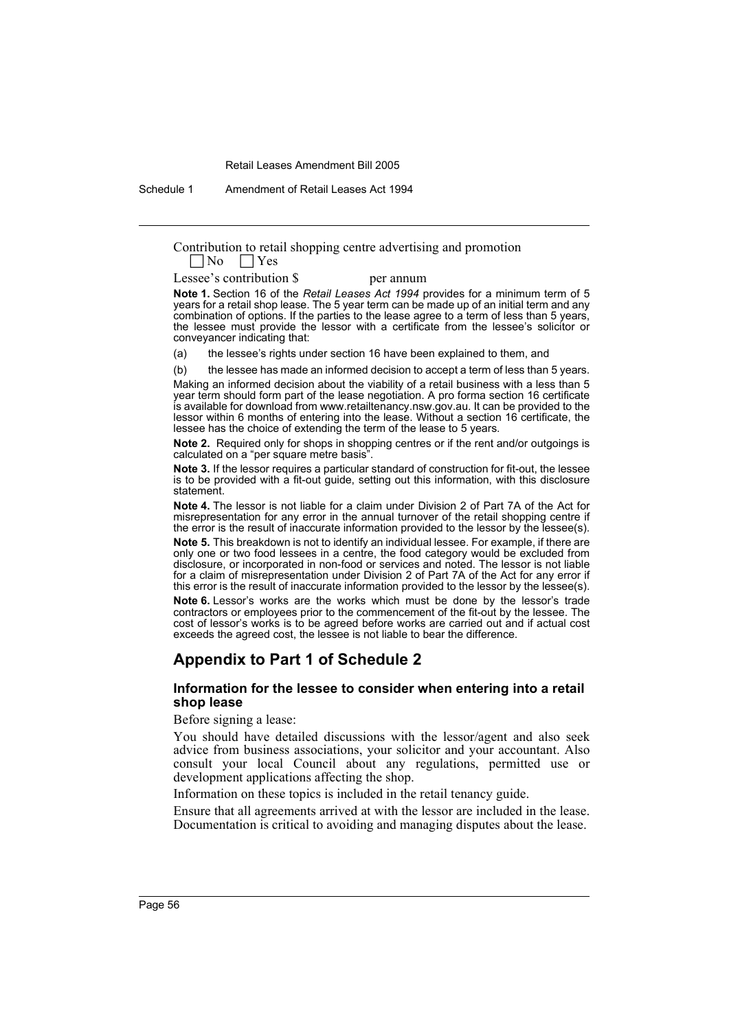Contribution to retail shopping centre advertising and promotion
☐ No ☐ Yes

Lessee's contribution $ per annum

**Note 1.** Section 16 of the *Retail Leases Act 1994* provides for a minimum term of 5 years for a retail shop lease. The 5 year term can be made up of an initial term and any combination of options. If the parties to the lease agree to a term of less than 5 years, the lessee must provide the lessor with a certificate from the lessee's solicitor or conveyancer indicating that:

(a) the lessee's rights under section 16 have been explained to them, and

(b) the lessee has made an informed decision to accept a term of less than 5 years.

Making an informed decision about the viability of a retail business with a less than 5 year term should form part of the lease negotiation. A pro forma section 16 certificate is available for download from www.retailtenancy.nsw.gov.au. It can be provided to the lessor within 6 months of entering into the lease. Without a section 16 certificate, the lessee has the choice of extending the term of the lease to 5 years.

**Note 2.** Required only for shops in shopping centres or if the rent and/or outgoings is calculated on a "per square metre basis".

**Note 3.** If the lessor requires a particular standard of construction for fit-out, the lessee is to be provided with a fit-out guide, setting out this information, with this disclosure statement.

**Note 4.** The lessor is not liable for a claim under Division 2 of Part 7A of the Act for misrepresentation for any error in the annual turnover of the retail shopping centre if the error is the result of inaccurate information provided to the lessor by the lessee(s).

**Note 5.** This breakdown is not to identify an individual lessee. For example, if there are only one or two food lessees in a centre, the food category would be excluded from disclosure, or incorporated in non-food or services and noted. The lessor is not liable for a claim of misrepresentation under Division 2 of Part 7A of the Act for any error if this error is the result of inaccurate information provided to the lessor by the lessee(s).

**Note 6.** Lessor's works are the works which must be done by the lessor's trade contractors or employees prior to the commencement of the fit-out by the lessee. The cost of lessor's works is to be agreed before works are carried out and if actual cost exceeds the agreed cost, the lessee is not liable to bear the difference.

## Appendix to Part 1 of Schedule 2

### Information for the lessee to consider when entering into a retail shop lease

Before signing a lease:

You should have detailed discussions with the lessor/agent and also seek advice from business associations, your solicitor and your accountant. Also consult your local Council about any regulations, permitted use or development applications affecting the shop.

Information on these topics is included in the retail tenancy guide.

Ensure that all agreements arrived at with the lessor are included in the lease. Documentation is critical to avoiding and managing disputes about the lease.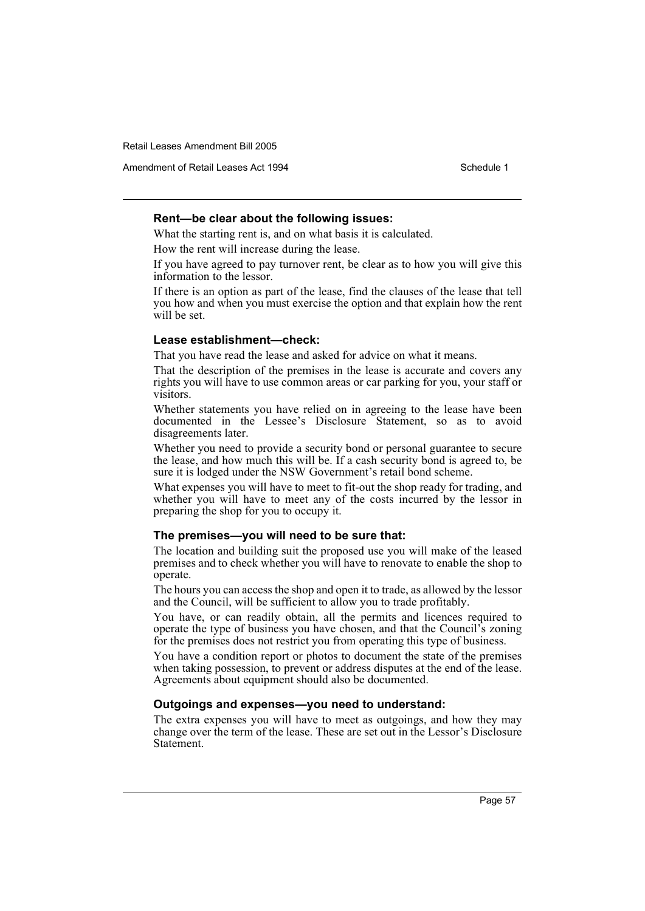### Rent—be clear about the following issues:

What the starting rent is, and on what basis it is calculated.

How the rent will increase during the lease.

If you have agreed to pay turnover rent, be clear as to how you will give this information to the lessor.

If there is an option as part of the lease, find the clauses of the lease that tell you how and when you must exercise the option and that explain how the rent will be set.

### Lease establishment—check:

That you have read the lease and asked for advice on what it means.

That the description of the premises in the lease is accurate and covers any rights you will have to use common areas or car parking for you, your staff or visitors.

Whether statements you have relied on in agreeing to the lease have been documented in the Lessee's Disclosure Statement, so as to avoid disagreements later.

Whether you need to provide a security bond or personal guarantee to secure the lease, and how much this will be. If a cash security bond is agreed to, be sure it is lodged under the NSW Government's retail bond scheme.

What expenses you will have to meet to fit-out the shop ready for trading, and whether you will have to meet any of the costs incurred by the lessor in preparing the shop for you to occupy it.

### The premises—you will need to be sure that:

The location and building suit the proposed use you will make of the leased premises and to check whether you will have to renovate to enable the shop to operate.

The hours you can access the shop and open it to trade, as allowed by the lessor and the Council, will be sufficient to allow you to trade profitably.

You have, or can readily obtain, all the permits and licences required to operate the type of business you have chosen, and that the Council's zoning for the premises does not restrict you from operating this type of business.

You have a condition report or photos to document the state of the premises when taking possession, to prevent or address disputes at the end of the lease. Agreements about equipment should also be documented.

### Outgoings and expenses—you need to understand:

The extra expenses you will have to meet as outgoings, and how they may change over the term of the lease. These are set out in the Lessor's Disclosure Statement.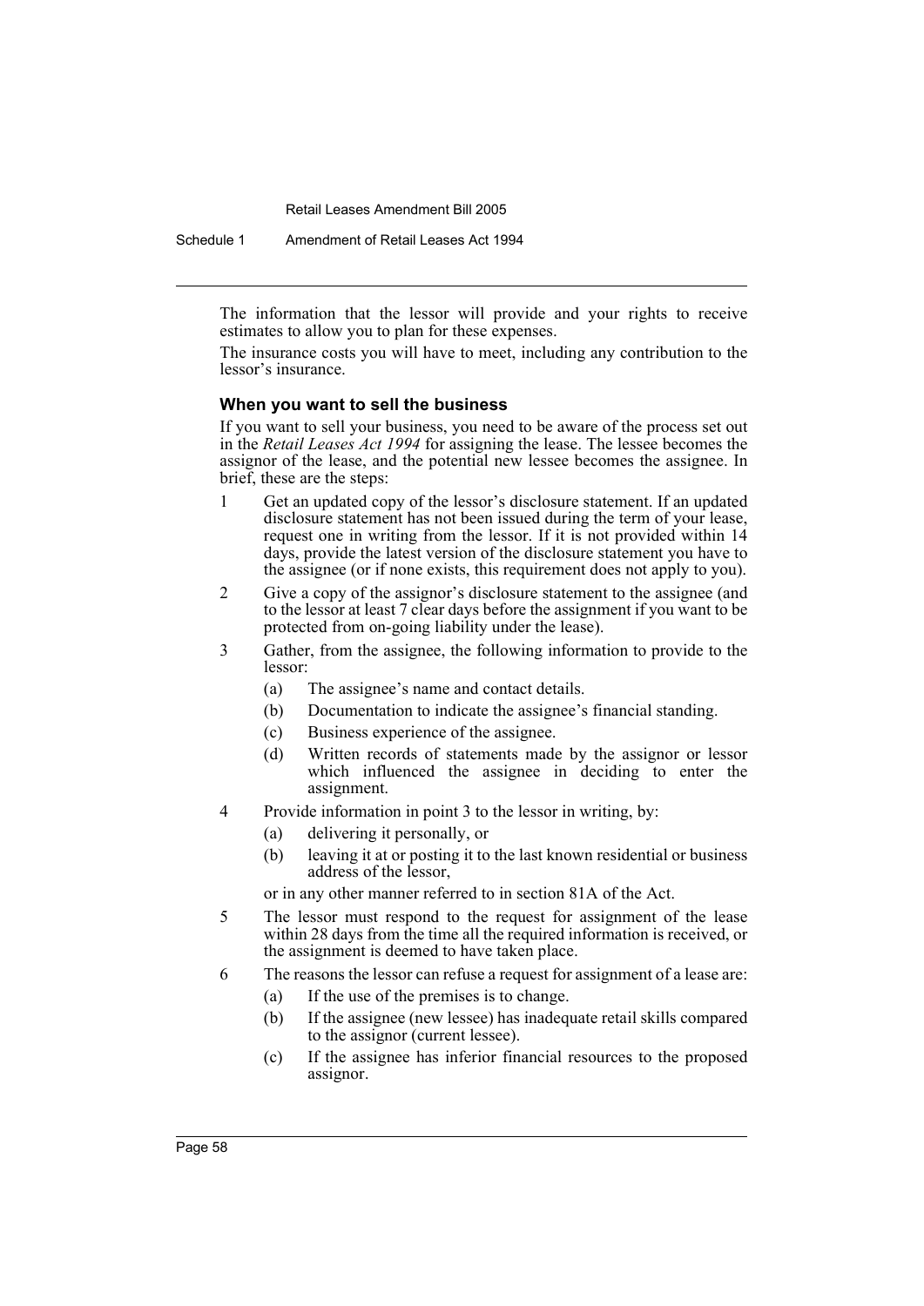The information that the lessor will provide and your rights to receive estimates to allow you to plan for these expenses.

The insurance costs you will have to meet, including any contribution to the lessor's insurance.

### When you want to sell the business

If you want to sell your business, you need to be aware of the process set out in the *Retail Leases Act 1994* for assigning the lease. The lessee becomes the assignor of the lease, and the potential new lessee becomes the assignee. In brief, these are the steps:

1. Get an updated copy of the lessor's disclosure statement. If an updated disclosure statement has not been issued during the term of your lease, request one in writing from the lessor. If it is not provided within 14 days, provide the latest version of the disclosure statement you have to the assignee (or if none exists, this requirement does not apply to you).
2. Give a copy of the assignor's disclosure statement to the assignee (and to the lessor at least 7 clear days before the assignment if you want to be protected from on-going liability under the lease).
3. Gather, from the assignee, the following information to provide to the lessor:
   - (a) The assignee's name and contact details.
   - (b) Documentation to indicate the assignee's financial standing.
   - (c) Business experience of the assignee.
   - (d) Written records of statements made by the assignor or lessor which influenced the assignee in deciding to enter the assignment.
4. Provide information in point 3 to the lessor in writing, by:
   - (a) delivering it personally, or
   - (b) leaving it at or posting it to the last known residential or business address of the lessor,

   or in any other manner referred to in section 81A of the Act.
5. The lessor must respond to the request for assignment of the lease within 28 days from the time all the required information is received, or the assignment is deemed to have taken place.
6. The reasons the lessor can refuse a request for assignment of a lease are:
   - (a) If the use of the premises is to change.
   - (b) If the assignee (new lessee) has inadequate retail skills compared to the assignor (current lessee).
   - (c) If the assignee has inferior financial resources to the proposed assignor.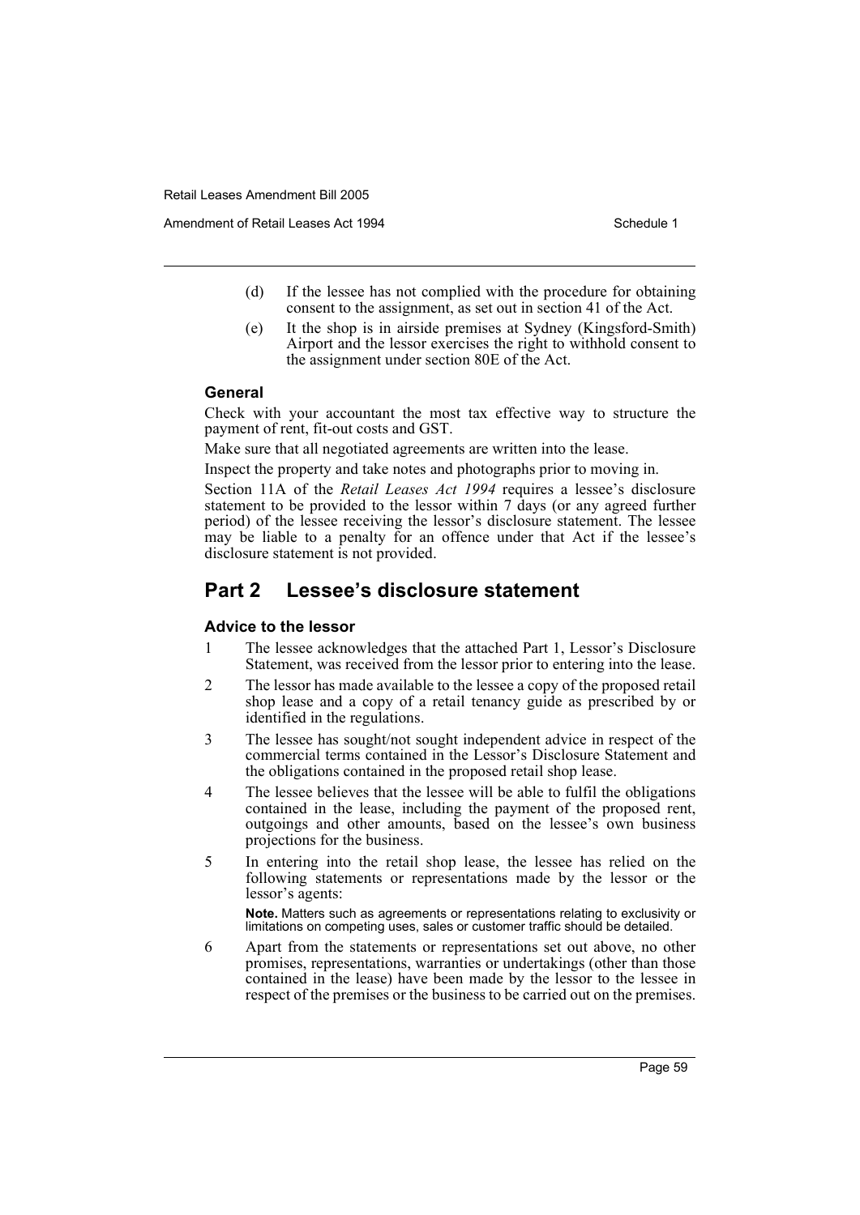(d) If the lessee has not complied with the procedure for obtaining consent to the assignment, as set out in section 41 of the Act.

(e) It the shop is in airside premises at Sydney (Kingsford-Smith) Airport and the lessor exercises the right to withhold consent to the assignment under section 80E of the Act.

### General

Check with your accountant the most tax effective way to structure the payment of rent, fit-out costs and GST.

Make sure that all negotiated agreements are written into the lease.

Inspect the property and take notes and photographs prior to moving in.

Section 11A of the *Retail Leases Act 1994* requires a lessee's disclosure statement to be provided to the lessor within 7 days (or any agreed further period) of the lessee receiving the lessor's disclosure statement. The lessee may be liable to a penalty for an offence under that Act if the lessee's disclosure statement is not provided.

## Part 2 Lessee's disclosure statement

### Advice to the lessor

1 The lessee acknowledges that the attached Part 1, Lessor's Disclosure Statement, was received from the lessor prior to entering into the lease.

2 The lessor has made available to the lessee a copy of the proposed retail shop lease and a copy of a retail tenancy guide as prescribed by or identified in the regulations.

3 The lessee has sought/not sought independent advice in respect of the commercial terms contained in the Lessor's Disclosure Statement and the obligations contained in the proposed retail shop lease.

4 The lessee believes that the lessee will be able to fulfil the obligations contained in the lease, including the payment of the proposed rent, outgoings and other amounts, based on the lessee's own business projections for the business.

5 In entering into the retail shop lease, the lessee has relied on the following statements or representations made by the lessor or the lessor's agents:

**Note.** Matters such as agreements or representations relating to exclusivity or limitations on competing uses, sales or customer traffic should be detailed.

6 Apart from the statements or representations set out above, no other promises, representations, warranties or undertakings (other than those contained in the lease) have been made by the lessor to the lessee in respect of the premises or the business to be carried out on the premises.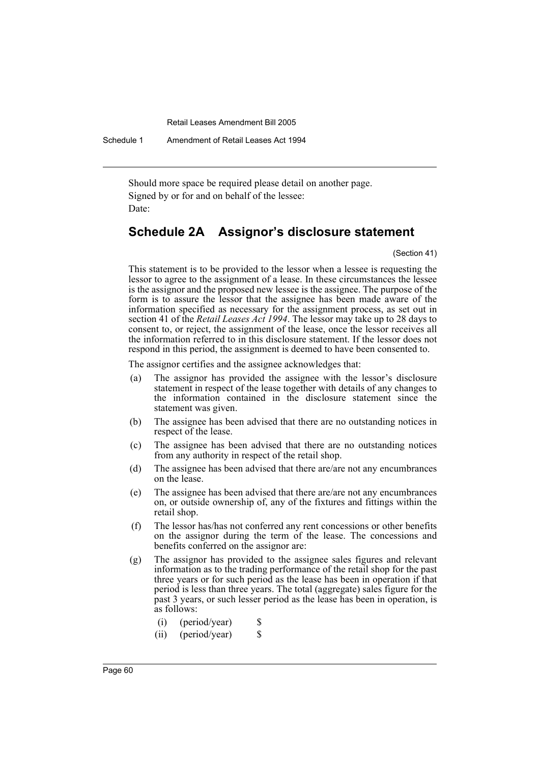Should more space be required please detail on another page.

Signed by or for and on behalf of the lessee:

Date:

## Schedule 2A Assignor's disclosure statement

(Section 41)

This statement is to be provided to the lessor when a lessee is requesting the lessor to agree to the assignment of a lease. In these circumstances the lessee is the assignor and the proposed new lessee is the assignee. The purpose of the form is to assure the lessor that the assignee has been made aware of the information specified as necessary for the assignment process, as set out in section 41 of the *Retail Leases Act 1994*. The lessor may take up to 28 days to consent to, or reject, the assignment of the lease, once the lessor receives all the information referred to in this disclosure statement. If the lessor does not respond in this period, the assignment is deemed to have been consented to.

The assignor certifies and the assignee acknowledges that:

(a) The assignor has provided the assignee with the lessor's disclosure statement in respect of the lease together with details of any changes to the information contained in the disclosure statement since the statement was given.

(b) The assignee has been advised that there are no outstanding notices in respect of the lease.

(c) The assignee has been advised that there are no outstanding notices from any authority in respect of the retail shop.

(d) The assignee has been advised that there are/are not any encumbrances on the lease.

(e) The assignee has been advised that there are/are not any encumbrances on, or outside ownership of, any of the fixtures and fittings within the retail shop.

(f) The lessor has/has not conferred any rent concessions or other benefits on the assignor during the term of the lease. The concessions and benefits conferred on the assignor are:

(g) The assignor has provided to the assignee sales figures and relevant information as to the trading performance of the retail shop for the past three years or for such period as the lease has been in operation if that period is less than three years. The total (aggregate) sales figure for the past 3 years, or such lesser period as the lease has been in operation, is as follows:

(i) (period/year) $

(ii) (period/year) $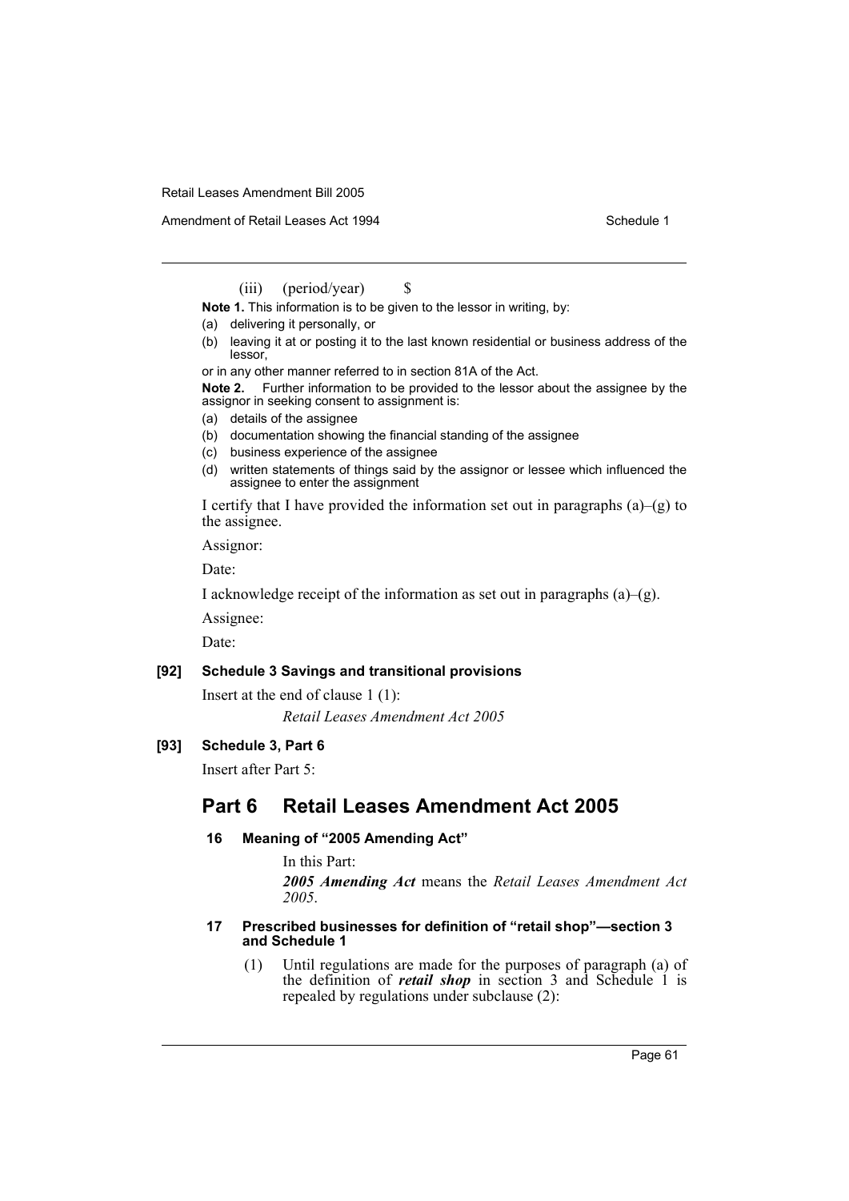(iii) (period/year) $

**Note 1.** This information is to be given to the lessor in writing, by:

(a) delivering it personally, or

(b) leaving it at or posting it to the last known residential or business address of the lessor,

or in any other manner referred to in section 81A of the Act.

**Note 2.** Further information to be provided to the lessor about the assignee by the assignor in seeking consent to assignment is:

(a) details of the assignee

(b) documentation showing the financial standing of the assignee

(c) business experience of the assignee

(d) written statements of things said by the assignor or lessee which influenced the assignee to enter the assignment

I certify that I have provided the information set out in paragraphs (a)–(g) to the assignee.

Assignor:

Date:

I acknowledge receipt of the information as set out in paragraphs (a)–(g).

Assignee:

Date:

**[92] Schedule 3 Savings and transitional provisions**

Insert at the end of clause 1 (1):

*Retail Leases Amendment Act 2005*

**[93] Schedule 3, Part 6**

Insert after Part 5:

## Part 6 Retail Leases Amendment Act 2005

**16 Meaning of "2005 Amending Act"**

In this Part:

***2005 Amending Act*** means the *Retail Leases Amendment Act 2005*.

**17 Prescribed businesses for definition of "retail shop"—section 3 and Schedule 1**

(1) Until regulations are made for the purposes of paragraph (a) of the definition of ***retail shop*** in section 3 and Schedule 1 is repealed by regulations under subclause (2):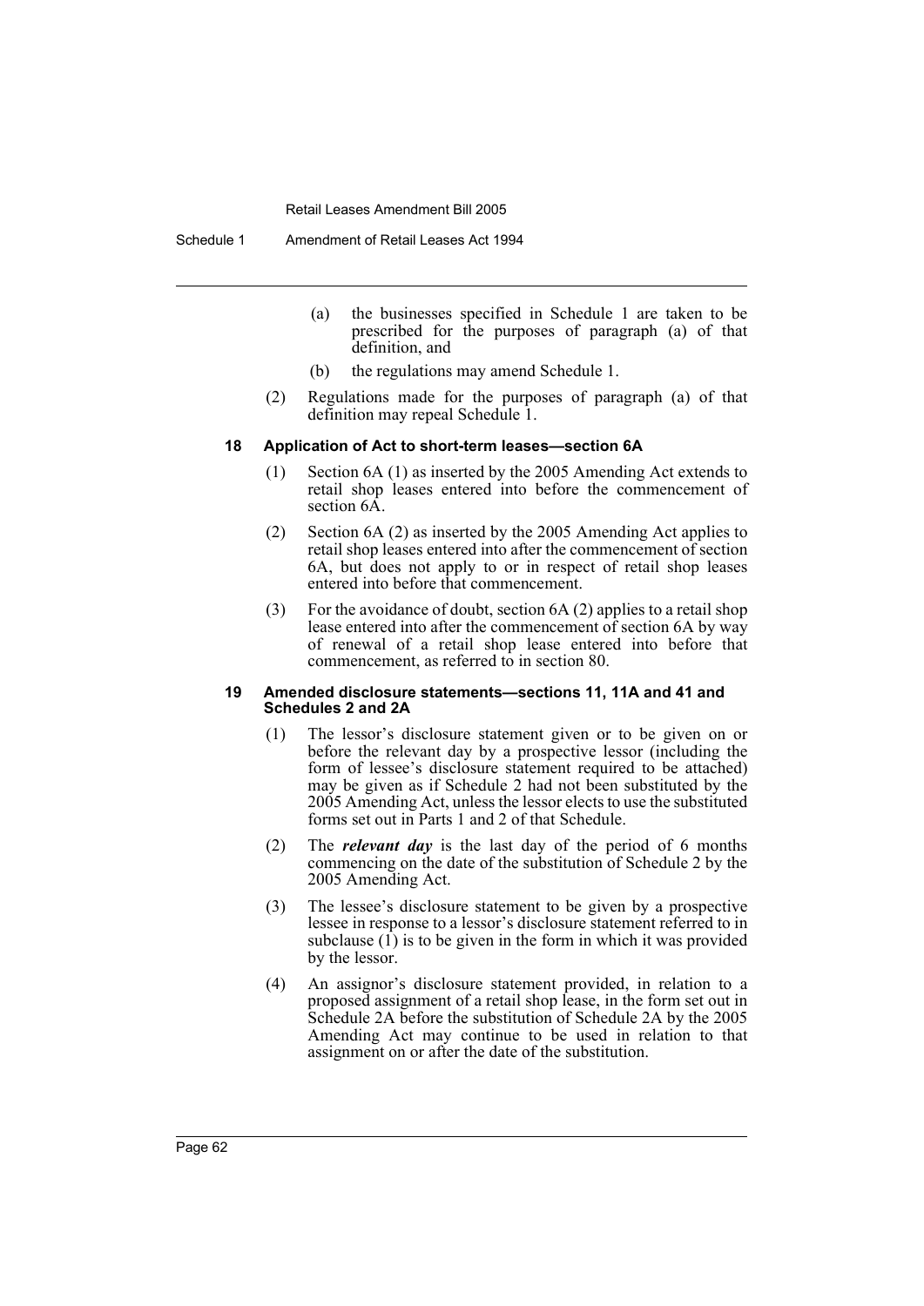(a) the businesses specified in Schedule 1 are taken to be prescribed for the purposes of paragraph (a) of that definition, and

(b) the regulations may amend Schedule 1.

(2) Regulations made for the purposes of paragraph (a) of that definition may repeal Schedule 1.

#### 18 Application of Act to short-term leases—section 6A

(1) Section 6A (1) as inserted by the 2005 Amending Act extends to retail shop leases entered into before the commencement of section 6A.

(2) Section 6A (2) as inserted by the 2005 Amending Act applies to retail shop leases entered into after the commencement of section 6A, but does not apply to or in respect of retail shop leases entered into before that commencement.

(3) For the avoidance of doubt, section 6A (2) applies to a retail shop lease entered into after the commencement of section 6A by way of renewal of a retail shop lease entered into before that commencement, as referred to in section 80.

#### 19 Amended disclosure statements—sections 11, 11A and 41 and Schedules 2 and 2A

(1) The lessor's disclosure statement given or to be given on or before the relevant day by a prospective lessor (including the form of lessee's disclosure statement required to be attached) may be given as if Schedule 2 had not been substituted by the 2005 Amending Act, unless the lessor elects to use the substituted forms set out in Parts 1 and 2 of that Schedule.

(2) The ***relevant day*** is the last day of the period of 6 months commencing on the date of the substitution of Schedule 2 by the 2005 Amending Act.

(3) The lessee's disclosure statement to be given by a prospective lessee in response to a lessor's disclosure statement referred to in subclause (1) is to be given in the form in which it was provided by the lessor.

(4) An assignor's disclosure statement provided, in relation to a proposed assignment of a retail shop lease, in the form set out in Schedule 2A before the substitution of Schedule 2A by the 2005 Amending Act may continue to be used in relation to that assignment on or after the date of the substitution.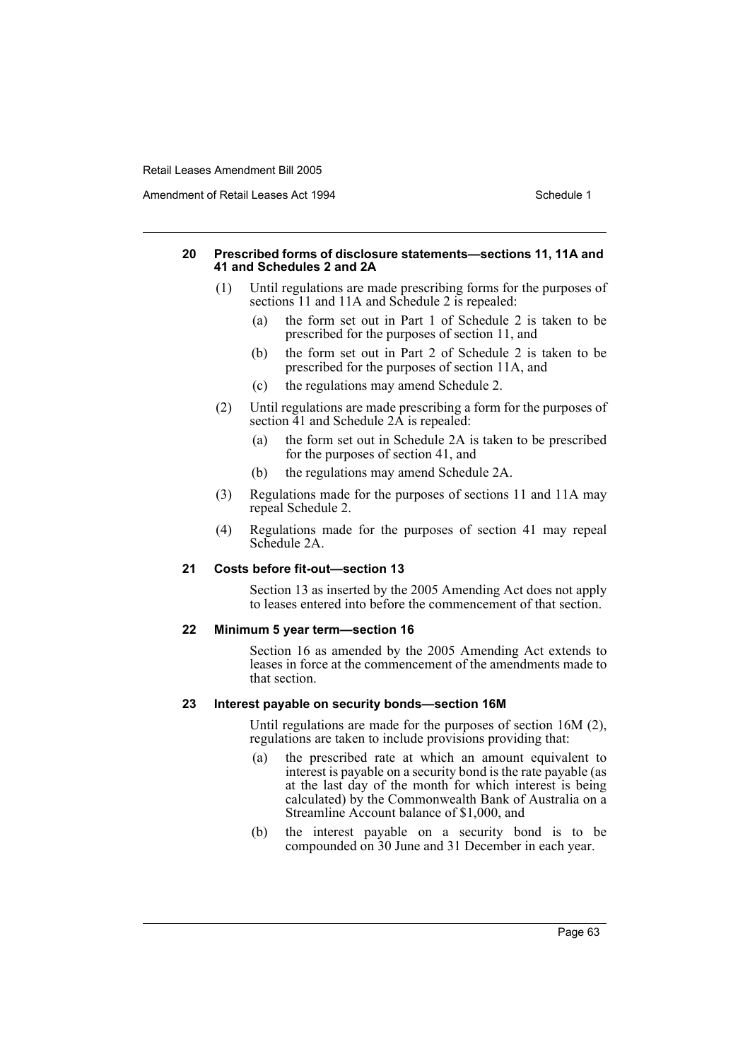**20 Prescribed forms of disclosure statements—sections 11, 11A and 41 and Schedules 2 and 2A**

(1) Until regulations are made prescribing forms for the purposes of sections 11 and 11A and Schedule 2 is repealed:

- (a) the form set out in Part 1 of Schedule 2 is taken to be prescribed for the purposes of section 11, and
- (b) the form set out in Part 2 of Schedule 2 is taken to be prescribed for the purposes of section 11A, and
- (c) the regulations may amend Schedule 2.

(2) Until regulations are made prescribing a form for the purposes of section 41 and Schedule 2A is repealed:

- (a) the form set out in Schedule 2A is taken to be prescribed for the purposes of section 41, and
- (b) the regulations may amend Schedule 2A.

(3) Regulations made for the purposes of sections 11 and 11A may repeal Schedule 2.

(4) Regulations made for the purposes of section 41 may repeal Schedule 2A.

**21 Costs before fit-out—section 13**

Section 13 as inserted by the 2005 Amending Act does not apply to leases entered into before the commencement of that section.

**22 Minimum 5 year term—section 16**

Section 16 as amended by the 2005 Amending Act extends to leases in force at the commencement of the amendments made to that section.

**23 Interest payable on security bonds—section 16M**

Until regulations are made for the purposes of section 16M (2), regulations are taken to include provisions providing that:

- (a) the prescribed rate at which an amount equivalent to interest is payable on a security bond is the rate payable (as at the last day of the month for which interest is being calculated) by the Commonwealth Bank of Australia on a Streamline Account balance of $1,000, and
- (b) the interest payable on a security bond is to be compounded on 30 June and 31 December in each year.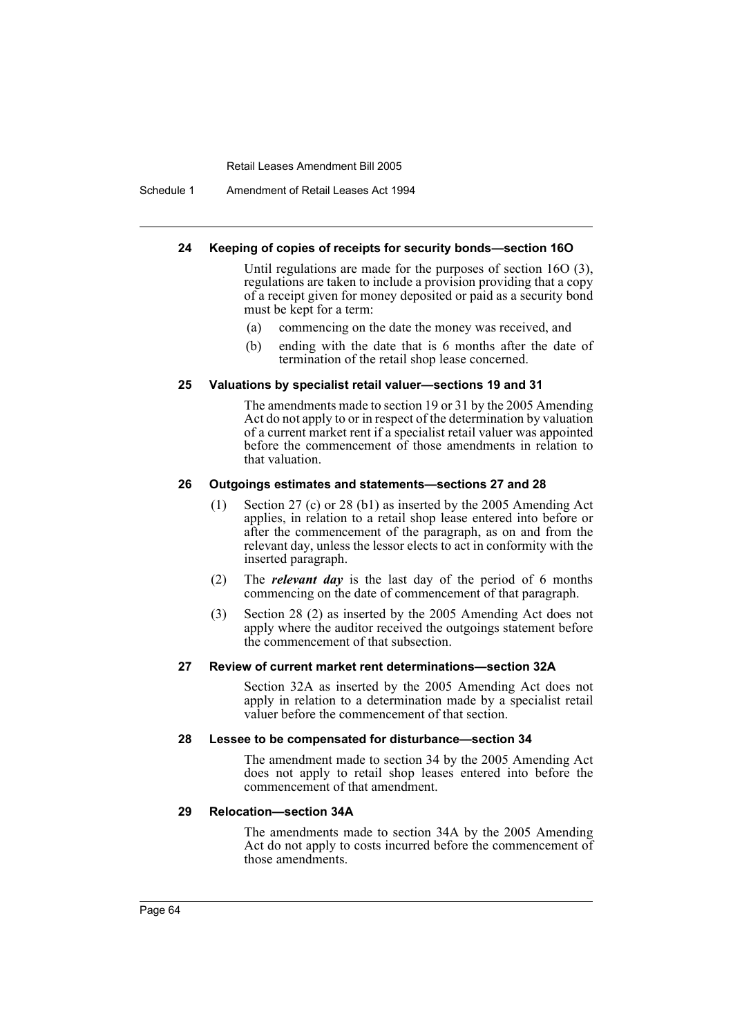#### 24 Keeping of copies of receipts for security bonds—section 16O

Until regulations are made for the purposes of section 16O (3), regulations are taken to include a provision providing that a copy of a receipt given for money deposited or paid as a security bond must be kept for a term:

(a) commencing on the date the money was received, and

(b) ending with the date that is 6 months after the date of termination of the retail shop lease concerned.

#### 25 Valuations by specialist retail valuer—sections 19 and 31

The amendments made to section 19 or 31 by the 2005 Amending Act do not apply to or in respect of the determination by valuation of a current market rent if a specialist retail valuer was appointed before the commencement of those amendments in relation to that valuation.

#### 26 Outgoings estimates and statements—sections 27 and 28

(1) Section 27 (c) or 28 (b1) as inserted by the 2005 Amending Act applies, in relation to a retail shop lease entered into before or after the commencement of the paragraph, as on and from the relevant day, unless the lessor elects to act in conformity with the inserted paragraph.

(2) The ***relevant day*** is the last day of the period of 6 months commencing on the date of commencement of that paragraph.

(3) Section 28 (2) as inserted by the 2005 Amending Act does not apply where the auditor received the outgoings statement before the commencement of that subsection.

#### 27 Review of current market rent determinations—section 32A

Section 32A as inserted by the 2005 Amending Act does not apply in relation to a determination made by a specialist retail valuer before the commencement of that section.

#### 28 Lessee to be compensated for disturbance—section 34

The amendment made to section 34 by the 2005 Amending Act does not apply to retail shop leases entered into before the commencement of that amendment.

#### 29 Relocation—section 34A

The amendments made to section 34A by the 2005 Amending Act do not apply to costs incurred before the commencement of those amendments.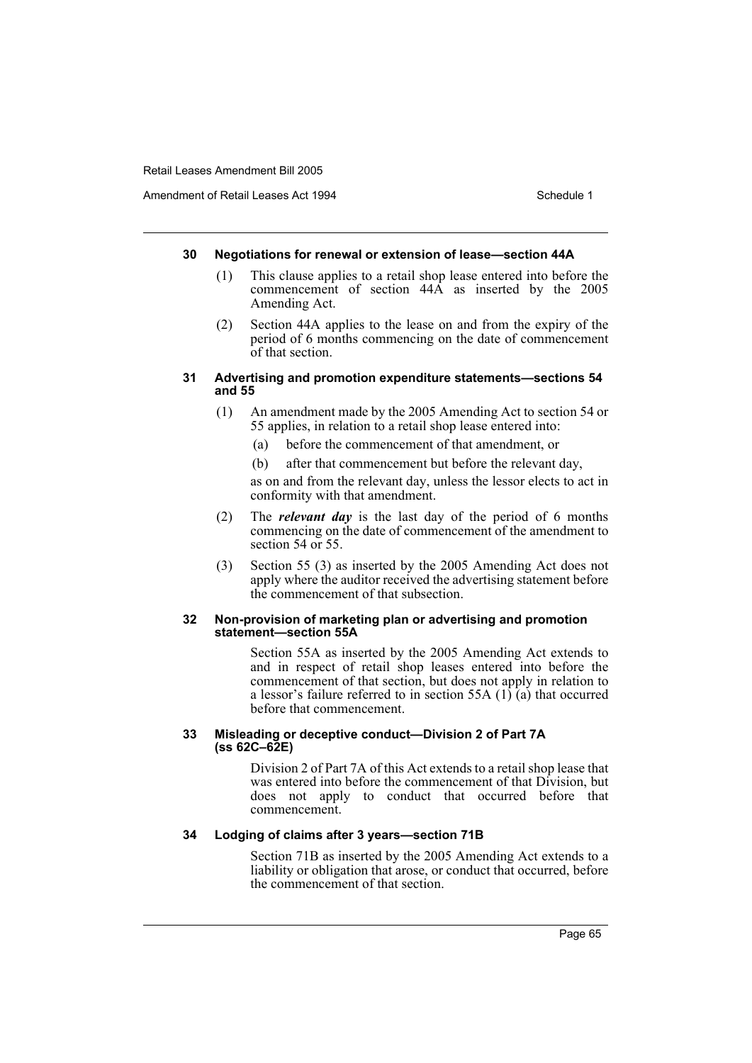#### 30 Negotiations for renewal or extension of lease—section 44A

(1) This clause applies to a retail shop lease entered into before the commencement of section 44A as inserted by the 2005 Amending Act.

(2) Section 44A applies to the lease on and from the expiry of the period of 6 months commencing on the date of commencement of that section.

#### 31 Advertising and promotion expenditure statements—sections 54 and 55

(1) An amendment made by the 2005 Amending Act to section 54 or 55 applies, in relation to a retail shop lease entered into:

(a) before the commencement of that amendment, or

(b) after that commencement but before the relevant day,

as on and from the relevant day, unless the lessor elects to act in conformity with that amendment.

(2) The ***relevant day*** is the last day of the period of 6 months commencing on the date of commencement of the amendment to section 54 or 55.

(3) Section 55 (3) as inserted by the 2005 Amending Act does not apply where the auditor received the advertising statement before the commencement of that subsection.

#### 32 Non-provision of marketing plan or advertising and promotion statement—section 55A

Section 55A as inserted by the 2005 Amending Act extends to and in respect of retail shop leases entered into before the commencement of that section, but does not apply in relation to a lessor's failure referred to in section 55A (1) (a) that occurred before that commencement.

#### 33 Misleading or deceptive conduct—Division 2 of Part 7A (ss 62C–62E)

Division 2 of Part 7A of this Act extends to a retail shop lease that was entered into before the commencement of that Division, but does not apply to conduct that occurred before that commencement.

#### 34 Lodging of claims after 3 years—section 71B

Section 71B as inserted by the 2005 Amending Act extends to a liability or obligation that arose, or conduct that occurred, before the commencement of that section.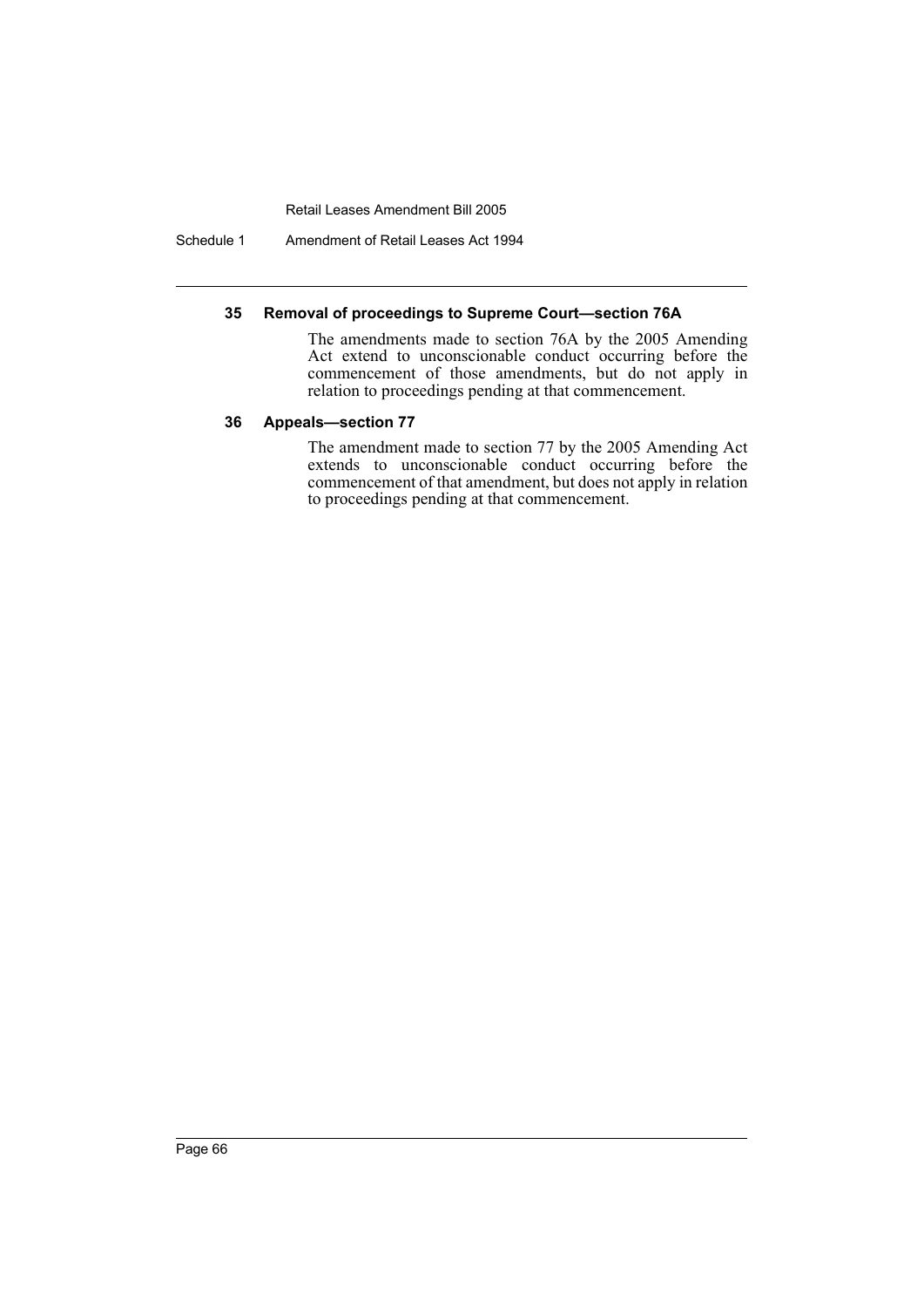#### 35 Removal of proceedings to Supreme Court—section 76A

The amendments made to section 76A by the 2005 Amending Act extend to unconscionable conduct occurring before the commencement of those amendments, but do not apply in relation to proceedings pending at that commencement.

#### 36 Appeals—section 77

The amendment made to section 77 by the 2005 Amending Act extends to unconscionable conduct occurring before the commencement of that amendment, but does not apply in relation to proceedings pending at that commencement.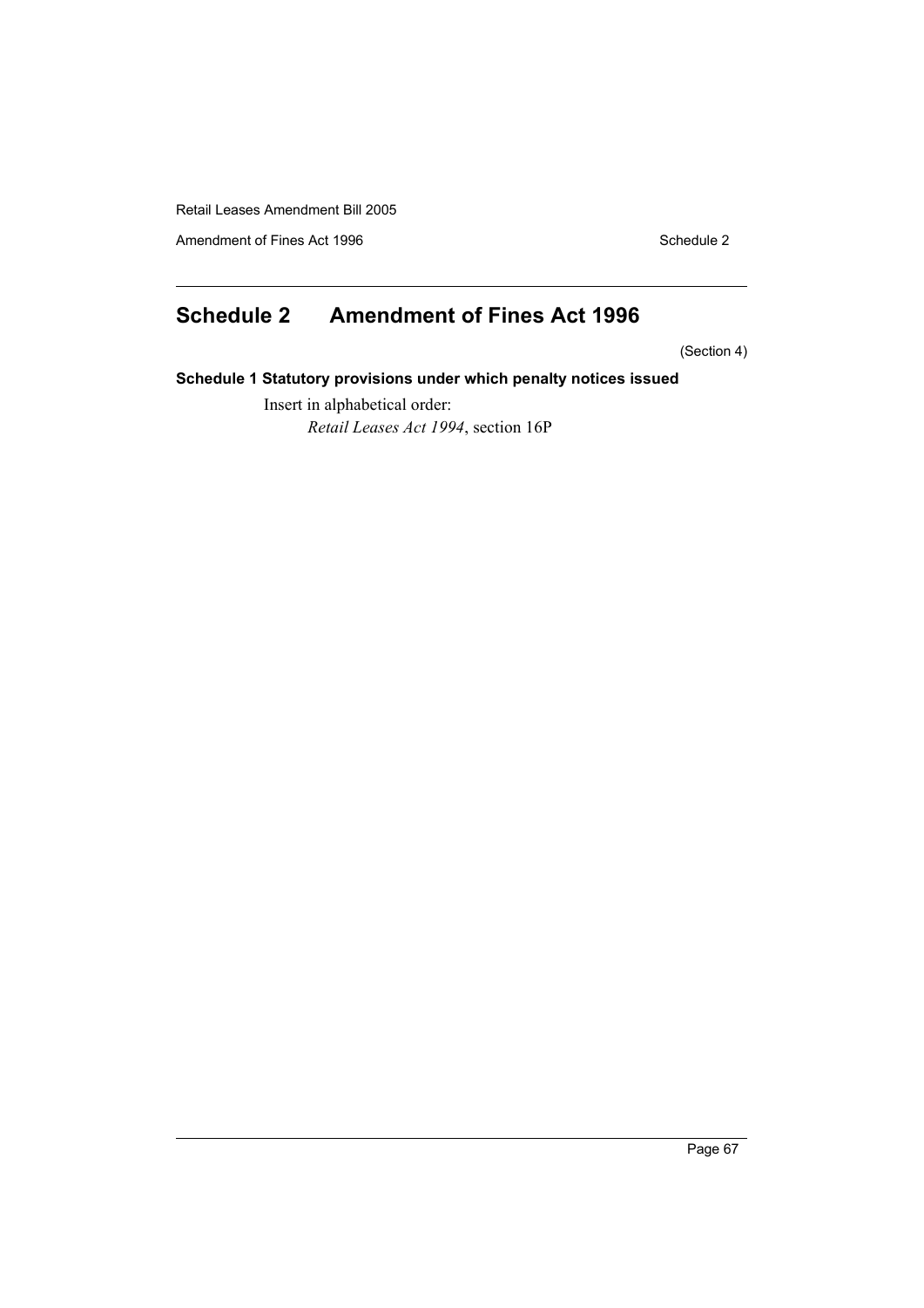# Schedule 2 Amendment of Fines Act 1996

(Section 4)

### Schedule 1 Statutory provisions under which penalty notices issued

Insert in alphabetical order:

*Retail Leases Act 1994*, section 16P